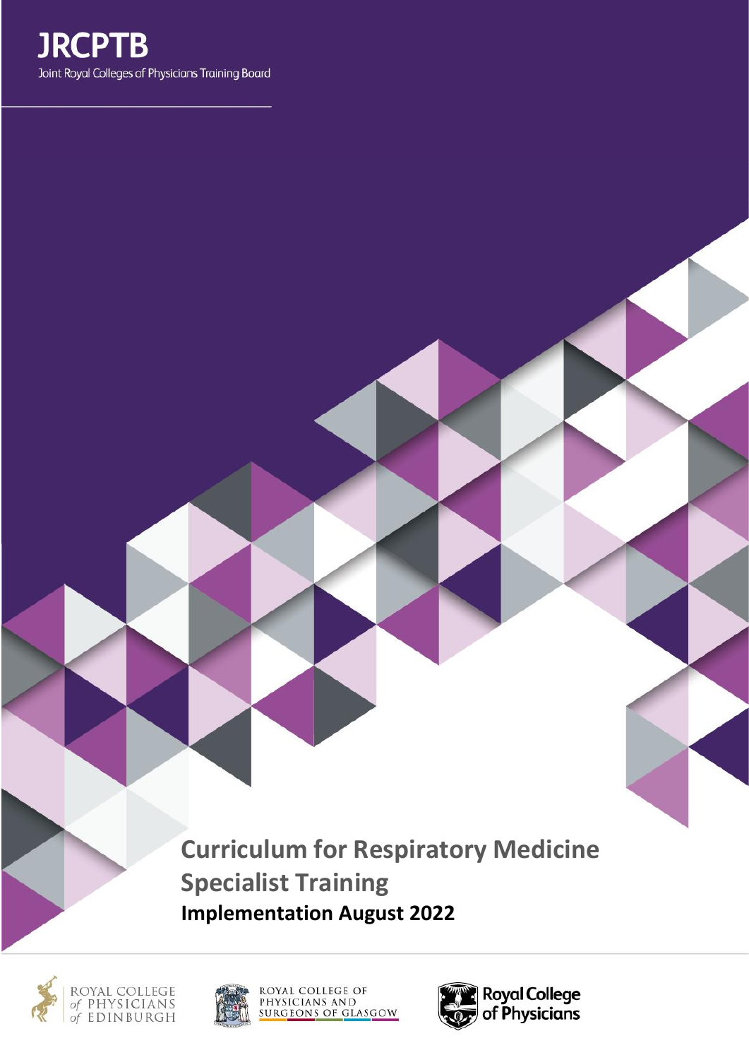JRCPTB

Joint Royal Colleges of Physicians Training Board

# Curriculum for Respiratory Medicine Specialist Training

**Implementation August 2022**

ROYAL COLLEGE of PHYSICIANS of EDINBURGH

ROYAL COLLEGE OF PHYSICIANS AND SURGEONS OF GLASGOW

Royal College of Physicians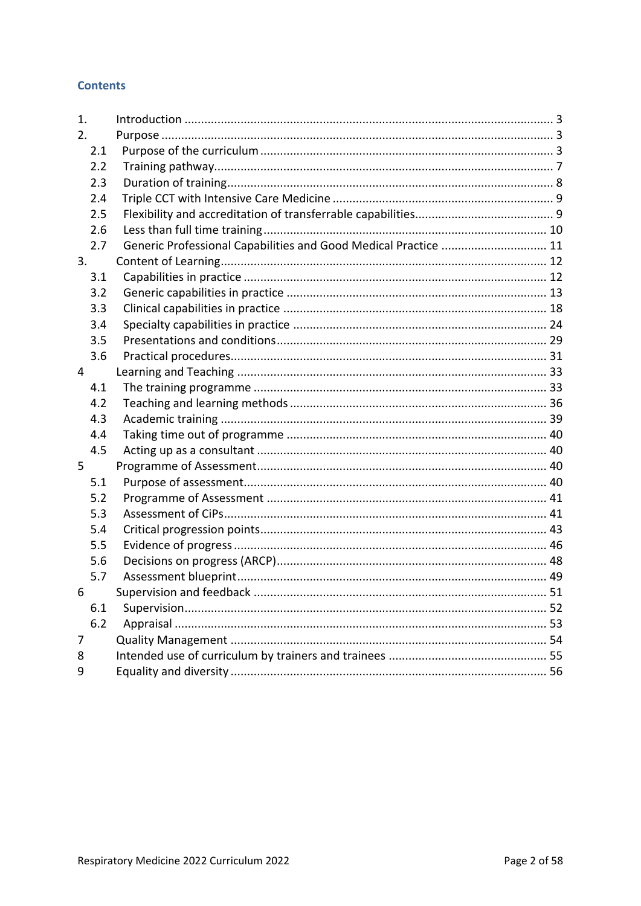## Contents

1. Introduction ..... 3
2. Purpose ..... 3
   - 2.1 Purpose of the curriculum ..... 3
   - 2.2 Training pathway ..... 7
   - 2.3 Duration of training ..... 8
   - 2.4 Triple CCT with Intensive Care Medicine ..... 9
   - 2.5 Flexibility and accreditation of transferrable capabilities ..... 9
   - 2.6 Less than full time training ..... 10
   - 2.7 Generic Professional Capabilities and Good Medical Practice ..... 11
3. Content of Learning ..... 12
   - 3.1 Capabilities in practice ..... 12
   - 3.2 Generic capabilities in practice ..... 13
   - 3.3 Clinical capabilities in practice ..... 18
   - 3.4 Specialty capabilities in practice ..... 24
   - 3.5 Presentations and conditions ..... 29
   - 3.6 Practical procedures ..... 31
4. Learning and Teaching ..... 33
   - 4.1 The training programme ..... 33
   - 4.2 Teaching and learning methods ..... 36
   - 4.3 Academic training ..... 39
   - 4.4 Taking time out of programme ..... 40
   - 4.5 Acting up as a consultant ..... 40
5. Programme of Assessment ..... 40
   - 5.1 Purpose of assessment ..... 40
   - 5.2 Programme of Assessment ..... 41
   - 5.3 Assessment of CiPs ..... 41
   - 5.4 Critical progression points ..... 43
   - 5.5 Evidence of progress ..... 46
   - 5.6 Decisions on progress (ARCP) ..... 48
   - 5.7 Assessment blueprint ..... 49
6. Supervision and feedback ..... 51
   - 6.1 Supervision ..... 52
   - 6.2 Appraisal ..... 53
7. Quality Management ..... 54
8. Intended use of curriculum by trainers and trainees ..... 55
9. Equality and diversity ..... 56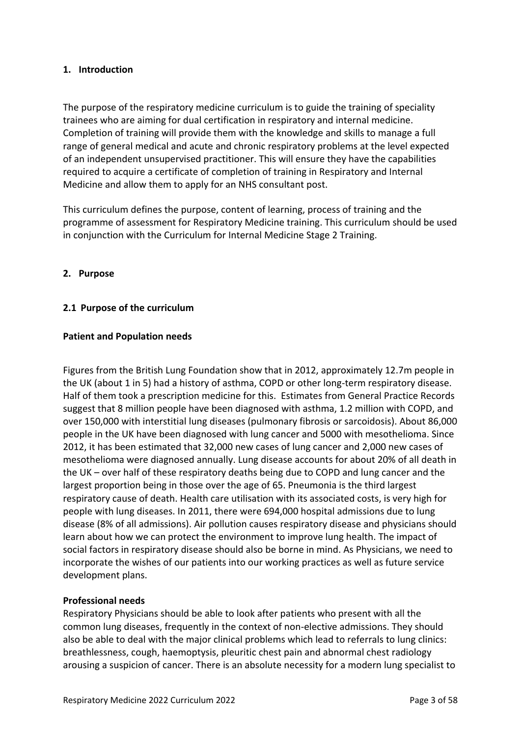## 1. Introduction

The purpose of the respiratory medicine curriculum is to guide the training of speciality trainees who are aiming for dual certification in respiratory and internal medicine. Completion of training will provide them with the knowledge and skills to manage a full range of general medical and acute and chronic respiratory problems at the level expected of an independent unsupervised practitioner. This will ensure they have the capabilities required to acquire a certificate of completion of training in Respiratory and Internal Medicine and allow them to apply for an NHS consultant post.

This curriculum defines the purpose, content of learning, process of training and the programme of assessment for Respiratory Medicine training. This curriculum should be used in conjunction with the Curriculum for Internal Medicine Stage 2 Training.

## 2. Purpose

### 2.1 Purpose of the curriculum

**Patient and Population needs**

Figures from the British Lung Foundation show that in 2012, approximately 12.7m people in the UK (about 1 in 5) had a history of asthma, COPD or other long-term respiratory disease. Half of them took a prescription medicine for this. Estimates from General Practice Records suggest that 8 million people have been diagnosed with asthma, 1.2 million with COPD, and over 150,000 with interstitial lung diseases (pulmonary fibrosis or sarcoidosis). About 86,000 people in the UK have been diagnosed with lung cancer and 5000 with mesothelioma. Since 2012, it has been estimated that 32,000 new cases of lung cancer and 2,000 new cases of mesothelioma were diagnosed annually. Lung disease accounts for about 20% of all death in the UK – over half of these respiratory deaths being due to COPD and lung cancer and the largest proportion being in those over the age of 65. Pneumonia is the third largest respiratory cause of death. Health care utilisation with its associated costs, is very high for people with lung diseases. In 2011, there were 694,000 hospital admissions due to lung disease (8% of all admissions). Air pollution causes respiratory disease and physicians should learn about how we can protect the environment to improve lung health. The impact of social factors in respiratory disease should also be borne in mind. As Physicians, we need to incorporate the wishes of our patients into our working practices as well as future service development plans.

**Professional needs**

Respiratory Physicians should be able to look after patients who present with all the common lung diseases, frequently in the context of non-elective admissions. They should also be able to deal with the major clinical problems which lead to referrals to lung clinics: breathlessness, cough, haemoptysis, pleuritic chest pain and abnormal chest radiology arousing a suspicion of cancer. There is an absolute necessity for a modern lung specialist to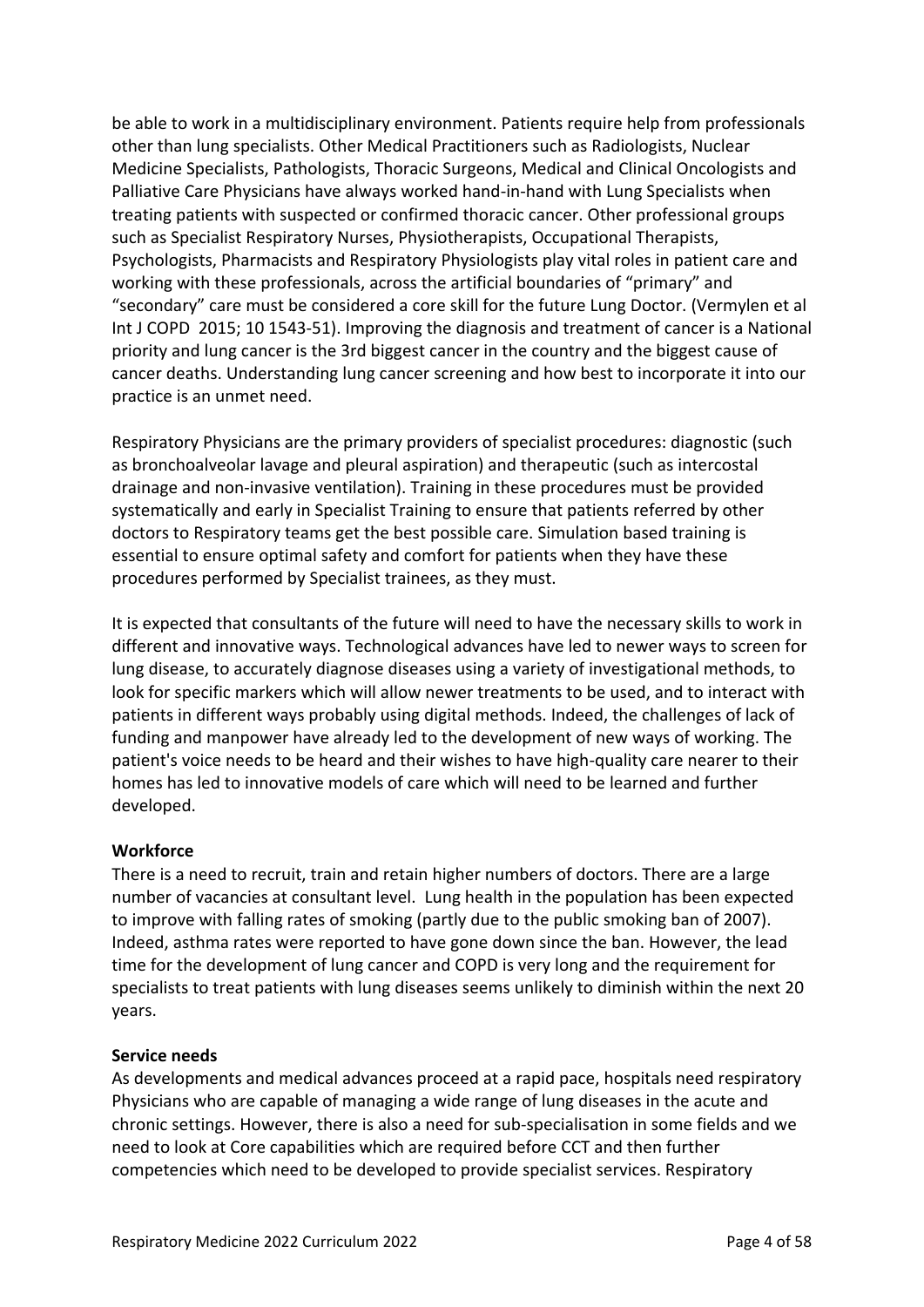be able to work in a multidisciplinary environment. Patients require help from professionals other than lung specialists. Other Medical Practitioners such as Radiologists, Nuclear Medicine Specialists, Pathologists, Thoracic Surgeons, Medical and Clinical Oncologists and Palliative Care Physicians have always worked hand-in-hand with Lung Specialists when treating patients with suspected or confirmed thoracic cancer. Other professional groups such as Specialist Respiratory Nurses, Physiotherapists, Occupational Therapists, Psychologists, Pharmacists and Respiratory Physiologists play vital roles in patient care and working with these professionals, across the artificial boundaries of "primary" and "secondary" care must be considered a core skill for the future Lung Doctor. (Vermylen et al Int J COPD 2015; 10 1543-51). Improving the diagnosis and treatment of cancer is a National priority and lung cancer is the 3rd biggest cancer in the country and the biggest cause of cancer deaths. Understanding lung cancer screening and how best to incorporate it into our practice is an unmet need.

Respiratory Physicians are the primary providers of specialist procedures: diagnostic (such as bronchoalveolar lavage and pleural aspiration) and therapeutic (such as intercostal drainage and non-invasive ventilation). Training in these procedures must be provided systematically and early in Specialist Training to ensure that patients referred by other doctors to Respiratory teams get the best possible care. Simulation based training is essential to ensure optimal safety and comfort for patients when they have these procedures performed by Specialist trainees, as they must.

It is expected that consultants of the future will need to have the necessary skills to work in different and innovative ways. Technological advances have led to newer ways to screen for lung disease, to accurately diagnose diseases using a variety of investigational methods, to look for specific markers which will allow newer treatments to be used, and to interact with patients in different ways probably using digital methods. Indeed, the challenges of lack of funding and manpower have already led to the development of new ways of working. The patient's voice needs to be heard and their wishes to have high-quality care nearer to their homes has led to innovative models of care which will need to be learned and further developed.

**Workforce**

There is a need to recruit, train and retain higher numbers of doctors. There are a large number of vacancies at consultant level. Lung health in the population has been expected to improve with falling rates of smoking (partly due to the public smoking ban of 2007). Indeed, asthma rates were reported to have gone down since the ban. However, the lead time for the development of lung cancer and COPD is very long and the requirement for specialists to treat patients with lung diseases seems unlikely to diminish within the next 20 years.

**Service needs**

As developments and medical advances proceed at a rapid pace, hospitals need respiratory Physicians who are capable of managing a wide range of lung diseases in the acute and chronic settings. However, there is also a need for sub-specialisation in some fields and we need to look at Core capabilities which are required before CCT and then further competencies which need to be developed to provide specialist services. Respiratory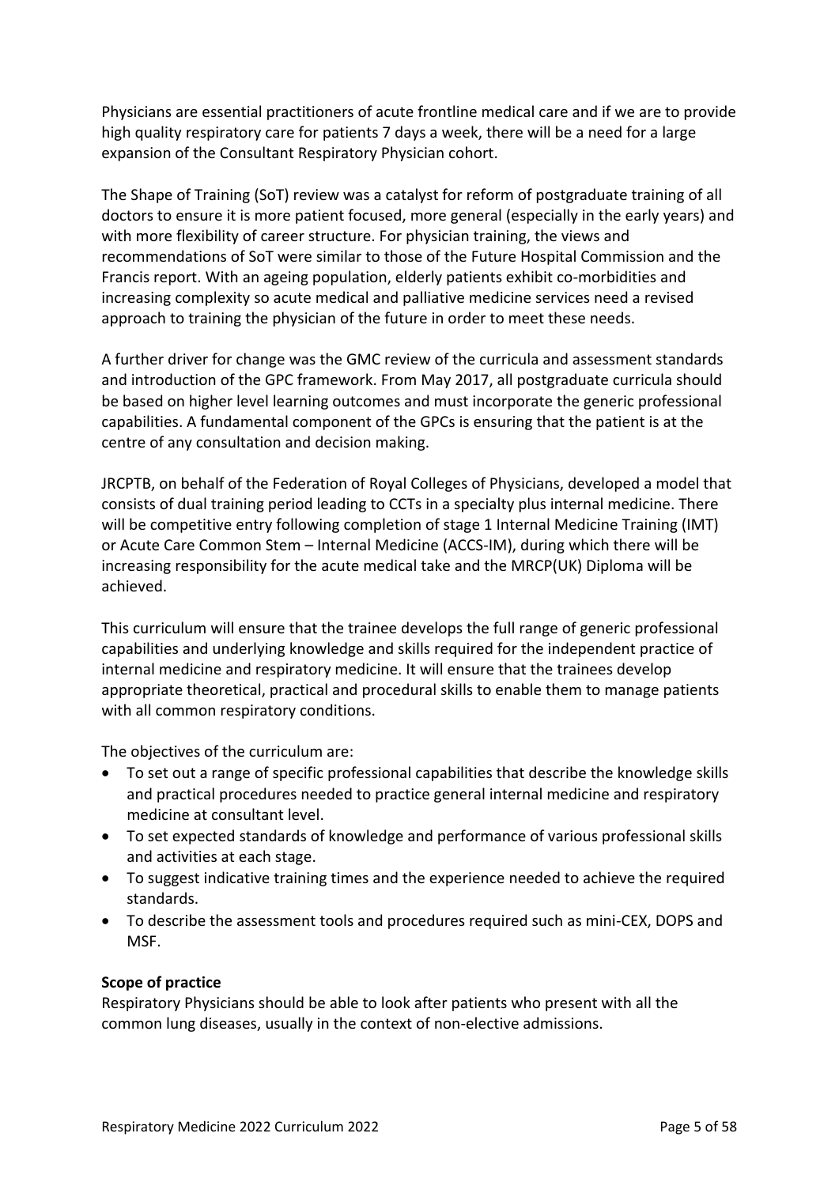Physicians are essential practitioners of acute frontline medical care and if we are to provide high quality respiratory care for patients 7 days a week, there will be a need for a large expansion of the Consultant Respiratory Physician cohort.

The Shape of Training (SoT) review was a catalyst for reform of postgraduate training of all doctors to ensure it is more patient focused, more general (especially in the early years) and with more flexibility of career structure. For physician training, the views and recommendations of SoT were similar to those of the Future Hospital Commission and the Francis report. With an ageing population, elderly patients exhibit co-morbidities and increasing complexity so acute medical and palliative medicine services need a revised approach to training the physician of the future in order to meet these needs.

A further driver for change was the GMC review of the curricula and assessment standards and introduction of the GPC framework. From May 2017, all postgraduate curricula should be based on higher level learning outcomes and must incorporate the generic professional capabilities. A fundamental component of the GPCs is ensuring that the patient is at the centre of any consultation and decision making.

JRCPTB, on behalf of the Federation of Royal Colleges of Physicians, developed a model that consists of dual training period leading to CCTs in a specialty plus internal medicine. There will be competitive entry following completion of stage 1 Internal Medicine Training (IMT) or Acute Care Common Stem – Internal Medicine (ACCS-IM), during which there will be increasing responsibility for the acute medical take and the MRCP(UK) Diploma will be achieved.

This curriculum will ensure that the trainee develops the full range of generic professional capabilities and underlying knowledge and skills required for the independent practice of internal medicine and respiratory medicine. It will ensure that the trainees develop appropriate theoretical, practical and procedural skills to enable them to manage patients with all common respiratory conditions.

The objectives of the curriculum are:

- To set out a range of specific professional capabilities that describe the knowledge skills and practical procedures needed to practice general internal medicine and respiratory medicine at consultant level.
- To set expected standards of knowledge and performance of various professional skills and activities at each stage.
- To suggest indicative training times and the experience needed to achieve the required standards.
- To describe the assessment tools and procedures required such as mini-CEX, DOPS and MSF.

**Scope of practice**

Respiratory Physicians should be able to look after patients who present with all the common lung diseases, usually in the context of non-elective admissions.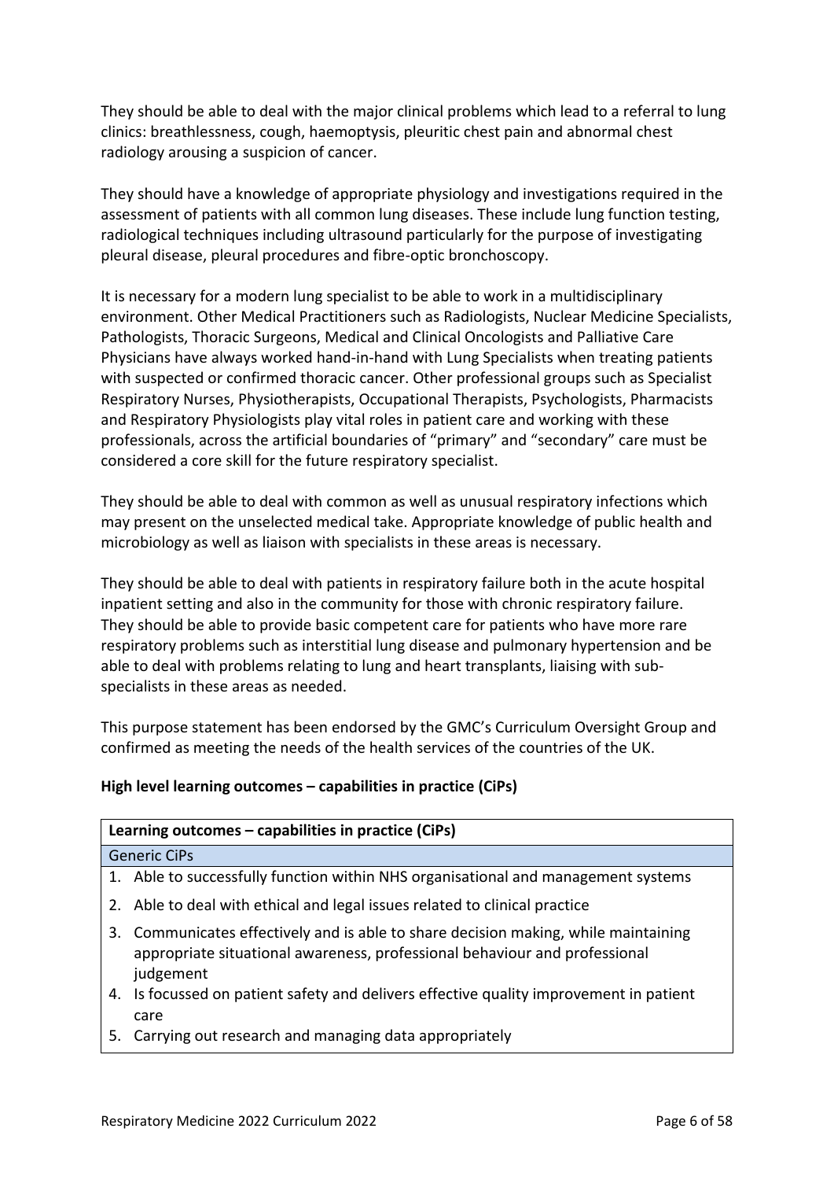They should be able to deal with the major clinical problems which lead to a referral to lung clinics: breathlessness, cough, haemoptysis, pleuritic chest pain and abnormal chest radiology arousing a suspicion of cancer.

They should have a knowledge of appropriate physiology and investigations required in the assessment of patients with all common lung diseases. These include lung function testing, radiological techniques including ultrasound particularly for the purpose of investigating pleural disease, pleural procedures and fibre-optic bronchoscopy.

It is necessary for a modern lung specialist to be able to work in a multidisciplinary environment. Other Medical Practitioners such as Radiologists, Nuclear Medicine Specialists, Pathologists, Thoracic Surgeons, Medical and Clinical Oncologists and Palliative Care Physicians have always worked hand-in-hand with Lung Specialists when treating patients with suspected or confirmed thoracic cancer. Other professional groups such as Specialist Respiratory Nurses, Physiotherapists, Occupational Therapists, Psychologists, Pharmacists and Respiratory Physiologists play vital roles in patient care and working with these professionals, across the artificial boundaries of "primary" and "secondary" care must be considered a core skill for the future respiratory specialist.

They should be able to deal with common as well as unusual respiratory infections which may present on the unselected medical take. Appropriate knowledge of public health and microbiology as well as liaison with specialists in these areas is necessary.

They should be able to deal with patients in respiratory failure both in the acute hospital inpatient setting and also in the community for those with chronic respiratory failure. They should be able to provide basic competent care for patients who have more rare respiratory problems such as interstitial lung disease and pulmonary hypertension and be able to deal with problems relating to lung and heart transplants, liaising with sub-specialists in these areas as needed.

This purpose statement has been endorsed by the GMC's Curriculum Oversight Group and confirmed as meeting the needs of the health services of the countries of the UK.

**High level learning outcomes – capabilities in practice (CiPs)**

| **Learning outcomes – capabilities in practice (CiPs)** |
|---|
| Generic CiPs |
| 1. Able to successfully function within NHS organisational and management systems |
| 2. Able to deal with ethical and legal issues related to clinical practice |
| 3. Communicates effectively and is able to share decision making, while maintaining appropriate situational awareness, professional behaviour and professional judgement |
| 4. Is focussed on patient safety and delivers effective quality improvement in patient care |
| 5. Carrying out research and managing data appropriately |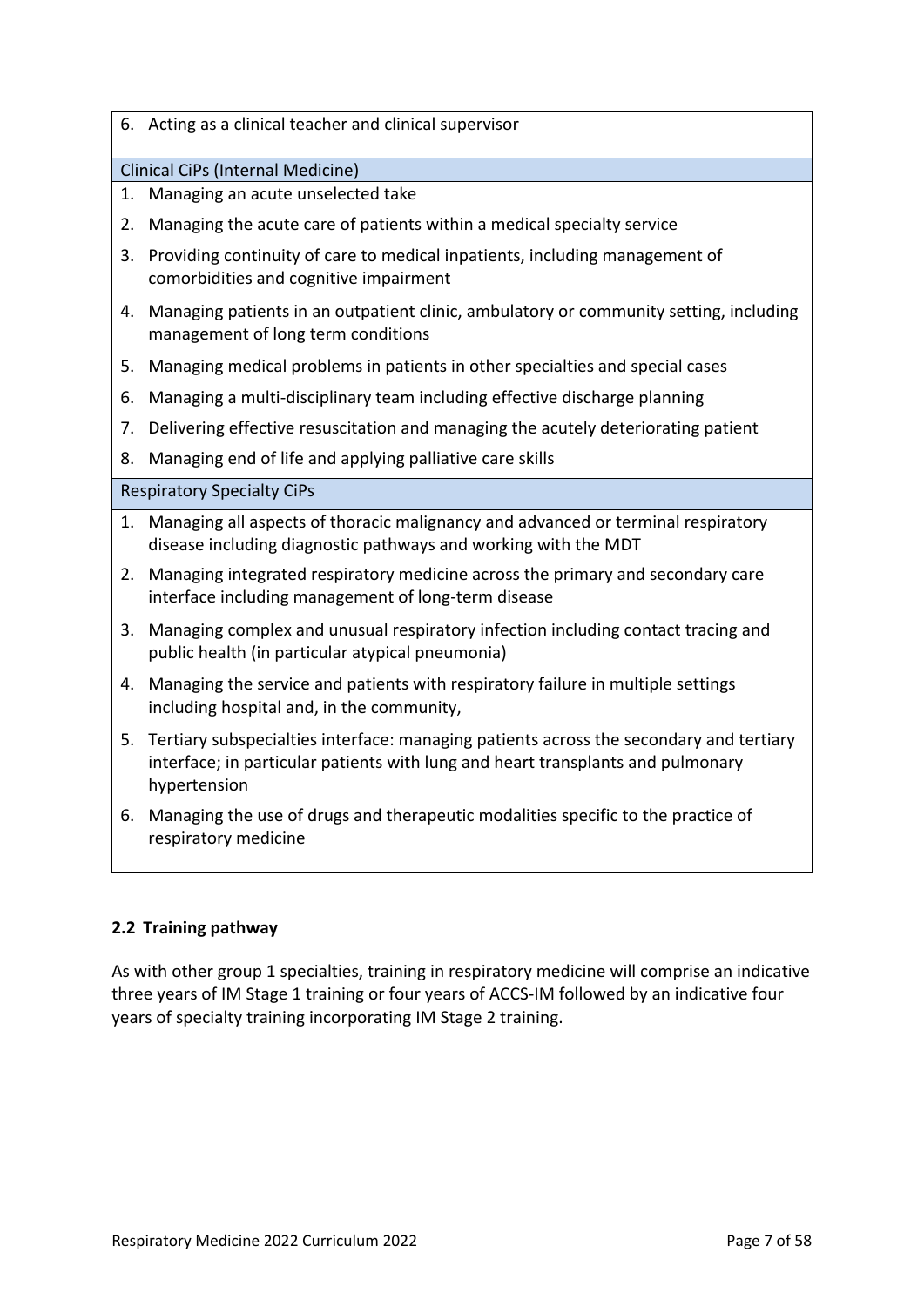| 6. Acting as a clinical teacher and clinical supervisor |
|---|
| **Clinical CiPs (Internal Medicine)** |
| 1. Managing an acute unselected take |
| 2. Managing the acute care of patients within a medical specialty service |
| 3. Providing continuity of care to medical inpatients, including management of comorbidities and cognitive impairment |
| 4. Managing patients in an outpatient clinic, ambulatory or community setting, including management of long term conditions |
| 5. Managing medical problems in patients in other specialties and special cases |
| 6. Managing a multi-disciplinary team including effective discharge planning |
| 7. Delivering effective resuscitation and managing the acutely deteriorating patient |
| 8. Managing end of life and applying palliative care skills |
| **Respiratory Specialty CiPs** |
| 1. Managing all aspects of thoracic malignancy and advanced or terminal respiratory disease including diagnostic pathways and working with the MDT |
| 2. Managing integrated respiratory medicine across the primary and secondary care interface including management of long-term disease |
| 3. Managing complex and unusual respiratory infection including contact tracing and public health (in particular atypical pneumonia) |
| 4. Managing the service and patients with respiratory failure in multiple settings including hospital and, in the community, |
| 5. Tertiary subspecialties interface: managing patients across the secondary and tertiary interface; in particular patients with lung and heart transplants and pulmonary hypertension |
| 6. Managing the use of drugs and therapeutic modalities specific to the practice of respiratory medicine |

### 2.2 Training pathway

As with other group 1 specialties, training in respiratory medicine will comprise an indicative three years of IM Stage 1 training or four years of ACCS-IM followed by an indicative four years of specialty training incorporating IM Stage 2 training.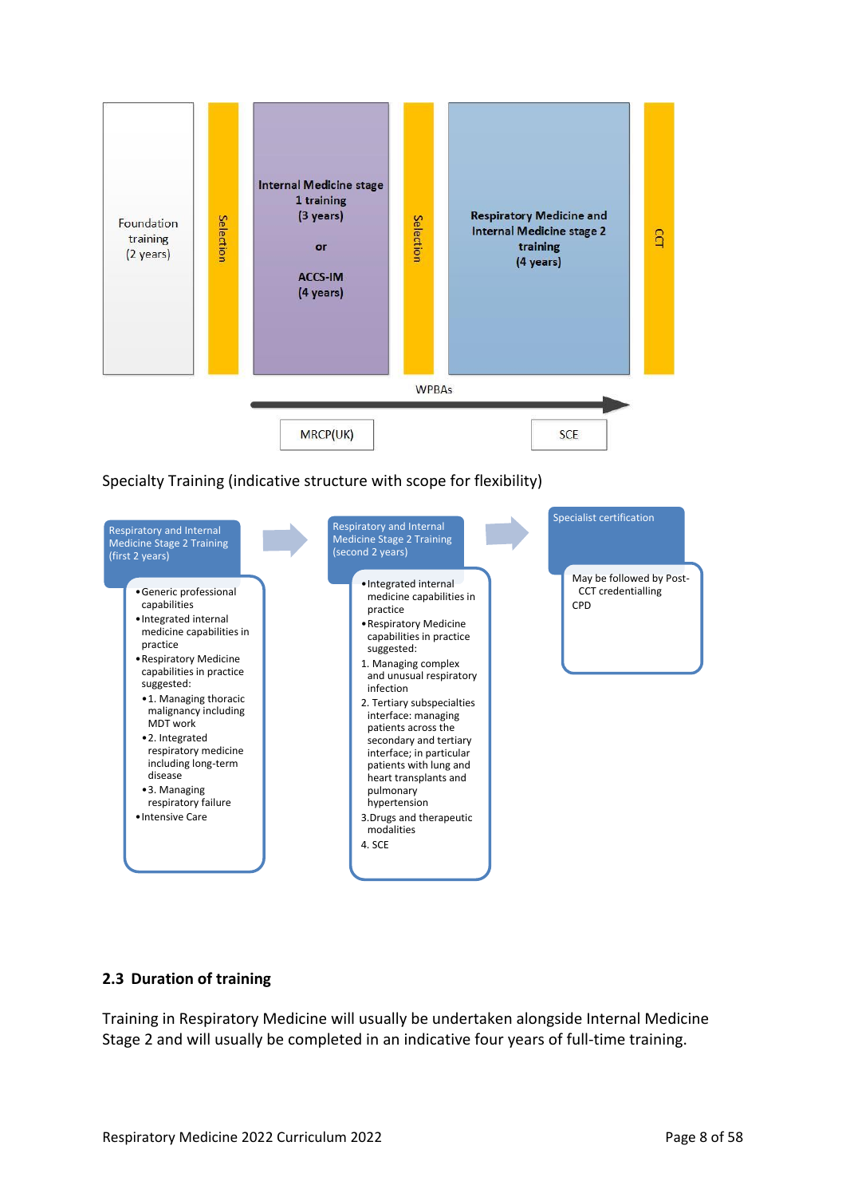Foundation training (2 years)

Selection

**Internal Medicine stage 1 training (3 years)**

**or**

**ACCS-IM (4 years)**

Selection

**Respiratory Medicine and Internal Medicine stage 2 training (4 years)**

CCT

WPBAs

MRCP(UK)

SCE

Specialty Training (indicative structure with scope for flexibility)

**Respiratory and Internal Medicine Stage 2 Training (first 2 years)**

- Generic professional capabilities
- Integrated internal medicine capabilities in practice
- Respiratory Medicine capabilities in practice suggested:
  - 1. Managing thoracic malignancy including MDT work
  - 2. Integrated respiratory medicine including long-term disease
  - 3. Managing respiratory failure
- Intensive Care

**Respiratory and Internal Medicine Stage 2 Training (second 2 years)**

- Integrated internal medicine capabilities in practice
- Respiratory Medicine capabilities in practice suggested:

1. Managing complex and unusual respiratory infection
2. Tertiary subspecialties interface: managing patients across the secondary and tertiary interface; in particular patients with lung and heart transplants and pulmonary hypertension
3. Drugs and therapeutic modalities
4. SCE

**Specialist certification**

May be followed by Post-CCT credentialling CPD

## 2.3 Duration of training

Training in Respiratory Medicine will usually be undertaken alongside Internal Medicine Stage 2 and will usually be completed in an indicative four years of full-time training.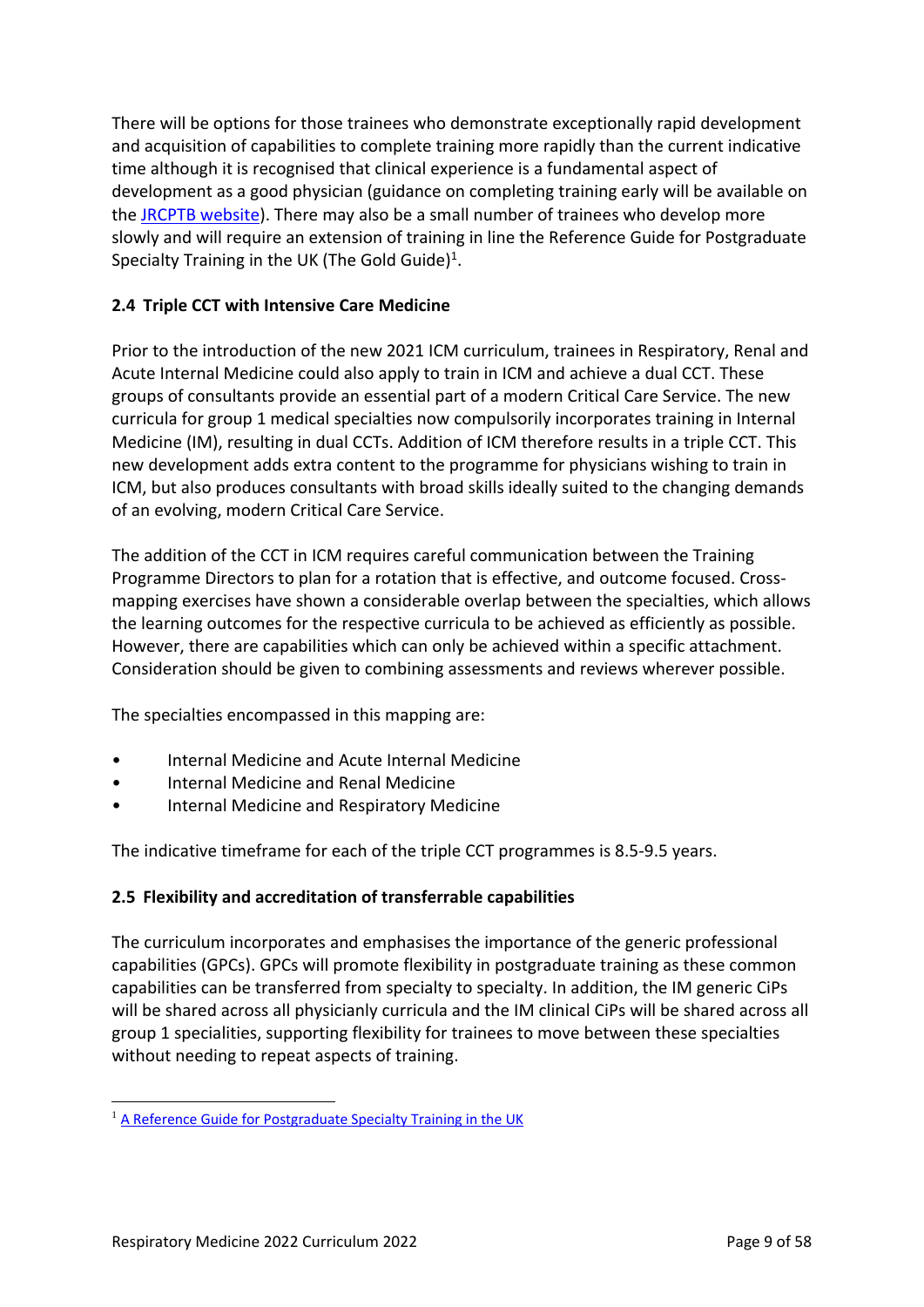There will be options for those trainees who demonstrate exceptionally rapid development and acquisition of capabilities to complete training more rapidly than the current indicative time although it is recognised that clinical experience is a fundamental aspect of development as a good physician (guidance on completing training early will be available on the JRCPTB website). There may also be a small number of trainees who develop more slowly and will require an extension of training in line the Reference Guide for Postgraduate Specialty Training in the UK (The Gold Guide)[1].

### 2.4 Triple CCT with Intensive Care Medicine

Prior to the introduction of the new 2021 ICM curriculum, trainees in Respiratory, Renal and Acute Internal Medicine could also apply to train in ICM and achieve a dual CCT. These groups of consultants provide an essential part of a modern Critical Care Service. The new curricula for group 1 medical specialties now compulsorily incorporates training in Internal Medicine (IM), resulting in dual CCTs. Addition of ICM therefore results in a triple CCT. This new development adds extra content to the programme for physicians wishing to train in ICM, but also produces consultants with broad skills ideally suited to the changing demands of an evolving, modern Critical Care Service.

The addition of the CCT in ICM requires careful communication between the Training Programme Directors to plan for a rotation that is effective, and outcome focused. Cross-mapping exercises have shown a considerable overlap between the specialties, which allows the learning outcomes for the respective curricula to be achieved as efficiently as possible. However, there are capabilities which can only be achieved within a specific attachment. Consideration should be given to combining assessments and reviews wherever possible.

The specialties encompassed in this mapping are:

- Internal Medicine and Acute Internal Medicine
- Internal Medicine and Renal Medicine
- Internal Medicine and Respiratory Medicine

The indicative timeframe for each of the triple CCT programmes is 8.5-9.5 years.

### 2.5 Flexibility and accreditation of transferrable capabilities

The curriculum incorporates and emphasises the importance of the generic professional capabilities (GPCs). GPCs will promote flexibility in postgraduate training as these common capabilities can be transferred from specialty to specialty. In addition, the IM generic CiPs will be shared across all physicianly curricula and the IM clinical CiPs will be shared across all group 1 specialities, supporting flexibility for trainees to move between these specialties without needing to repeat aspects of training.

---

[1] A Reference Guide for Postgraduate Specialty Training in the UK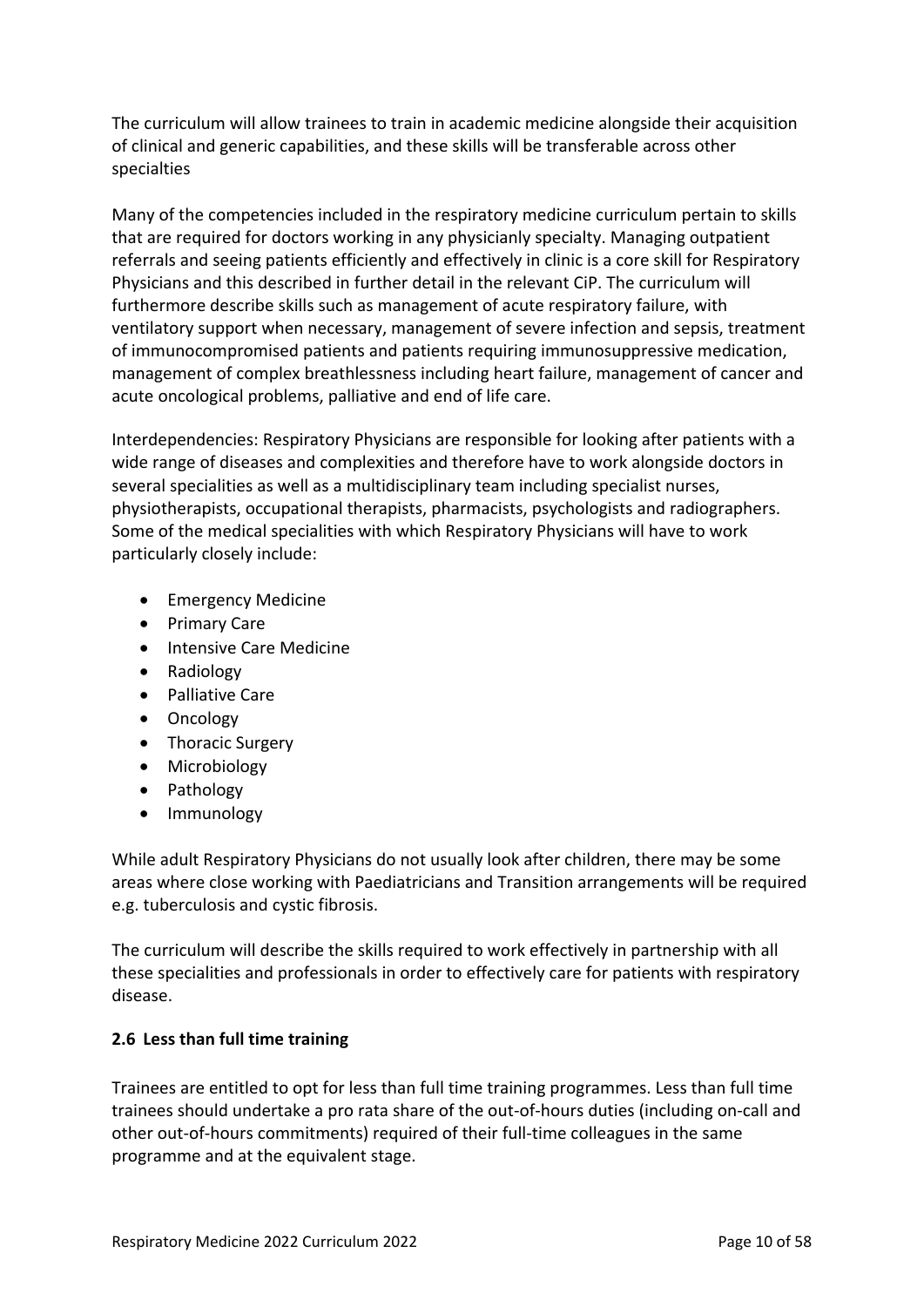The curriculum will allow trainees to train in academic medicine alongside their acquisition of clinical and generic capabilities, and these skills will be transferable across other specialties

Many of the competencies included in the respiratory medicine curriculum pertain to skills that are required for doctors working in any physicianly specialty. Managing outpatient referrals and seeing patients efficiently and effectively in clinic is a core skill for Respiratory Physicians and this described in further detail in the relevant CiP. The curriculum will furthermore describe skills such as management of acute respiratory failure, with ventilatory support when necessary, management of severe infection and sepsis, treatment of immunocompromised patients and patients requiring immunosuppressive medication, management of complex breathlessness including heart failure, management of cancer and acute oncological problems, palliative and end of life care.

Interdependencies: Respiratory Physicians are responsible for looking after patients with a wide range of diseases and complexities and therefore have to work alongside doctors in several specialities as well as a multidisciplinary team including specialist nurses, physiotherapists, occupational therapists, pharmacists, psychologists and radiographers. Some of the medical specialities with which Respiratory Physicians will have to work particularly closely include:

- Emergency Medicine
- Primary Care
- Intensive Care Medicine
- Radiology
- Palliative Care
- Oncology
- Thoracic Surgery
- Microbiology
- Pathology
- Immunology

While adult Respiratory Physicians do not usually look after children, there may be some areas where close working with Paediatricians and Transition arrangements will be required e.g. tuberculosis and cystic fibrosis.

The curriculum will describe the skills required to work effectively in partnership with all these specialities and professionals in order to effectively care for patients with respiratory disease.

### 2.6 Less than full time training

Trainees are entitled to opt for less than full time training programmes. Less than full time trainees should undertake a pro rata share of the out-of-hours duties (including on-call and other out-of-hours commitments) required of their full-time colleagues in the same programme and at the equivalent stage.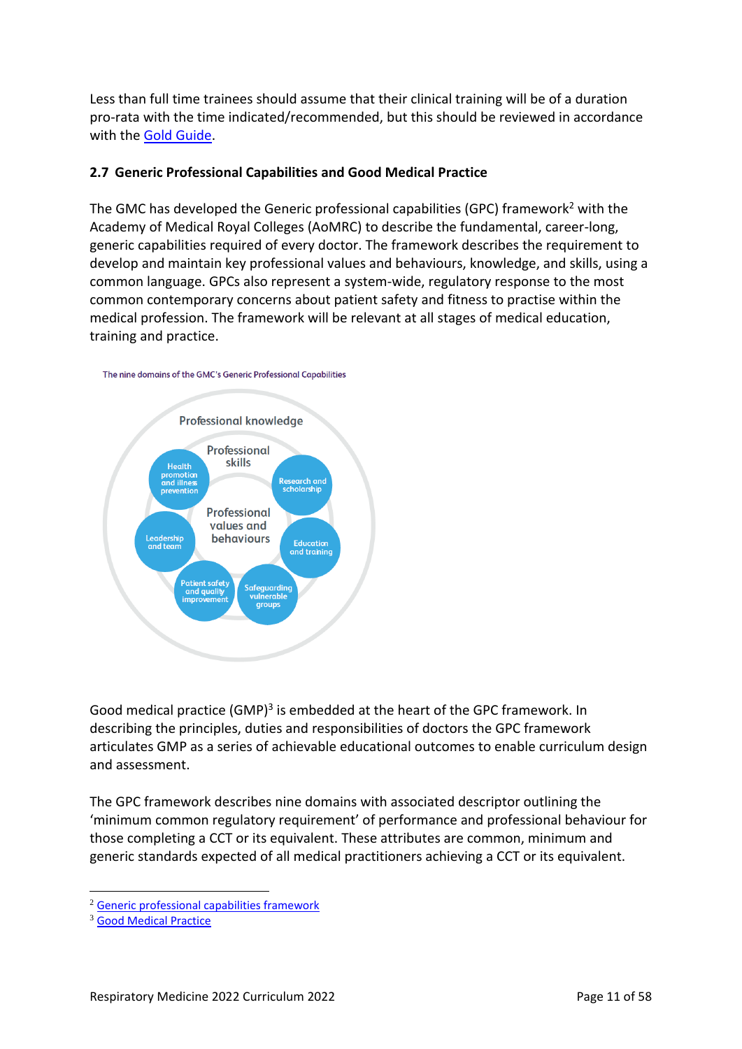Less than full time trainees should assume that their clinical training will be of a duration pro-rata with the time indicated/recommended, but this should be reviewed in accordance with the Gold Guide.

### 2.7 Generic Professional Capabilities and Good Medical Practice

The GMC has developed the Generic professional capabilities (GPC) framework[2] with the Academy of Medical Royal Colleges (AoMRC) to describe the fundamental, career-long, generic capabilities required of every doctor. The framework describes the requirement to develop and maintain key professional values and behaviours, knowledge, and skills, using a common language. GPCs also represent a system-wide, regulatory response to the most common contemporary concerns about patient safety and fitness to practise within the medical profession. The framework will be relevant at all stages of medical education, training and practice.

The nine domains of the GMC's Generic Professional Capabilities

Professional knowledge

Professional skills

Professional values and behaviours

Health promotion and illness prevention

Research and scholarship

Leadership and team

Education and training

Patient safety and quality improvement

Safeguarding vulnerable groups

Good medical practice (GMP)[3] is embedded at the heart of the GPC framework. In describing the principles, duties and responsibilities of doctors the GPC framework articulates GMP as a series of achievable educational outcomes to enable curriculum design and assessment.

The GPC framework describes nine domains with associated descriptor outlining the 'minimum common regulatory requirement' of performance and professional behaviour for those completing a CCT or its equivalent. These attributes are common, minimum and generic standards expected of all medical practitioners achieving a CCT or its equivalent.

---

[2] Generic professional capabilities framework

[3] Good Medical Practice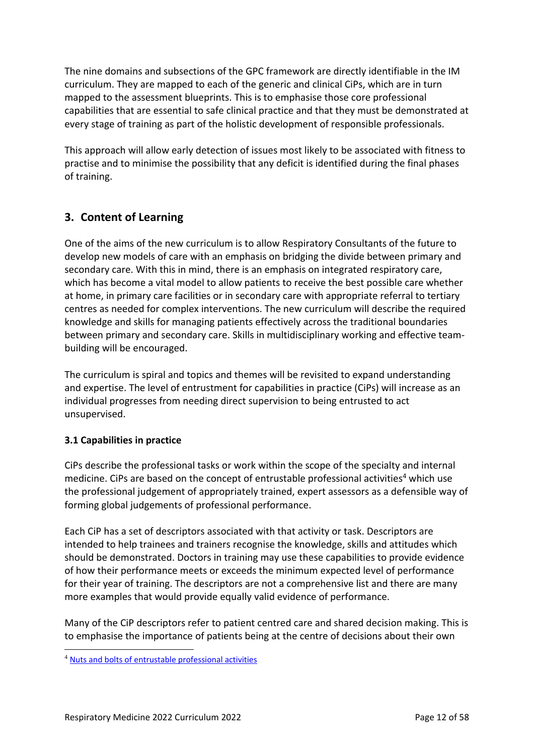The nine domains and subsections of the GPC framework are directly identifiable in the IM curriculum. They are mapped to each of the generic and clinical CiPs, which are in turn mapped to the assessment blueprints. This is to emphasise those core professional capabilities that are essential to safe clinical practice and that they must be demonstrated at every stage of training as part of the holistic development of responsible professionals.

This approach will allow early detection of issues most likely to be associated with fitness to practise and to minimise the possibility that any deficit is identified during the final phases of training.

## 3. Content of Learning

One of the aims of the new curriculum is to allow Respiratory Consultants of the future to develop new models of care with an emphasis on bridging the divide between primary and secondary care. With this in mind, there is an emphasis on integrated respiratory care, which has become a vital model to allow patients to receive the best possible care whether at home, in primary care facilities or in secondary care with appropriate referral to tertiary centres as needed for complex interventions. The new curriculum will describe the required knowledge and skills for managing patients effectively across the traditional boundaries between primary and secondary care. Skills in multidisciplinary working and effective team-building will be encouraged.

The curriculum is spiral and topics and themes will be revisited to expand understanding and expertise. The level of entrustment for capabilities in practice (CiPs) will increase as an individual progresses from needing direct supervision to being entrusted to act unsupervised.

### 3.1 Capabilities in practice

CiPs describe the professional tasks or work within the scope of the specialty and internal medicine. CiPs are based on the concept of entrustable professional activities[4] which use the professional judgement of appropriately trained, expert assessors as a defensible way of forming global judgements of professional performance.

Each CiP has a set of descriptors associated with that activity or task. Descriptors are intended to help trainees and trainers recognise the knowledge, skills and attitudes which should be demonstrated. Doctors in training may use these capabilities to provide evidence of how their performance meets or exceeds the minimum expected level of performance for their year of training. The descriptors are not a comprehensive list and there are many more examples that would provide equally valid evidence of performance.

Many of the CiP descriptors refer to patient centred care and shared decision making. This is to emphasise the importance of patients being at the centre of decisions about their own

[4] Nuts and bolts of entrustable professional activities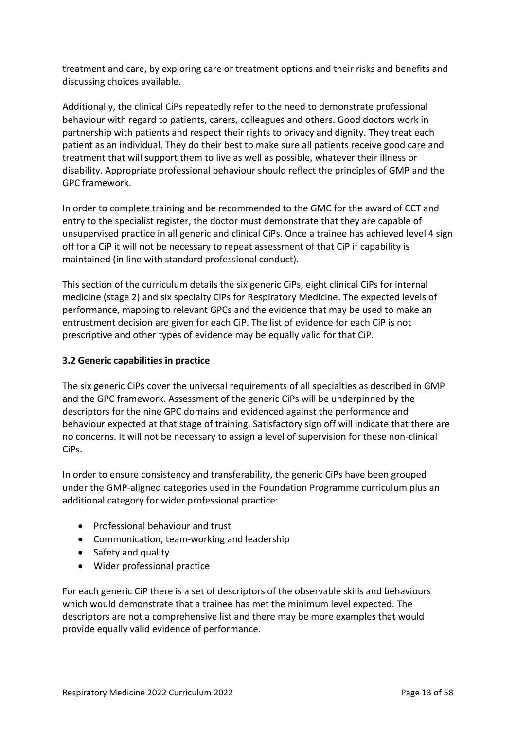treatment and care, by exploring care or treatment options and their risks and benefits and discussing choices available.

Additionally, the clinical CiPs repeatedly refer to the need to demonstrate professional behaviour with regard to patients, carers, colleagues and others. Good doctors work in partnership with patients and respect their rights to privacy and dignity. They treat each patient as an individual. They do their best to make sure all patients receive good care and treatment that will support them to live as well as possible, whatever their illness or disability. Appropriate professional behaviour should reflect the principles of GMP and the GPC framework.

In order to complete training and be recommended to the GMC for the award of CCT and entry to the specialist register, the doctor must demonstrate that they are capable of unsupervised practice in all generic and clinical CiPs. Once a trainee has achieved level 4 sign off for a CiP it will not be necessary to repeat assessment of that CiP if capability is maintained (in line with standard professional conduct).

This section of the curriculum details the six generic CiPs, eight clinical CiPs for internal medicine (stage 2) and six specialty CiPs for Respiratory Medicine. The expected levels of performance, mapping to relevant GPCs and the evidence that may be used to make an entrustment decision are given for each CiP. The list of evidence for each CiP is not prescriptive and other types of evidence may be equally valid for that CiP.

### 3.2 Generic capabilities in practice

The six generic CiPs cover the universal requirements of all specialties as described in GMP and the GPC framework. Assessment of the generic CiPs will be underpinned by the descriptors for the nine GPC domains and evidenced against the performance and behaviour expected at that stage of training. Satisfactory sign off will indicate that there are no concerns. It will not be necessary to assign a level of supervision for these non-clinical CiPs.

In order to ensure consistency and transferability, the generic CiPs have been grouped under the GMP-aligned categories used in the Foundation Programme curriculum plus an additional category for wider professional practice:

- Professional behaviour and trust
- Communication, team-working and leadership
- Safety and quality
- Wider professional practice

For each generic CiP there is a set of descriptors of the observable skills and behaviours which would demonstrate that a trainee has met the minimum level expected. The descriptors are not a comprehensive list and there may be more examples that would provide equally valid evidence of performance.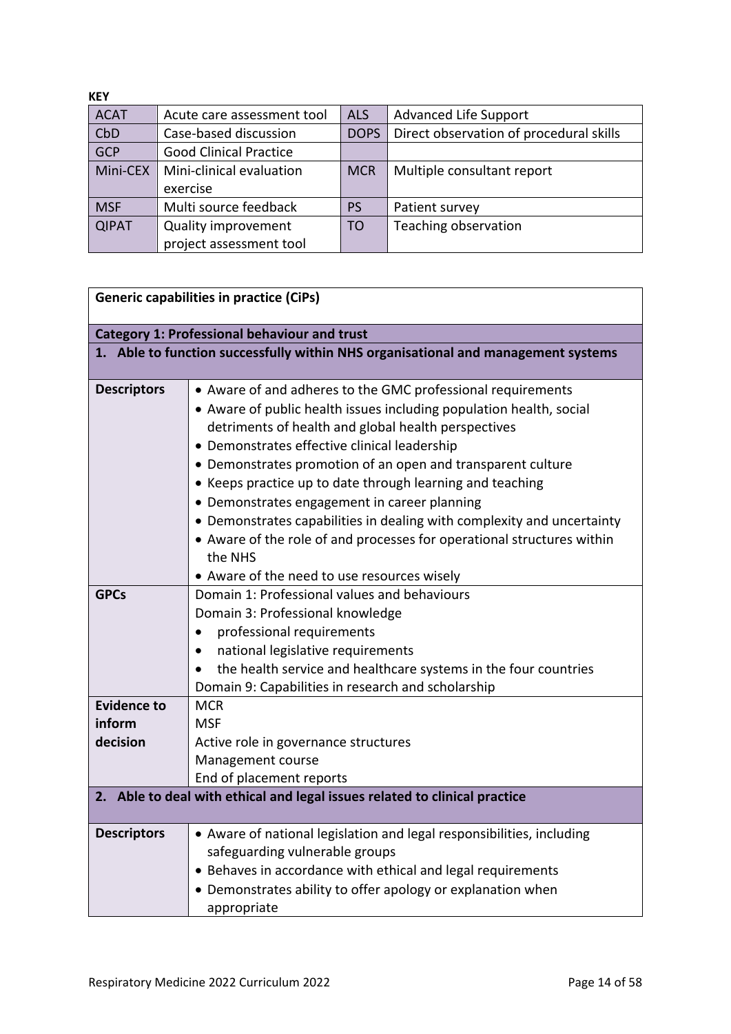**KEY**

| ACAT | Acute care assessment tool | ALS | Advanced Life Support |
|---|---|---|---|
| CbD | Case-based discussion | DOPS | Direct observation of procedural skills |
| GCP | Good Clinical Practice | | |
| Mini-CEX | Mini-clinical evaluation exercise | MCR | Multiple consultant report |
| MSF | Multi source feedback | PS | Patient survey |
| QIPAT | Quality improvement project assessment tool | TO | Teaching observation |

| **Generic capabilities in practice (CiPs)** | |
|---|---|
| **Category 1: Professional behaviour and trust** | |
| **1. Able to function successfully within NHS organisational and management systems** | |
| **Descriptors** | • Aware of and adheres to the GMC professional requirements<br>• Aware of public health issues including population health, social detriments of health and global health perspectives<br>• Demonstrates effective clinical leadership<br>• Demonstrates promotion of an open and transparent culture<br>• Keeps practice up to date through learning and teaching<br>• Demonstrates engagement in career planning<br>• Demonstrates capabilities in dealing with complexity and uncertainty<br>• Aware of the role of and processes for operational structures within the NHS<br>• Aware of the need to use resources wisely |
| **GPCs** | Domain 1: Professional values and behaviours<br>Domain 3: Professional knowledge<br>• professional requirements<br>• national legislative requirements<br>• the health service and healthcare systems in the four countries<br>Domain 9: Capabilities in research and scholarship |
| **Evidence to inform decision** | MCR<br>MSF<br>Active role in governance structures<br>Management course<br>End of placement reports |
| **2. Able to deal with ethical and legal issues related to clinical practice** | |
| **Descriptors** | • Aware of national legislation and legal responsibilities, including safeguarding vulnerable groups<br>• Behaves in accordance with ethical and legal requirements<br>• Demonstrates ability to offer apology or explanation when appropriate |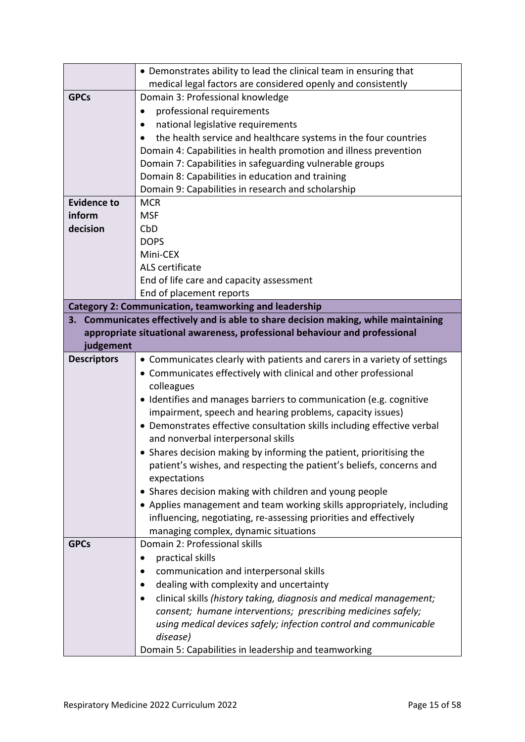| | |
|---|---|
| | • Demonstrates ability to lead the clinical team in ensuring that medical legal factors are considered openly and consistently |
| **GPCs** | Domain 3: Professional knowledge<br>• professional requirements<br>• national legislative requirements<br>• the health service and healthcare systems in the four countries<br>Domain 4: Capabilities in health promotion and illness prevention<br>Domain 7: Capabilities in safeguarding vulnerable groups<br>Domain 8: Capabilities in education and training<br>Domain 9: Capabilities in research and scholarship |
| **Evidence to inform decision** | MCR<br>MSF<br>CbD<br>DOPS<br>Mini-CEX<br>ALS certificate<br>End of life care and capacity assessment<br>End of placement reports |
| **Category 2: Communication, teamworking and leadership** | |
| **3. Communicates effectively and is able to share decision making, while maintaining appropriate situational awareness, professional behaviour and professional judgement** | |
| **Descriptors** | • Communicates clearly with patients and carers in a variety of settings<br>• Communicates effectively with clinical and other professional colleagues<br>• Identifies and manages barriers to communication (e.g. cognitive impairment, speech and hearing problems, capacity issues)<br>• Demonstrates effective consultation skills including effective verbal and nonverbal interpersonal skills<br>• Shares decision making by informing the patient, prioritising the patient's wishes, and respecting the patient's beliefs, concerns and expectations<br>• Shares decision making with children and young people<br>• Applies management and team working skills appropriately, including influencing, negotiating, re-assessing priorities and effectively managing complex, dynamic situations |
| **GPCs** | Domain 2: Professional skills<br>• practical skills<br>• communication and interpersonal skills<br>• dealing with complexity and uncertainty<br>• clinical skills *(history taking, diagnosis and medical management; consent; humane interventions; prescribing medicines safely; using medical devices safely; infection control and communicable disease)*<br>Domain 5: Capabilities in leadership and teamworking |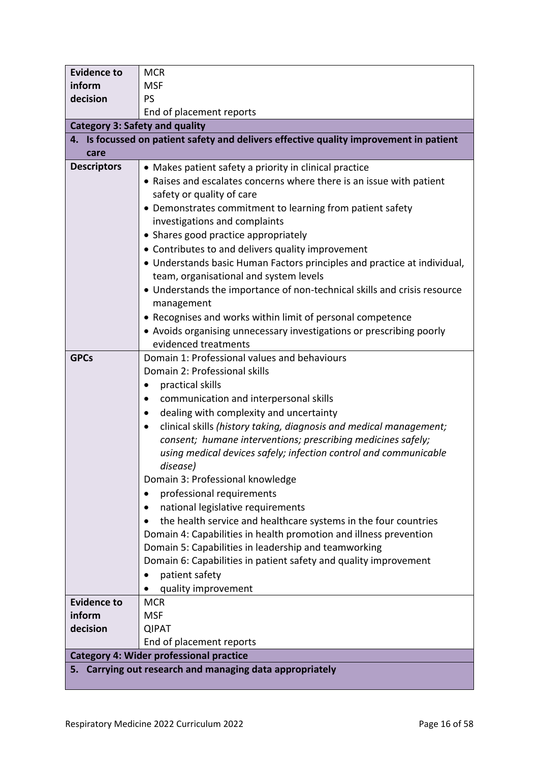| | |
|---|---|
| **Evidence to inform decision** | MCR<br>MSF<br>PS<br>End of placement reports |
| **Category 3: Safety and quality** | |
| **4. Is focussed on patient safety and delivers effective quality improvement in patient care** | |
| **Descriptors** | • Makes patient safety a priority in clinical practice<br>• Raises and escalates concerns where there is an issue with patient safety or quality of care<br>• Demonstrates commitment to learning from patient safety investigations and complaints<br>• Shares good practice appropriately<br>• Contributes to and delivers quality improvement<br>• Understands basic Human Factors principles and practice at individual, team, organisational and system levels<br>• Understands the importance of non-technical skills and crisis resource management<br>• Recognises and works within limit of personal competence<br>• Avoids organising unnecessary investigations or prescribing poorly evidenced treatments |
| **GPCs** | Domain 1: Professional values and behaviours<br>Domain 2: Professional skills<br>• practical skills<br>• communication and interpersonal skills<br>• dealing with complexity and uncertainty<br>• clinical skills *(history taking, diagnosis and medical management; consent; humane interventions; prescribing medicines safely; using medical devices safely; infection control and communicable disease)*<br>Domain 3: Professional knowledge<br>• professional requirements<br>• national legislative requirements<br>• the health service and healthcare systems in the four countries<br>Domain 4: Capabilities in health promotion and illness prevention<br>Domain 5: Capabilities in leadership and teamworking<br>Domain 6: Capabilities in patient safety and quality improvement<br>• patient safety<br>• quality improvement |
| **Evidence to inform decision** | MCR<br>MSF<br>QIPAT<br>End of placement reports |
| **Category 4: Wider professional practice** | |
| **5. Carrying out research and managing data appropriately** | |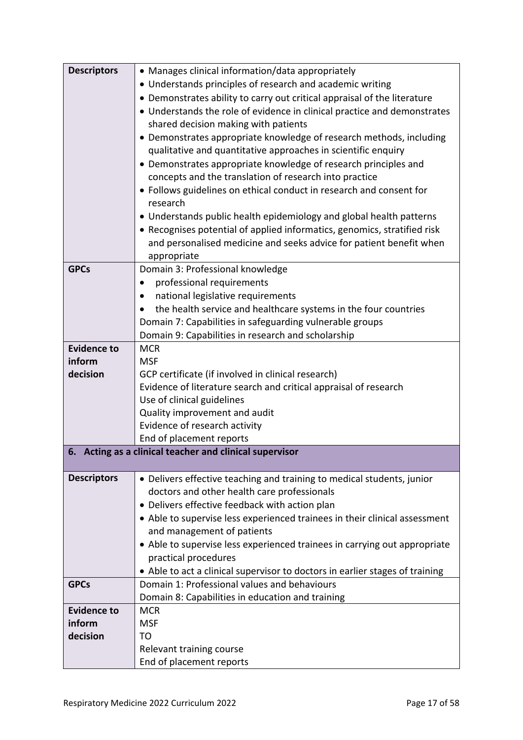| | |
|---|---|
| **Descriptors** | • Manages clinical information/data appropriately<br>• Understands principles of research and academic writing<br>• Demonstrates ability to carry out critical appraisal of the literature<br>• Understands the role of evidence in clinical practice and demonstrates shared decision making with patients<br>• Demonstrates appropriate knowledge of research methods, including qualitative and quantitative approaches in scientific enquiry<br>• Demonstrates appropriate knowledge of research principles and concepts and the translation of research into practice<br>• Follows guidelines on ethical conduct in research and consent for research<br>• Understands public health epidemiology and global health patterns<br>• Recognises potential of applied informatics, genomics, stratified risk and personalised medicine and seeks advice for patient benefit when appropriate |
| **GPCs** | Domain 3: Professional knowledge<br>• professional requirements<br>• national legislative requirements<br>• the health service and healthcare systems in the four countries<br>Domain 7: Capabilities in safeguarding vulnerable groups<br>Domain 9: Capabilities in research and scholarship |
| **Evidence to inform decision** | MCR<br>MSF<br>GCP certificate (if involved in clinical research)<br>Evidence of literature search and critical appraisal of research<br>Use of clinical guidelines<br>Quality improvement and audit<br>Evidence of research activity<br>End of placement reports |
| **6. Acting as a clinical teacher and clinical supervisor** | |
| **Descriptors** | • Delivers effective teaching and training to medical students, junior doctors and other health care professionals<br>• Delivers effective feedback with action plan<br>• Able to supervise less experienced trainees in their clinical assessment and management of patients<br>• Able to supervise less experienced trainees in carrying out appropriate practical procedures<br>• Able to act a clinical supervisor to doctors in earlier stages of training |
| **GPCs** | Domain 1: Professional values and behaviours<br>Domain 8: Capabilities in education and training |
| **Evidence to inform decision** | MCR<br>MSF<br>TO<br>Relevant training course<br>End of placement reports |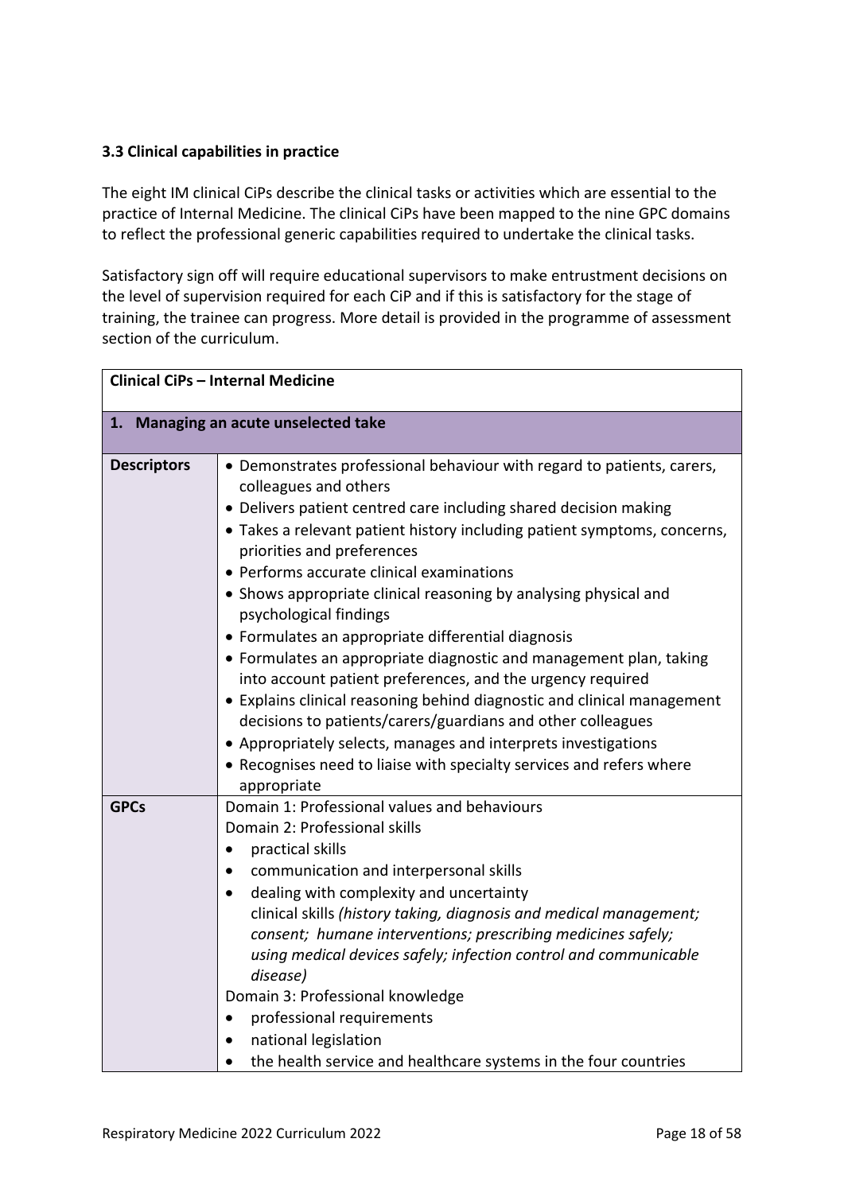### 3.3 Clinical capabilities in practice

The eight IM clinical CiPs describe the clinical tasks or activities which are essential to the practice of Internal Medicine. The clinical CiPs have been mapped to the nine GPC domains to reflect the professional generic capabilities required to undertake the clinical tasks.

Satisfactory sign off will require educational supervisors to make entrustment decisions on the level of supervision required for each CiP and if this is satisfactory for the stage of training, the trainee can progress. More detail is provided in the programme of assessment section of the curriculum.

| **Clinical CiPs – Internal Medicine** | |
|---|---|
| **1. Managing an acute unselected take** | |
| **Descriptors** | • Demonstrates professional behaviour with regard to patients, carers, colleagues and others<br>• Delivers patient centred care including shared decision making<br>• Takes a relevant patient history including patient symptoms, concerns, priorities and preferences<br>• Performs accurate clinical examinations<br>• Shows appropriate clinical reasoning by analysing physical and psychological findings<br>• Formulates an appropriate differential diagnosis<br>• Formulates an appropriate diagnostic and management plan, taking into account patient preferences, and the urgency required<br>• Explains clinical reasoning behind diagnostic and clinical management decisions to patients/carers/guardians and other colleagues<br>• Appropriately selects, manages and interprets investigations<br>• Recognises need to liaise with specialty services and refers where appropriate |
| **GPCs** | Domain 1: Professional values and behaviours<br>Domain 2: Professional skills<br>• practical skills<br>• communication and interpersonal skills<br>• dealing with complexity and uncertainty<br>clinical skills *(history taking, diagnosis and medical management; consent; humane interventions; prescribing medicines safely; using medical devices safely; infection control and communicable disease)*<br>Domain 3: Professional knowledge<br>• professional requirements<br>• national legislation<br>• the health service and healthcare systems in the four countries |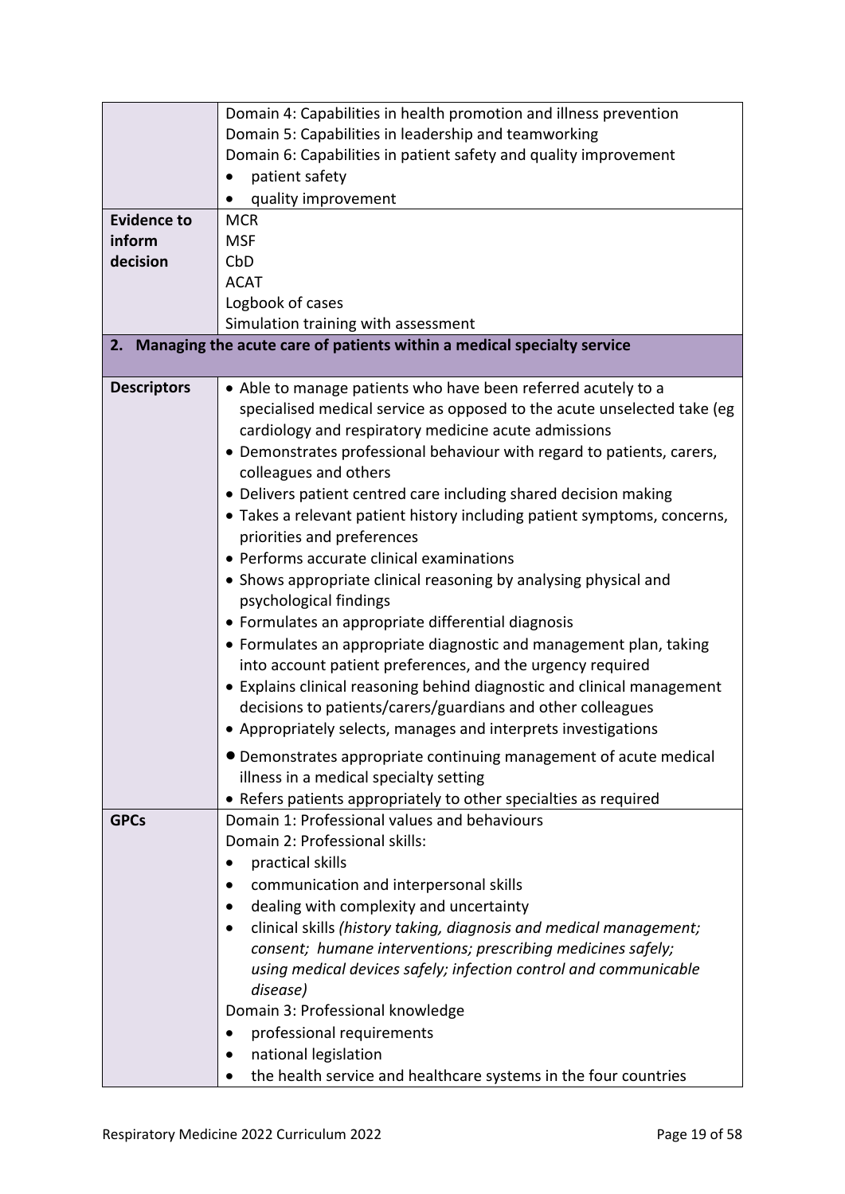| | |
|---|---|
| | Domain 4: Capabilities in health promotion and illness prevention<br>Domain 5: Capabilities in leadership and teamworking<br>Domain 6: Capabilities in patient safety and quality improvement<br>• patient safety<br>• quality improvement |
| **Evidence to inform decision** | MCR<br>MSF<br>CbD<br>ACAT<br>Logbook of cases<br>Simulation training with assessment |
| **2. Managing the acute care of patients within a medical specialty service** | |
| **Descriptors** | • Able to manage patients who have been referred acutely to a specialised medical service as opposed to the acute unselected take (eg cardiology and respiratory medicine acute admissions<br>• Demonstrates professional behaviour with regard to patients, carers, colleagues and others<br>• Delivers patient centred care including shared decision making<br>• Takes a relevant patient history including patient symptoms, concerns, priorities and preferences<br>• Performs accurate clinical examinations<br>• Shows appropriate clinical reasoning by analysing physical and psychological findings<br>• Formulates an appropriate differential diagnosis<br>• Formulates an appropriate diagnostic and management plan, taking into account patient preferences, and the urgency required<br>• Explains clinical reasoning behind diagnostic and clinical management decisions to patients/carers/guardians and other colleagues<br>• Appropriately selects, manages and interprets investigations<br>• Demonstrates appropriate continuing management of acute medical illness in a medical specialty setting<br>• Refers patients appropriately to other specialties as required |
| **GPCs** | Domain 1: Professional values and behaviours<br>Domain 2: Professional skills:<br>• practical skills<br>• communication and interpersonal skills<br>• dealing with complexity and uncertainty<br>• clinical skills *(history taking, diagnosis and medical management; consent; humane interventions; prescribing medicines safely; using medical devices safely; infection control and communicable disease)*<br>Domain 3: Professional knowledge<br>• professional requirements<br>• national legislation<br>• the health service and healthcare systems in the four countries |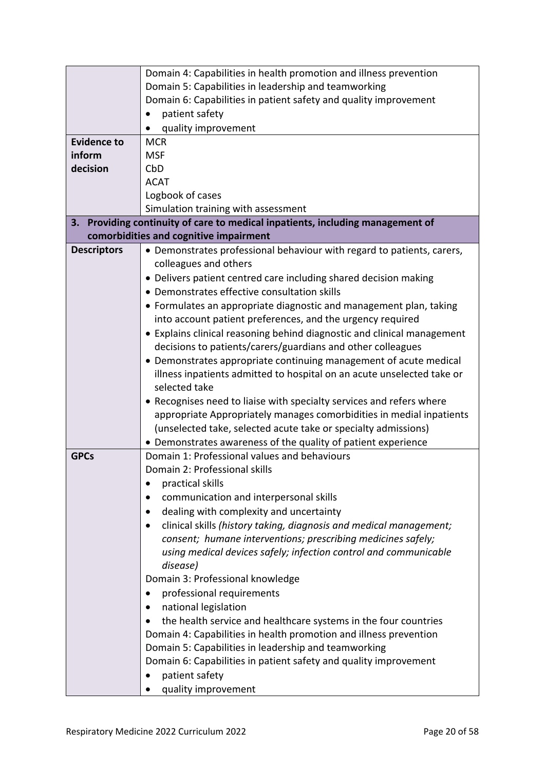| | |
|---|---|
| | Domain 4: Capabilities in health promotion and illness prevention<br>Domain 5: Capabilities in leadership and teamworking<br>Domain 6: Capabilities in patient safety and quality improvement<br>• patient safety<br>• quality improvement |
| **Evidence to inform decision** | MCR<br>MSF<br>CbD<br>ACAT<br>Logbook of cases<br>Simulation training with assessment |
| **3. Providing continuity of care to medical inpatients, including management of comorbidities and cognitive impairment** | |
| **Descriptors** | • Demonstrates professional behaviour with regard to patients, carers, colleagues and others<br>• Delivers patient centred care including shared decision making<br>• Demonstrates effective consultation skills<br>• Formulates an appropriate diagnostic and management plan, taking into account patient preferences, and the urgency required<br>• Explains clinical reasoning behind diagnostic and clinical management decisions to patients/carers/guardians and other colleagues<br>• Demonstrates appropriate continuing management of acute medical illness inpatients admitted to hospital on an acute unselected take or selected take<br>• Recognises need to liaise with specialty services and refers where appropriate Appropriately manages comorbidities in medial inpatients (unselected take, selected acute take or specialty admissions)<br>• Demonstrates awareness of the quality of patient experience |
| **GPCs** | Domain 1: Professional values and behaviours<br>Domain 2: Professional skills<br>• practical skills<br>• communication and interpersonal skills<br>• dealing with complexity and uncertainty<br>• clinical skills *(history taking, diagnosis and medical management; consent; humane interventions; prescribing medicines safely; using medical devices safely; infection control and communicable disease)*<br>Domain 3: Professional knowledge<br>• professional requirements<br>• national legislation<br>• the health service and healthcare systems in the four countries<br>Domain 4: Capabilities in health promotion and illness prevention<br>Domain 5: Capabilities in leadership and teamworking<br>Domain 6: Capabilities in patient safety and quality improvement<br>• patient safety<br>• quality improvement |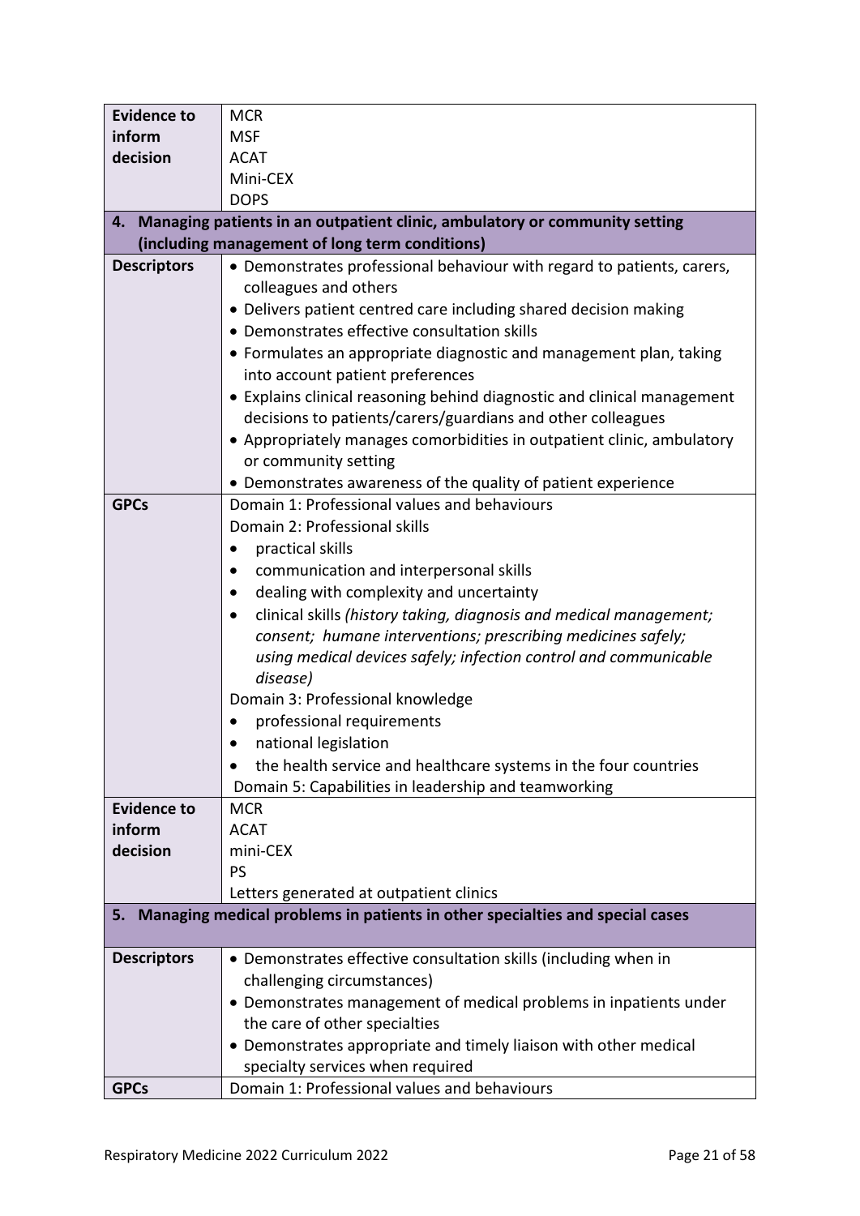| | |
|---|---|
| **Evidence to inform decision** | MCR<br>MSF<br>ACAT<br>Mini-CEX<br>DOPS |
| **4. Managing patients in an outpatient clinic, ambulatory or community setting (including management of long term conditions)** | |
| **Descriptors** | • Demonstrates professional behaviour with regard to patients, carers, colleagues and others<br>• Delivers patient centred care including shared decision making<br>• Demonstrates effective consultation skills<br>• Formulates an appropriate diagnostic and management plan, taking into account patient preferences<br>• Explains clinical reasoning behind diagnostic and clinical management decisions to patients/carers/guardians and other colleagues<br>• Appropriately manages comorbidities in outpatient clinic, ambulatory or community setting<br>• Demonstrates awareness of the quality of patient experience |
| **GPCs** | Domain 1: Professional values and behaviours<br>Domain 2: Professional skills<br>• practical skills<br>• communication and interpersonal skills<br>• dealing with complexity and uncertainty<br>• clinical skills *(history taking, diagnosis and medical management; consent; humane interventions; prescribing medicines safely; using medical devices safely; infection control and communicable disease)*<br>Domain 3: Professional knowledge<br>• professional requirements<br>• national legislation<br>• the health service and healthcare systems in the four countries<br>Domain 5: Capabilities in leadership and teamworking |
| **Evidence to inform decision** | MCR<br>ACAT<br>mini-CEX<br>PS<br>Letters generated at outpatient clinics |
| **5. Managing medical problems in patients in other specialties and special cases** | |
| **Descriptors** | • Demonstrates effective consultation skills (including when in challenging circumstances)<br>• Demonstrates management of medical problems in inpatients under the care of other specialties<br>• Demonstrates appropriate and timely liaison with other medical specialty services when required |
| **GPCs** | Domain 1: Professional values and behaviours |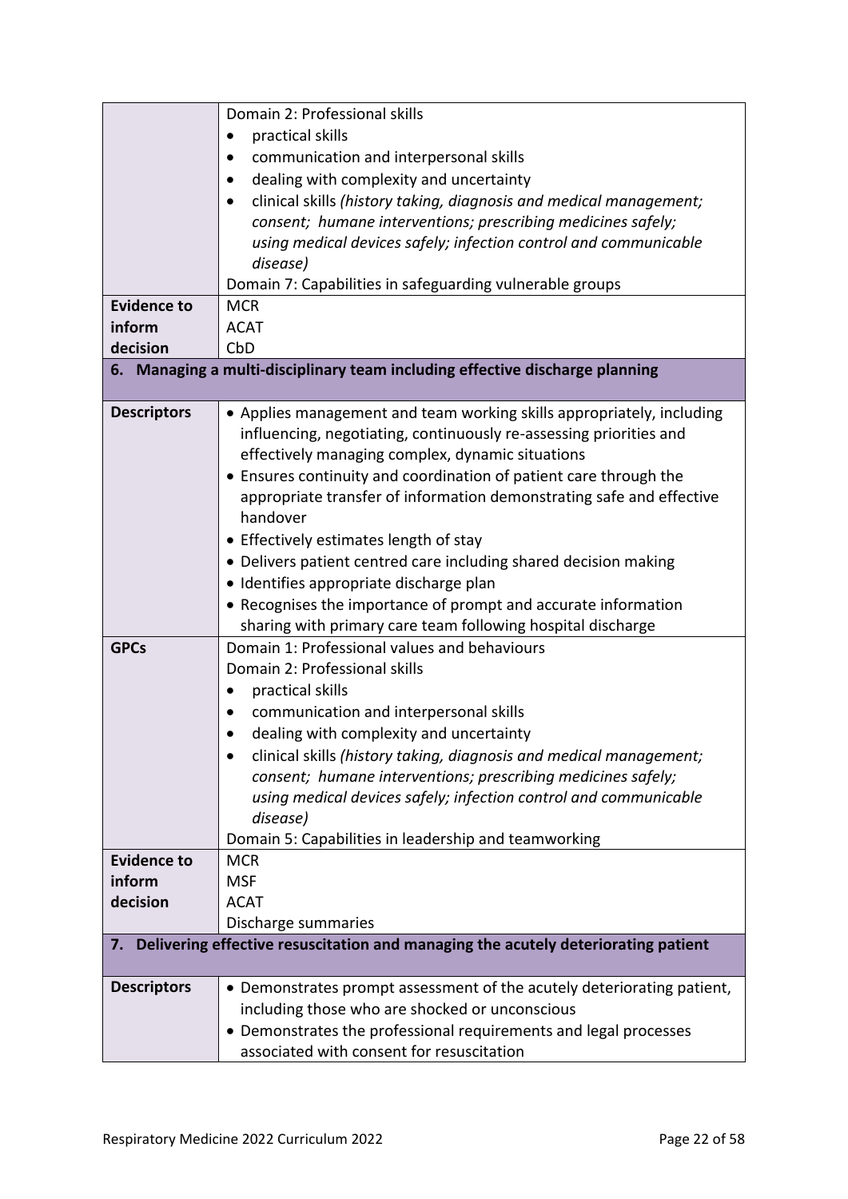| | |
|---|---|
| | Domain 2: Professional skills<br>• practical skills<br>• communication and interpersonal skills<br>• dealing with complexity and uncertainty<br>• clinical skills *(history taking, diagnosis and medical management; consent; humane interventions; prescribing medicines safely; using medical devices safely; infection control and communicable disease)*<br>Domain 7: Capabilities in safeguarding vulnerable groups |
| **Evidence to inform decision** | MCR<br>ACAT<br>CbD |
| **6. Managing a multi-disciplinary team including effective discharge planning** | |
| **Descriptors** | • Applies management and team working skills appropriately, including influencing, negotiating, continuously re-assessing priorities and effectively managing complex, dynamic situations<br>• Ensures continuity and coordination of patient care through the appropriate transfer of information demonstrating safe and effective handover<br>• Effectively estimates length of stay<br>• Delivers patient centred care including shared decision making<br>• Identifies appropriate discharge plan<br>• Recognises the importance of prompt and accurate information sharing with primary care team following hospital discharge |
| **GPCs** | Domain 1: Professional values and behaviours<br>Domain 2: Professional skills<br>• practical skills<br>• communication and interpersonal skills<br>• dealing with complexity and uncertainty<br>• clinical skills *(history taking, diagnosis and medical management; consent; humane interventions; prescribing medicines safely; using medical devices safely; infection control and communicable disease)*<br>Domain 5: Capabilities in leadership and teamworking |
| **Evidence to inform decision** | MCR<br>MSF<br>ACAT<br>Discharge summaries |
| **7. Delivering effective resuscitation and managing the acutely deteriorating patient** | |
| **Descriptors** | • Demonstrates prompt assessment of the acutely deteriorating patient, including those who are shocked or unconscious<br>• Demonstrates the professional requirements and legal processes associated with consent for resuscitation |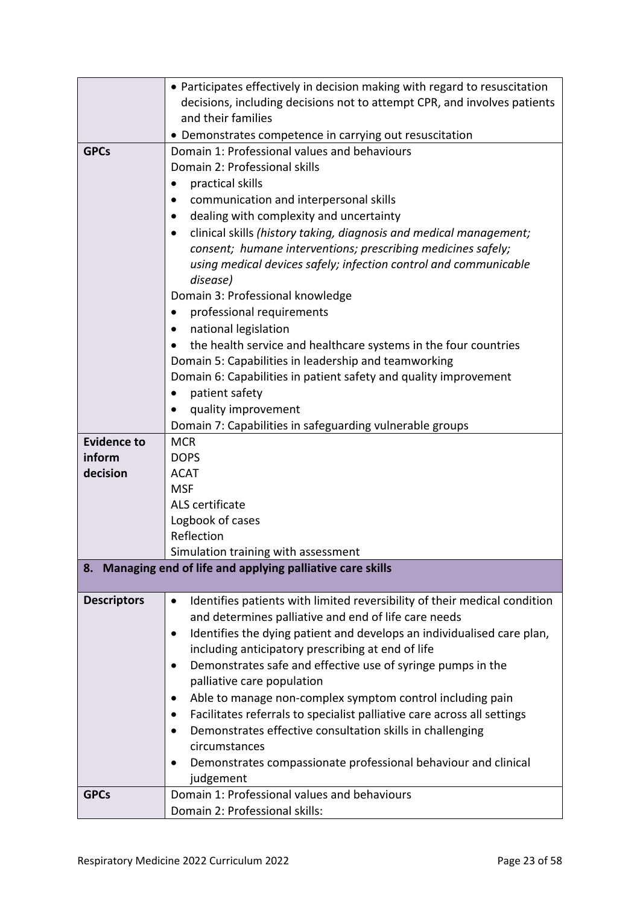|  |  |
|---|---|
|  | • Participates effectively in decision making with regard to resuscitation decisions, including decisions not to attempt CPR, and involves patients and their families<br>• Demonstrates competence in carrying out resuscitation |
| **GPCs** | Domain 1: Professional values and behaviours<br>Domain 2: Professional skills<br>• practical skills<br>• communication and interpersonal skills<br>• dealing with complexity and uncertainty<br>• clinical skills *(history taking, diagnosis and medical management; consent; humane interventions; prescribing medicines safely; using medical devices safely; infection control and communicable disease)*<br>Domain 3: Professional knowledge<br>• professional requirements<br>• national legislation<br>• the health service and healthcare systems in the four countries<br>Domain 5: Capabilities in leadership and teamworking<br>Domain 6: Capabilities in patient safety and quality improvement<br>• patient safety<br>• quality improvement<br>Domain 7: Capabilities in safeguarding vulnerable groups |
| **Evidence to inform decision** | MCR<br>DOPS<br>ACAT<br>MSF<br>ALS certificate<br>Logbook of cases<br>Reflection<br>Simulation training with assessment |
| **8. Managing end of life and applying palliative care skills** |  |
| **Descriptors** | • Identifies patients with limited reversibility of their medical condition and determines palliative and end of life care needs<br>• Identifies the dying patient and develops an individualised care plan, including anticipatory prescribing at end of life<br>• Demonstrates safe and effective use of syringe pumps in the palliative care population<br>• Able to manage non-complex symptom control including pain<br>• Facilitates referrals to specialist palliative care across all settings<br>• Demonstrates effective consultation skills in challenging circumstances<br>• Demonstrates compassionate professional behaviour and clinical judgement |
| **GPCs** | Domain 1: Professional values and behaviours<br>Domain 2: Professional skills: |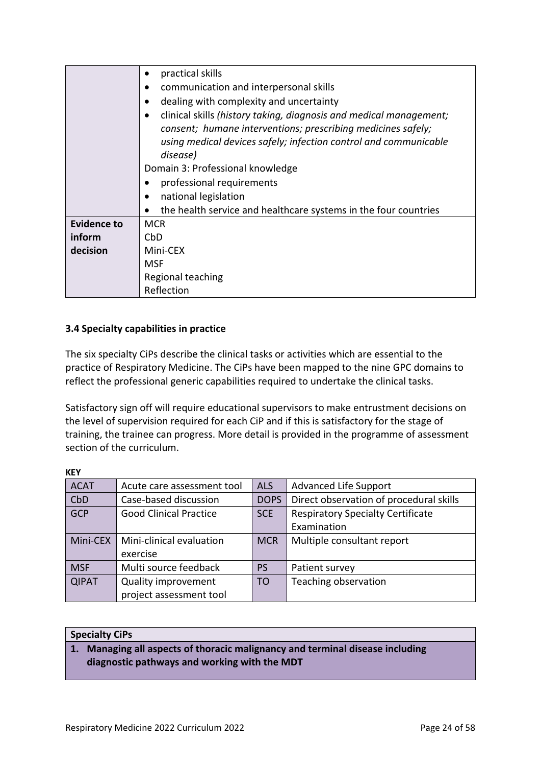| | |
|---|---|
| | • practical skills<br>• communication and interpersonal skills<br>• dealing with complexity and uncertainty<br>• clinical skills *(history taking, diagnosis and medical management; consent; humane interventions; prescribing medicines safely; using medical devices safely; infection control and communicable disease)*<br>Domain 3: Professional knowledge<br>• professional requirements<br>• national legislation<br>• the health service and healthcare systems in the four countries |
| **Evidence to inform decision** | MCR<br>CbD<br>Mini-CEX<br>MSF<br>Regional teaching<br>Reflection |

### 3.4 Specialty capabilities in practice

The six specialty CiPs describe the clinical tasks or activities which are essential to the practice of Respiratory Medicine. The CiPs have been mapped to the nine GPC domains to reflect the professional generic capabilities required to undertake the clinical tasks.

Satisfactory sign off will require educational supervisors to make entrustment decisions on the level of supervision required for each CiP and if this is satisfactory for the stage of training, the trainee can progress. More detail is provided in the programme of assessment section of the curriculum.

**KEY**

| | | | |
|---|---|---|---|
| ACAT | Acute care assessment tool | ALS | Advanced Life Support |
| CbD | Case-based discussion | DOPS | Direct observation of procedural skills |
| GCP | Good Clinical Practice | SCE | Respiratory Specialty Certificate Examination |
| Mini-CEX | Mini-clinical evaluation exercise | MCR | Multiple consultant report |
| MSF | Multi source feedback | PS | Patient survey |
| QIPAT | Quality improvement project assessment tool | TO | Teaching observation |

| **Specialty CiPs** |
|---|
| **1. Managing all aspects of thoracic malignancy and terminal disease including diagnostic pathways and working with the MDT** |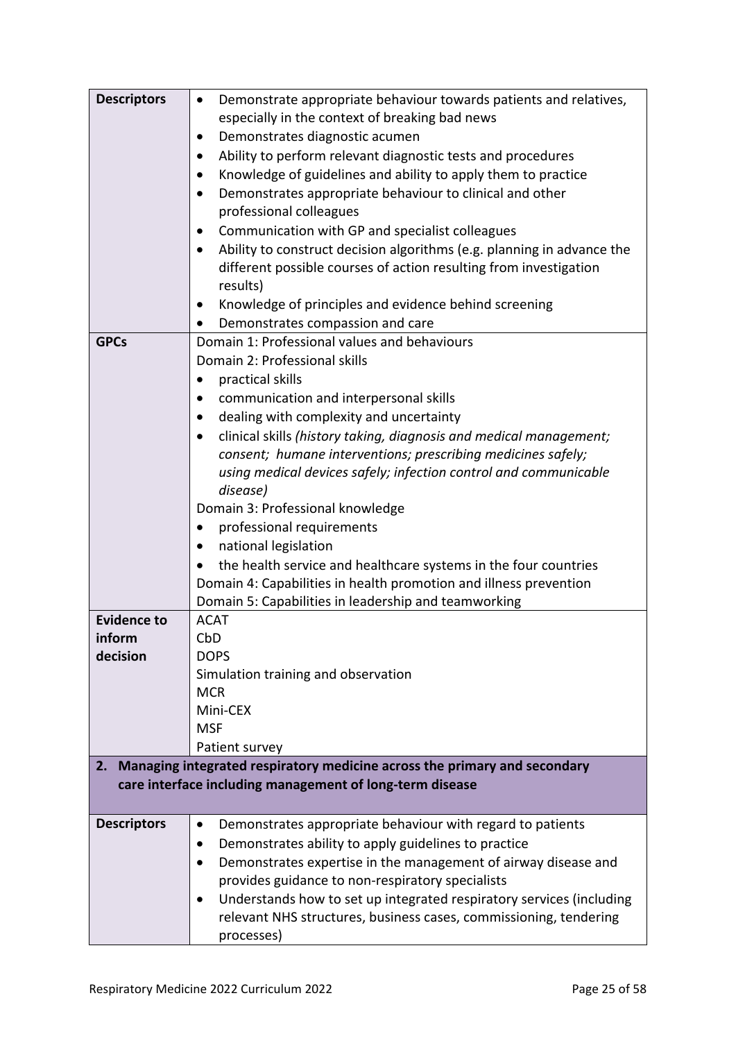| | |
|---|---|
| **Descriptors** | • Demonstrate appropriate behaviour towards patients and relatives, especially in the context of breaking bad news<br>• Demonstrates diagnostic acumen<br>• Ability to perform relevant diagnostic tests and procedures<br>• Knowledge of guidelines and ability to apply them to practice<br>• Demonstrates appropriate behaviour to clinical and other professional colleagues<br>• Communication with GP and specialist colleagues<br>• Ability to construct decision algorithms (e.g. planning in advance the different possible courses of action resulting from investigation results)<br>• Knowledge of principles and evidence behind screening<br>• Demonstrates compassion and care |
| **GPCs** | Domain 1: Professional values and behaviours<br>Domain 2: Professional skills<br>• practical skills<br>• communication and interpersonal skills<br>• dealing with complexity and uncertainty<br>• clinical skills *(history taking, diagnosis and medical management; consent; humane interventions; prescribing medicines safely; using medical devices safely; infection control and communicable disease)*<br>Domain 3: Professional knowledge<br>• professional requirements<br>• national legislation<br>• the health service and healthcare systems in the four countries<br>Domain 4: Capabilities in health promotion and illness prevention<br>Domain 5: Capabilities in leadership and teamworking |
| **Evidence to inform decision** | ACAT<br>CbD<br>DOPS<br>Simulation training and observation<br>MCR<br>Mini-CEX<br>MSF<br>Patient survey |
| **2. Managing integrated respiratory medicine across the primary and secondary care interface including management of long-term disease** | |
| **Descriptors** | • Demonstrates appropriate behaviour with regard to patients<br>• Demonstrates ability to apply guidelines to practice<br>• Demonstrates expertise in the management of airway disease and provides guidance to non-respiratory specialists<br>• Understands how to set up integrated respiratory services (including relevant NHS structures, business cases, commissioning, tendering processes) |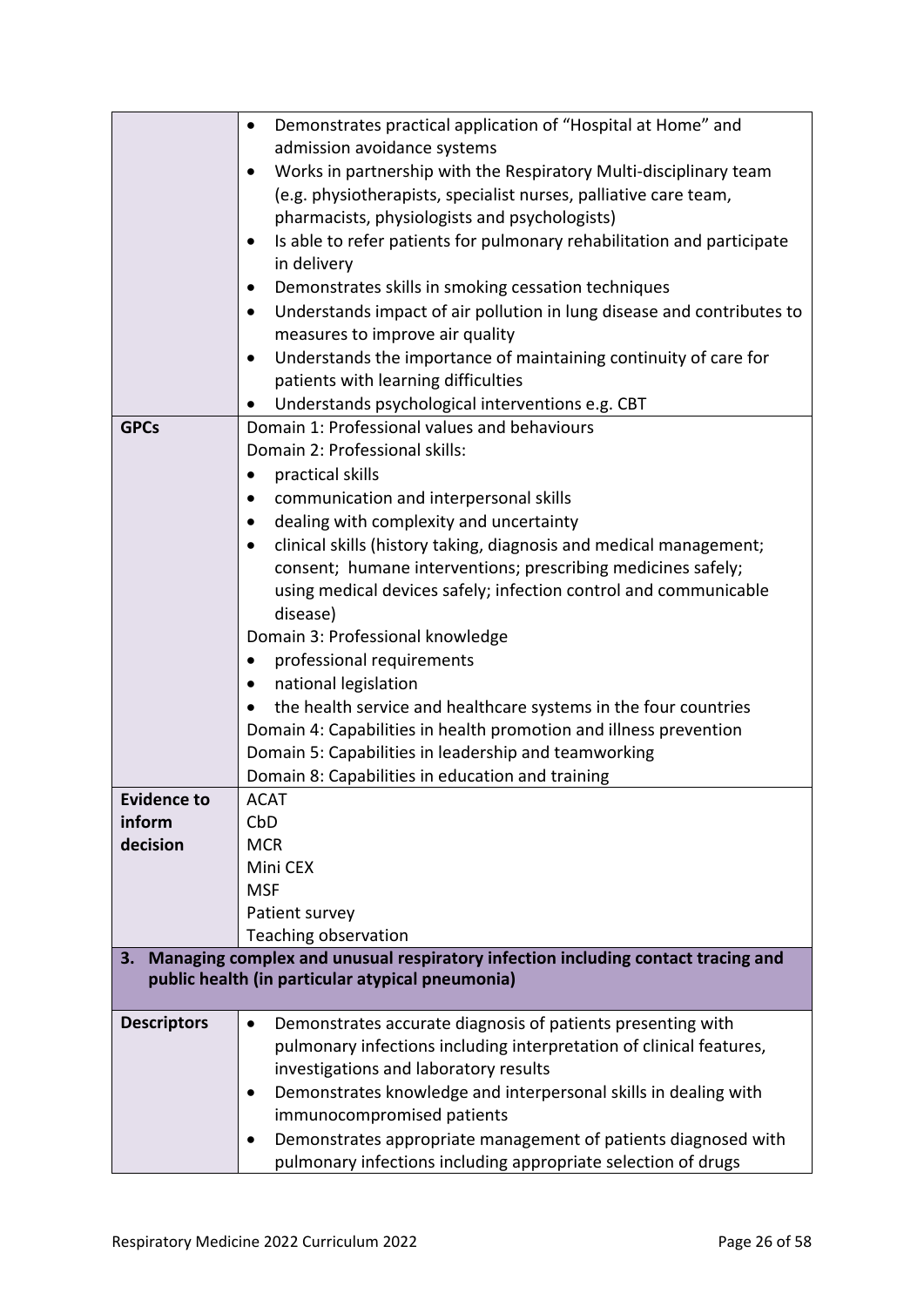| | |
|---|---|
| | • Demonstrates practical application of "Hospital at Home" and admission avoidance systems<br>• Works in partnership with the Respiratory Multi-disciplinary team (e.g. physiotherapists, specialist nurses, palliative care team, pharmacists, physiologists and psychologists)<br>• Is able to refer patients for pulmonary rehabilitation and participate in delivery<br>• Demonstrates skills in smoking cessation techniques<br>• Understands impact of air pollution in lung disease and contributes to measures to improve air quality<br>• Understands the importance of maintaining continuity of care for patients with learning difficulties<br>• Understands psychological interventions e.g. CBT |
| **GPCs** | Domain 1: Professional values and behaviours<br>Domain 2: Professional skills:<br>• practical skills<br>• communication and interpersonal skills<br>• dealing with complexity and uncertainty<br>• clinical skills (history taking, diagnosis and medical management; consent; humane interventions; prescribing medicines safely; using medical devices safely; infection control and communicable disease)<br>Domain 3: Professional knowledge<br>• professional requirements<br>• national legislation<br>• the health service and healthcare systems in the four countries<br>Domain 4: Capabilities in health promotion and illness prevention<br>Domain 5: Capabilities in leadership and teamworking<br>Domain 8: Capabilities in education and training |
| **Evidence to inform decision** | ACAT<br>CbD<br>MCR<br>Mini CEX<br>MSF<br>Patient survey<br>Teaching observation |
| **3. Managing complex and unusual respiratory infection including contact tracing and public health (in particular atypical pneumonia)** | |
| **Descriptors** | • Demonstrates accurate diagnosis of patients presenting with pulmonary infections including interpretation of clinical features, investigations and laboratory results<br>• Demonstrates knowledge and interpersonal skills in dealing with immunocompromised patients<br>• Demonstrates appropriate management of patients diagnosed with pulmonary infections including appropriate selection of drugs |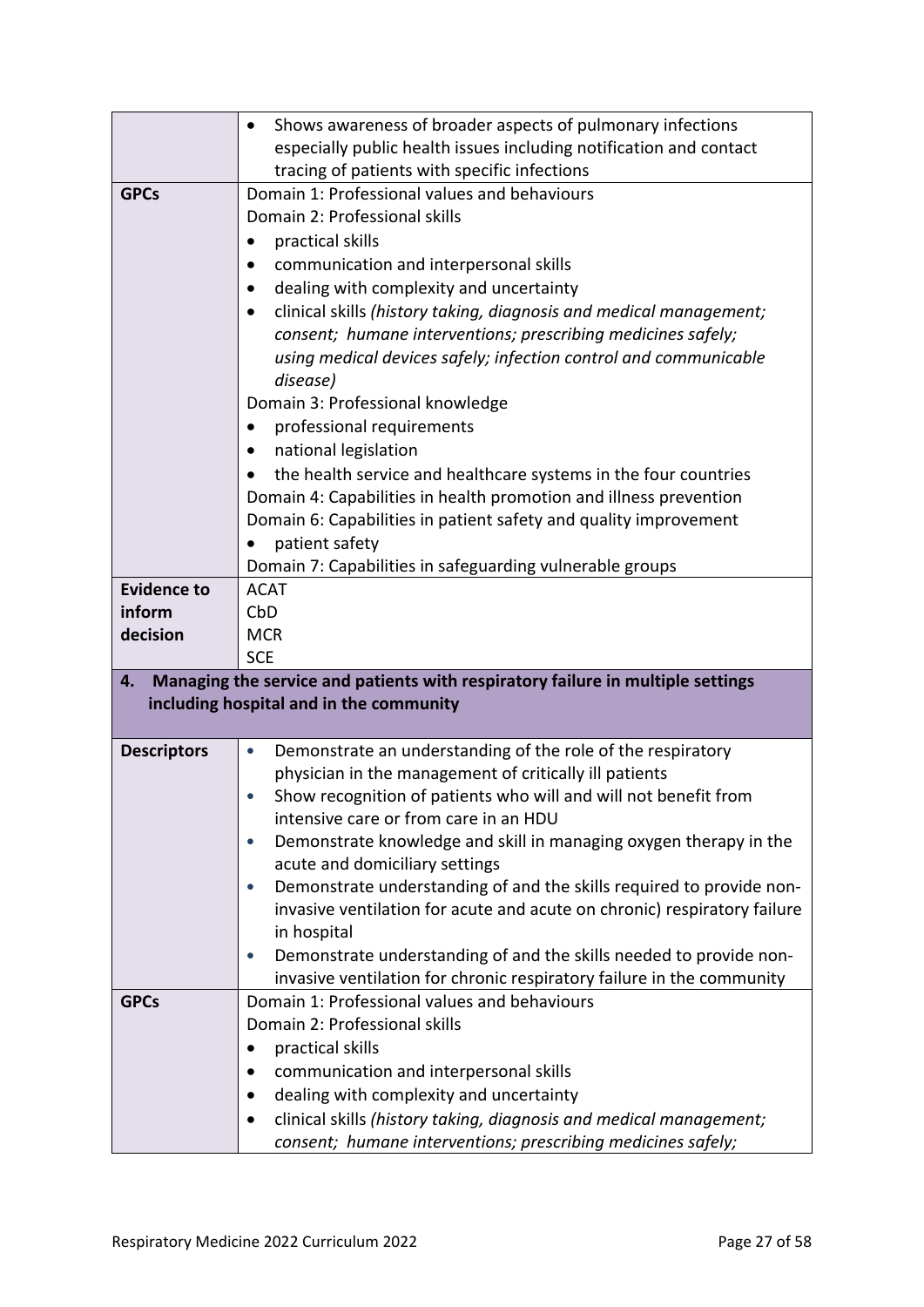| | |
|---|---|
| | • Shows awareness of broader aspects of pulmonary infections especially public health issues including notification and contact tracing of patients with specific infections |
| **GPCs** | Domain 1: Professional values and behaviours<br>Domain 2: Professional skills<br>• practical skills<br>• communication and interpersonal skills<br>• dealing with complexity and uncertainty<br>• clinical skills *(history taking, diagnosis and medical management; consent; humane interventions; prescribing medicines safely; using medical devices safely; infection control and communicable disease)*<br>Domain 3: Professional knowledge<br>• professional requirements<br>• national legislation<br>• the health service and healthcare systems in the four countries<br>Domain 4: Capabilities in health promotion and illness prevention<br>Domain 6: Capabilities in patient safety and quality improvement<br>• patient safety<br>Domain 7: Capabilities in safeguarding vulnerable groups |
| **Evidence to inform decision** | ACAT<br>CbD<br>MCR<br>SCE |
| **4. Managing the service and patients with respiratory failure in multiple settings including hospital and in the community** | |
| **Descriptors** | • Demonstrate an understanding of the role of the respiratory physician in the management of critically ill patients<br>• Show recognition of patients who will and will not benefit from intensive care or from care in an HDU<br>• Demonstrate knowledge and skill in managing oxygen therapy in the acute and domiciliary settings<br>• Demonstrate understanding of and the skills required to provide non-invasive ventilation for acute and acute on chronic) respiratory failure in hospital<br>• Demonstrate understanding of and the skills needed to provide non-invasive ventilation for chronic respiratory failure in the community |
| **GPCs** | Domain 1: Professional values and behaviours<br>Domain 2: Professional skills<br>• practical skills<br>• communication and interpersonal skills<br>• dealing with complexity and uncertainty<br>• clinical skills *(history taking, diagnosis and medical management; consent; humane interventions; prescribing medicines safely;* |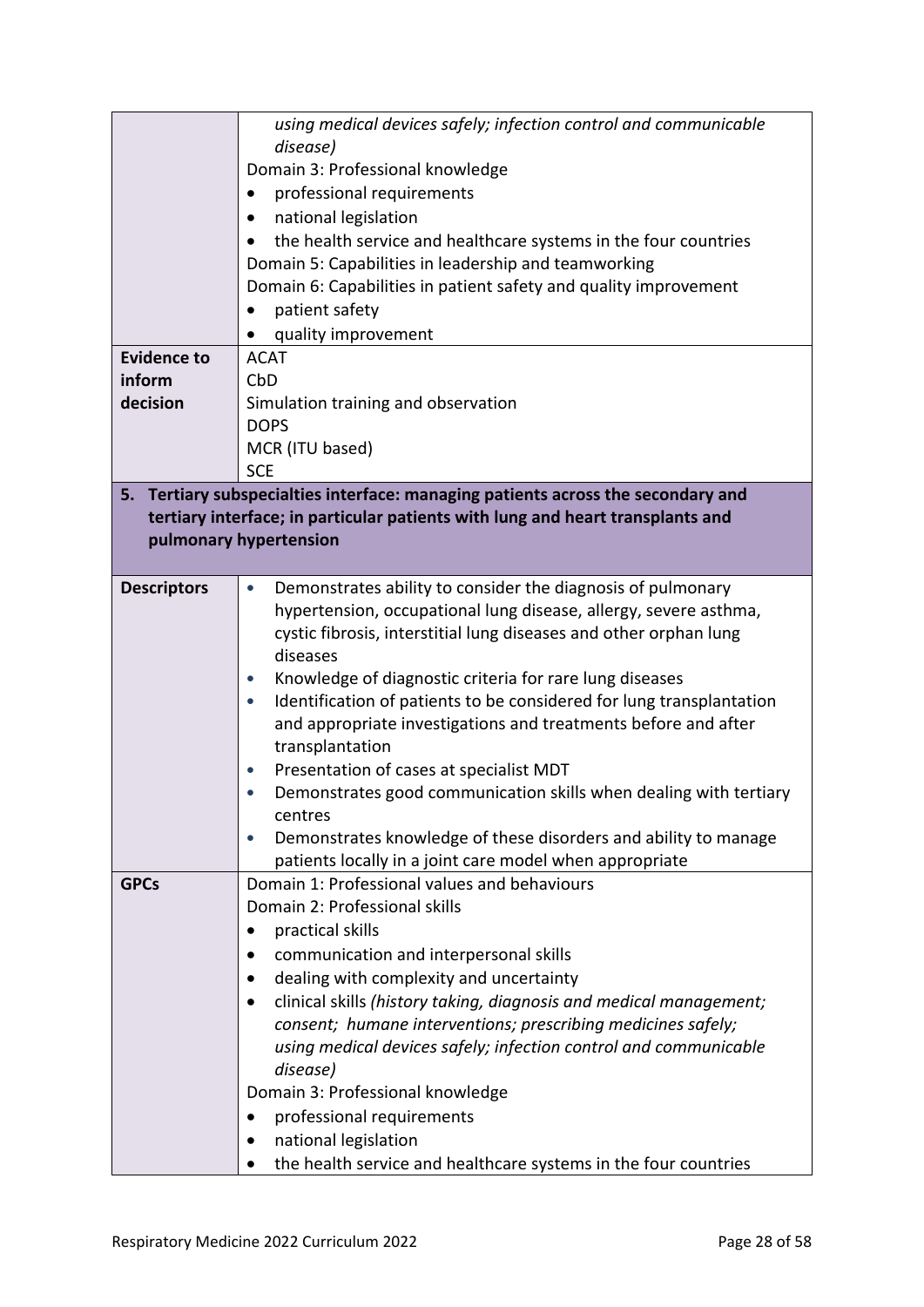| | |
|---|---|
| | *using medical devices safely; infection control and communicable disease)*<br>Domain 3: Professional knowledge<br>• professional requirements<br>• national legislation<br>• the health service and healthcare systems in the four countries<br>Domain 5: Capabilities in leadership and teamworking<br>Domain 6: Capabilities in patient safety and quality improvement<br>• patient safety<br>• quality improvement |
| **Evidence to inform decision** | ACAT<br>CbD<br>Simulation training and observation<br>DOPS<br>MCR (ITU based)<br>SCE |

**5. Tertiary subspecialties interface: managing patients across the secondary and tertiary interface; in particular patients with lung and heart transplants and pulmonary hypertension**

| | |
|---|---|
| **Descriptors** | • Demonstrates ability to consider the diagnosis of pulmonary hypertension, occupational lung disease, allergy, severe asthma, cystic fibrosis, interstitial lung diseases and other orphan lung diseases<br>• Knowledge of diagnostic criteria for rare lung diseases<br>• Identification of patients to be considered for lung transplantation and appropriate investigations and treatments before and after transplantation<br>• Presentation of cases at specialist MDT<br>• Demonstrates good communication skills when dealing with tertiary centres<br>• Demonstrates knowledge of these disorders and ability to manage patients locally in a joint care model when appropriate |
| **GPCs** | Domain 1: Professional values and behaviours<br>Domain 2: Professional skills<br>• practical skills<br>• communication and interpersonal skills<br>• dealing with complexity and uncertainty<br>• clinical skills *(history taking, diagnosis and medical management; consent; humane interventions; prescribing medicines safely; using medical devices safely; infection control and communicable disease)*<br>Domain 3: Professional knowledge<br>• professional requirements<br>• national legislation<br>• the health service and healthcare systems in the four countries |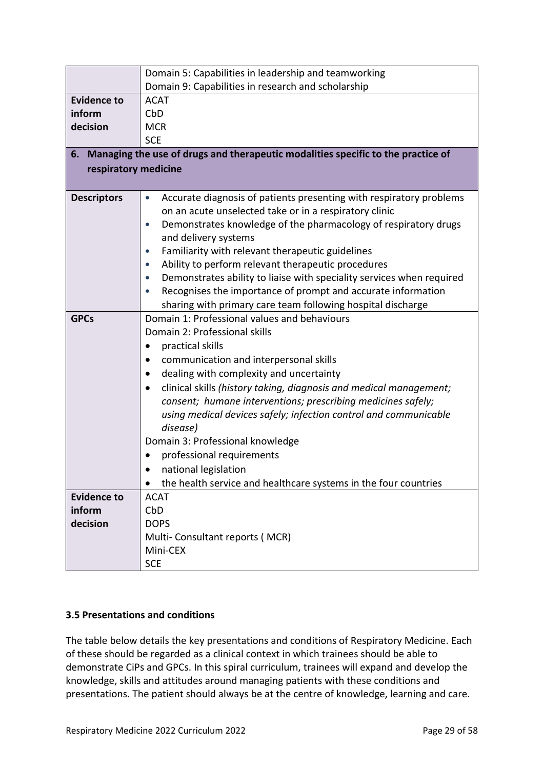| | |
|---|---|
| | Domain 5: Capabilities in leadership and teamworking<br>Domain 9: Capabilities in research and scholarship |
| **Evidence to inform decision** | ACAT<br>CbD<br>MCR<br>SCE |
| **6. Managing the use of drugs and therapeutic modalities specific to the practice of respiratory medicine** | |
| **Descriptors** | • Accurate diagnosis of patients presenting with respiratory problems on an acute unselected take or in a respiratory clinic<br>• Demonstrates knowledge of the pharmacology of respiratory drugs and delivery systems<br>• Familiarity with relevant therapeutic guidelines<br>• Ability to perform relevant therapeutic procedures<br>• Demonstrates ability to liaise with speciality services when required<br>• Recognises the importance of prompt and accurate information sharing with primary care team following hospital discharge |
| **GPCs** | Domain 1: Professional values and behaviours<br>Domain 2: Professional skills<br>• practical skills<br>• communication and interpersonal skills<br>• dealing with complexity and uncertainty<br>• clinical skills *(history taking, diagnosis and medical management; consent; humane interventions; prescribing medicines safely; using medical devices safely; infection control and communicable disease)*<br>Domain 3: Professional knowledge<br>• professional requirements<br>• national legislation<br>• the health service and healthcare systems in the four countries |
| **Evidence to inform decision** | ACAT<br>CbD<br>DOPS<br>Multi- Consultant reports ( MCR)<br>Mini-CEX<br>SCE |

### 3.5 Presentations and conditions

The table below details the key presentations and conditions of Respiratory Medicine. Each of these should be regarded as a clinical context in which trainees should be able to demonstrate CiPs and GPCs. In this spiral curriculum, trainees will expand and develop the knowledge, skills and attitudes around managing patients with these conditions and presentations. The patient should always be at the centre of knowledge, learning and care.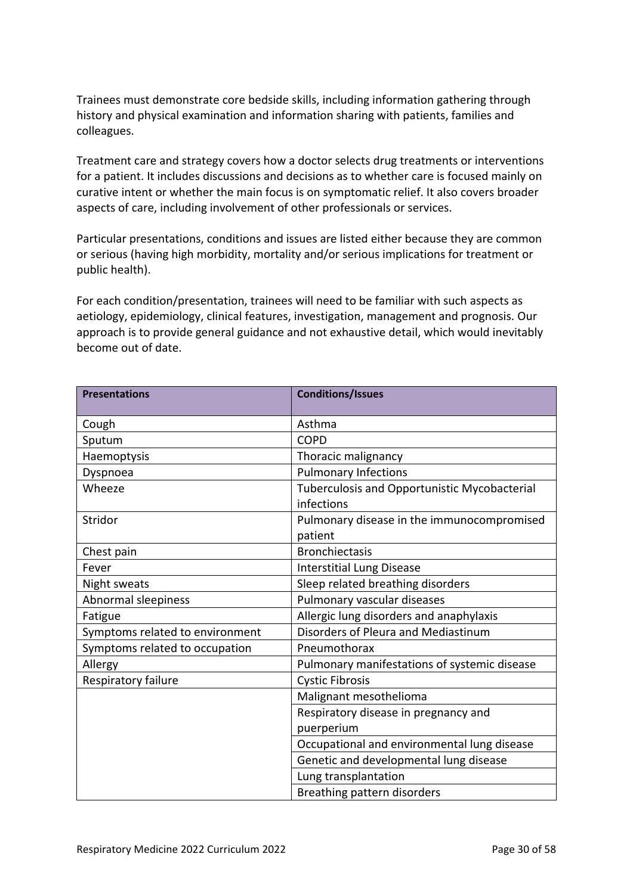Trainees must demonstrate core bedside skills, including information gathering through history and physical examination and information sharing with patients, families and colleagues.

Treatment care and strategy covers how a doctor selects drug treatments or interventions for a patient. It includes discussions and decisions as to whether care is focused mainly on curative intent or whether the main focus is on symptomatic relief. It also covers broader aspects of care, including involvement of other professionals or services.

Particular presentations, conditions and issues are listed either because they are common or serious (having high morbidity, mortality and/or serious implications for treatment or public health).

For each condition/presentation, trainees will need to be familiar with such aspects as aetiology, epidemiology, clinical features, investigation, management and prognosis. Our approach is to provide general guidance and not exhaustive detail, which would inevitably become out of date.

| **Presentations** | **Conditions/Issues** |
|---|---|
| Cough | Asthma |
| Sputum | COPD |
| Haemoptysis | Thoracic malignancy |
| Dyspnoea | Pulmonary Infections |
| Wheeze | Tuberculosis and Opportunistic Mycobacterial infections |
| Stridor | Pulmonary disease in the immunocompromised patient |
| Chest pain | Bronchiectasis |
| Fever | Interstitial Lung Disease |
| Night sweats | Sleep related breathing disorders |
| Abnormal sleepiness | Pulmonary vascular diseases |
| Fatigue | Allergic lung disorders and anaphylaxis |
| Symptoms related to environment | Disorders of Pleura and Mediastinum |
| Symptoms related to occupation | Pneumothorax |
| Allergy | Pulmonary manifestations of systemic disease |
| Respiratory failure | Cystic Fibrosis |
| | Malignant mesothelioma |
| | Respiratory disease in pregnancy and puerperium |
| | Occupational and environmental lung disease |
| | Genetic and developmental lung disease |
| | Lung transplantation |
| | Breathing pattern disorders |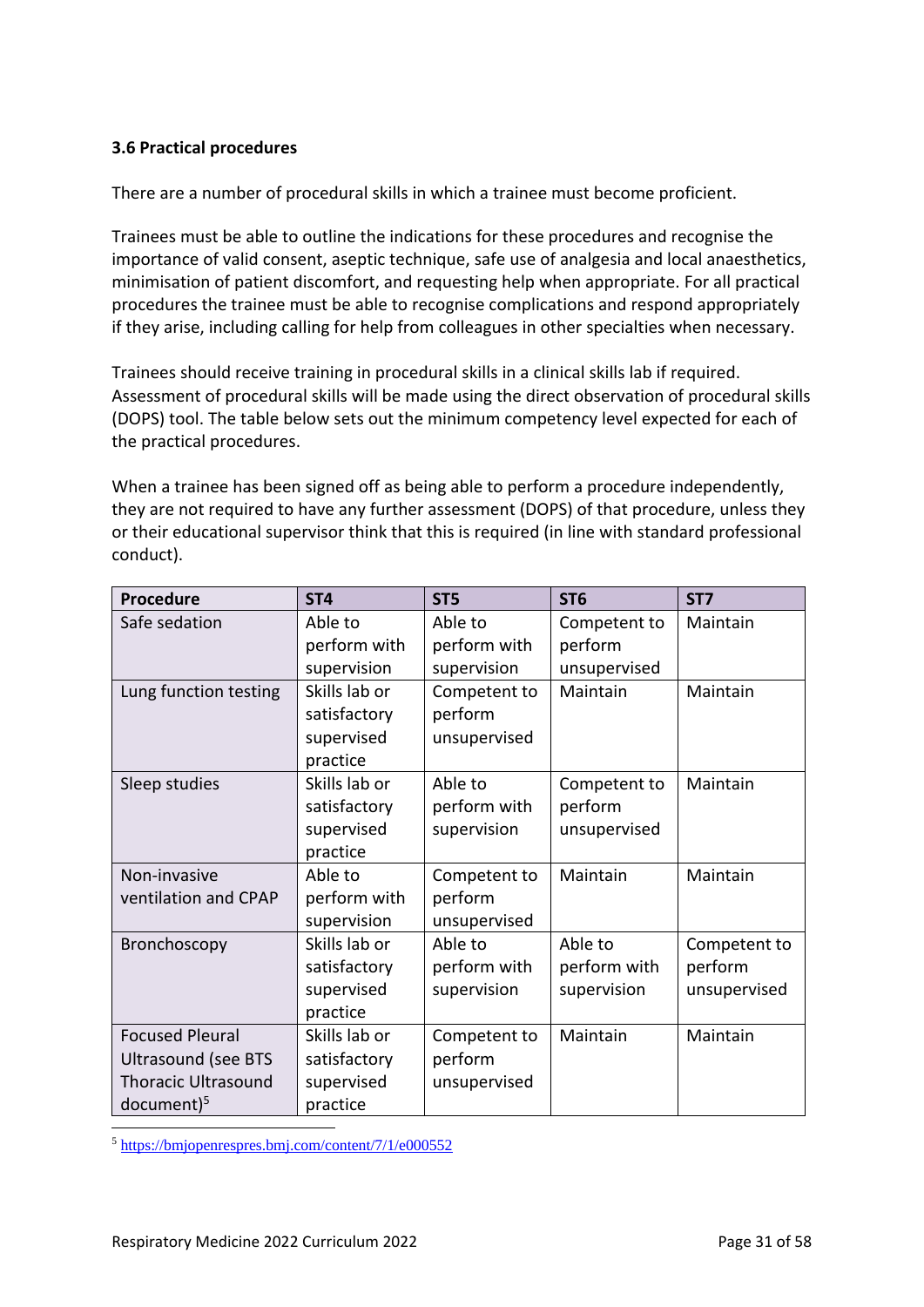### 3.6 Practical procedures

There are a number of procedural skills in which a trainee must become proficient.

Trainees must be able to outline the indications for these procedures and recognise the importance of valid consent, aseptic technique, safe use of analgesia and local anaesthetics, minimisation of patient discomfort, and requesting help when appropriate. For all practical procedures the trainee must be able to recognise complications and respond appropriately if they arise, including calling for help from colleagues in other specialties when necessary.

Trainees should receive training in procedural skills in a clinical skills lab if required. Assessment of procedural skills will be made using the direct observation of procedural skills (DOPS) tool. The table below sets out the minimum competency level expected for each of the practical procedures.

When a trainee has been signed off as being able to perform a procedure independently, they are not required to have any further assessment (DOPS) of that procedure, unless they or their educational supervisor think that this is required (in line with standard professional conduct).

| Procedure | ST4 | ST5 | ST6 | ST7 |
|---|---|---|---|---|
| Safe sedation | Able to perform with supervision | Able to perform with supervision | Competent to perform unsupervised | Maintain |
| Lung function testing | Skills lab or satisfactory supervised practice | Competent to perform unsupervised | Maintain | Maintain |
| Sleep studies | Skills lab or satisfactory supervised practice | Able to perform with supervision | Competent to perform unsupervised | Maintain |
| Non-invasive ventilation and CPAP | Able to perform with supervision | Competent to perform unsupervised | Maintain | Maintain |
| Bronchoscopy | Skills lab or satisfactory supervised practice | Able to perform with supervision | Able to perform with supervision | Competent to perform unsupervised |
| Focused Pleural Ultrasound (see BTS Thoracic Ultrasound document)[5] | Skills lab or satisfactory supervised practice | Competent to perform unsupervised | Maintain | Maintain |

[5] https://bmjopenrespres.bmj.com/content/7/1/e000552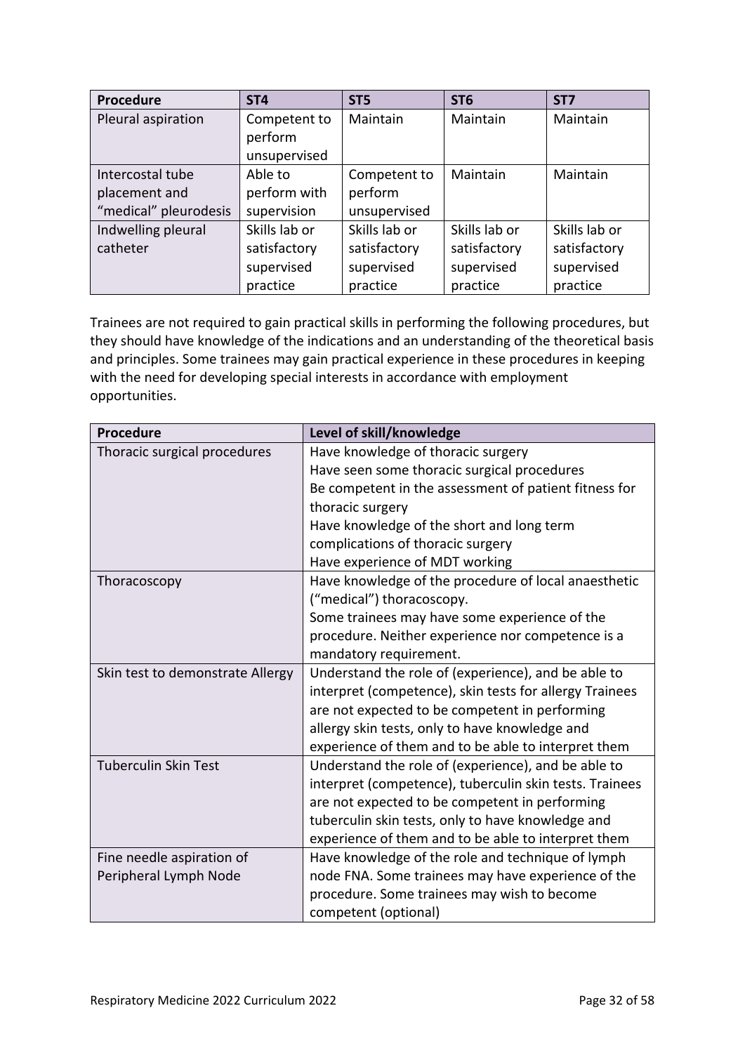| Procedure | ST4 | ST5 | ST6 | ST7 |
|---|---|---|---|---|
| Pleural aspiration | Competent to perform unsupervised | Maintain | Maintain | Maintain |
| Intercostal tube placement and “medical” pleurodesis | Able to perform with supervision | Competent to perform unsupervised | Maintain | Maintain |
| Indwelling pleural catheter | Skills lab or satisfactory supervised practice | Skills lab or satisfactory supervised practice | Skills lab or satisfactory supervised practice | Skills lab or satisfactory supervised practice |

Trainees are not required to gain practical skills in performing the following procedures, but they should have knowledge of the indications and an understanding of the theoretical basis and principles. Some trainees may gain practical experience in these procedures in keeping with the need for developing special interests in accordance with employment opportunities.

| Procedure | Level of skill/knowledge |
|---|---|
| Thoracic surgical procedures | Have knowledge of thoracic surgery<br>Have seen some thoracic surgical procedures<br>Be competent in the assessment of patient fitness for thoracic surgery<br>Have knowledge of the short and long term complications of thoracic surgery<br>Have experience of MDT working |
| Thoracoscopy | Have knowledge of the procedure of local anaesthetic (“medical”) thoracoscopy.<br>Some trainees may have some experience of the procedure. Neither experience nor competence is a mandatory requirement. |
| Skin test to demonstrate Allergy | Understand the role of (experience), and be able to interpret (competence), skin tests for allergy Trainees are not expected to be competent in performing allergy skin tests, only to have knowledge and experience of them and to be able to interpret them |
| Tuberculin Skin Test | Understand the role of (experience), and be able to interpret (competence), tuberculin skin tests. Trainees are not expected to be competent in performing tuberculin skin tests, only to have knowledge and experience of them and to be able to interpret them |
| Fine needle aspiration of Peripheral Lymph Node | Have knowledge of the role and technique of lymph node FNA. Some trainees may have experience of the procedure. Some trainees may wish to become competent (optional) |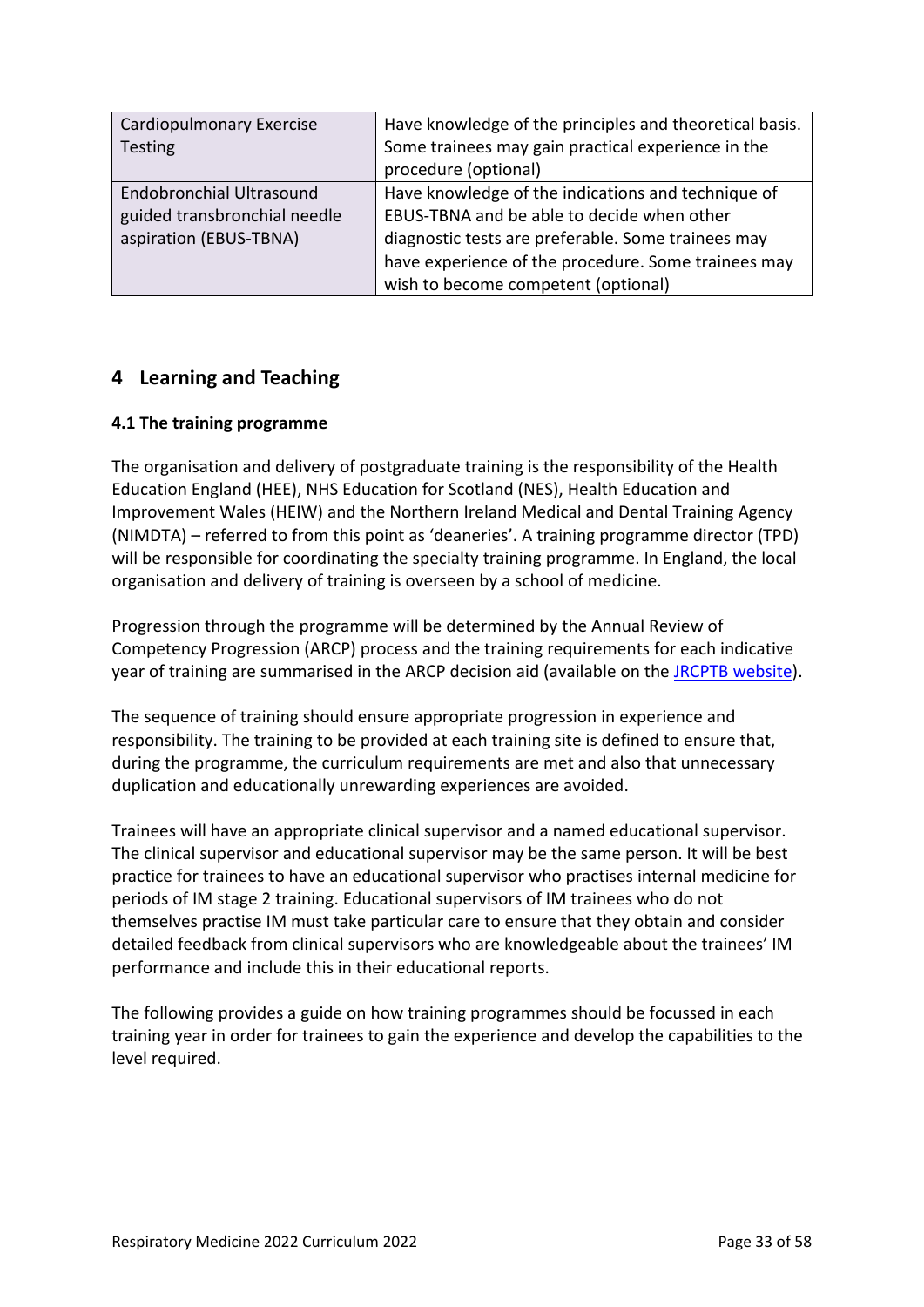| Cardiopulmonary Exercise Testing | Have knowledge of the principles and theoretical basis. Some trainees may gain practical experience in the procedure (optional) |
| --- | --- |
| Endobronchial Ultrasound guided transbronchial needle aspiration (EBUS-TBNA) | Have knowledge of the indications and technique of EBUS-TBNA and be able to decide when other diagnostic tests are preferable. Some trainees may have experience of the procedure. Some trainees may wish to become competent (optional) |

## 4 Learning and Teaching

### 4.1 The training programme

The organisation and delivery of postgraduate training is the responsibility of the Health Education England (HEE), NHS Education for Scotland (NES), Health Education and Improvement Wales (HEIW) and the Northern Ireland Medical and Dental Training Agency (NIMDTA) – referred to from this point as 'deaneries'. A training programme director (TPD) will be responsible for coordinating the specialty training programme. In England, the local organisation and delivery of training is overseen by a school of medicine.

Progression through the programme will be determined by the Annual Review of Competency Progression (ARCP) process and the training requirements for each indicative year of training are summarised in the ARCP decision aid (available on the JRCPTB website).

The sequence of training should ensure appropriate progression in experience and responsibility. The training to be provided at each training site is defined to ensure that, during the programme, the curriculum requirements are met and also that unnecessary duplication and educationally unrewarding experiences are avoided.

Trainees will have an appropriate clinical supervisor and a named educational supervisor. The clinical supervisor and educational supervisor may be the same person. It will be best practice for trainees to have an educational supervisor who practises internal medicine for periods of IM stage 2 training. Educational supervisors of IM trainees who do not themselves practise IM must take particular care to ensure that they obtain and consider detailed feedback from clinical supervisors who are knowledgeable about the trainees' IM performance and include this in their educational reports.

The following provides a guide on how training programmes should be focussed in each training year in order for trainees to gain the experience and develop the capabilities to the level required.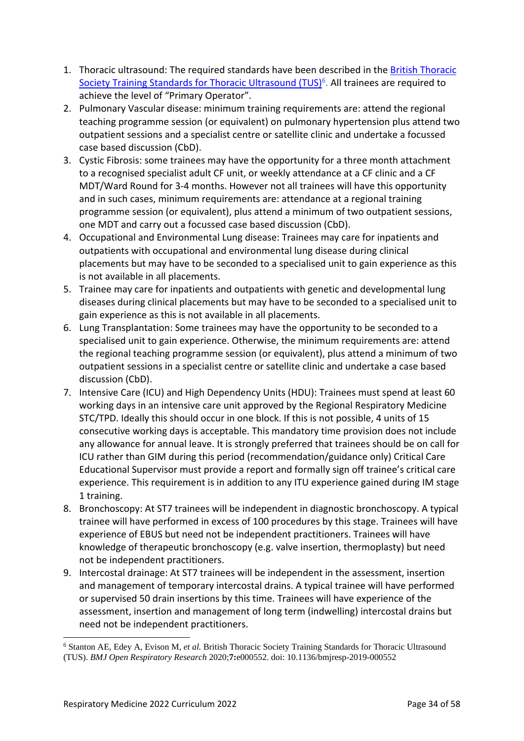1. Thoracic ultrasound: The required standards have been described in the [British Thoracic Society Training Standards for Thoracic Ultrasound (TUS)][6]. All trainees are required to achieve the level of "Primary Operator".
2. Pulmonary Vascular disease: minimum training requirements are: attend the regional teaching programme session (or equivalent) on pulmonary hypertension plus attend two outpatient sessions and a specialist centre or satellite clinic and undertake a focussed case based discussion (CbD).
3. Cystic Fibrosis: some trainees may have the opportunity for a three month attachment to a recognised specialist adult CF unit, or weekly attendance at a CF clinic and a CF MDT/Ward Round for 3-4 months. However not all trainees will have this opportunity and in such cases, minimum requirements are: attendance at a regional training programme session (or equivalent), plus attend a minimum of two outpatient sessions, one MDT and carry out a focussed case based discussion (CbD).
4. Occupational and Environmental Lung disease: Trainees may care for inpatients and outpatients with occupational and environmental lung disease during clinical placements but may have to be seconded to a specialised unit to gain experience as this is not available in all placements.
5. Trainee may care for inpatients and outpatients with genetic and developmental lung diseases during clinical placements but may have to be seconded to a specialised unit to gain experience as this is not available in all placements.
6. Lung Transplantation: Some trainees may have the opportunity to be seconded to a specialised unit to gain experience. Otherwise, the minimum requirements are: attend the regional teaching programme session (or equivalent), plus attend a minimum of two outpatient sessions in a specialist centre or satellite clinic and undertake a case based discussion (CbD).
7. Intensive Care (ICU) and High Dependency Units (HDU): Trainees must spend at least 60 working days in an intensive care unit approved by the Regional Respiratory Medicine STC/TPD. Ideally this should occur in one block. If this is not possible, 4 units of 15 consecutive working days is acceptable. This mandatory time provision does not include any allowance for annual leave. It is strongly preferred that trainees should be on call for ICU rather than GIM during this period (recommendation/guidance only) Critical Care Educational Supervisor must provide a report and formally sign off trainee's critical care experience. This requirement is in addition to any ITU experience gained during IM stage 1 training.
8. Bronchoscopy: At ST7 trainees will be independent in diagnostic bronchoscopy. A typical trainee will have performed in excess of 100 procedures by this stage. Trainees will have experience of EBUS but need not be independent practitioners. Trainees will have knowledge of therapeutic bronchoscopy (e.g. valve insertion, thermoplasty) but need not be independent practitioners.
9. Intercostal drainage: At ST7 trainees will be independent in the assessment, insertion and management of temporary intercostal drains. A typical trainee will have performed or supervised 50 drain insertions by this time. Trainees will have experience of the assessment, insertion and management of long term (indwelling) intercostal drains but need not be independent practitioners.

---

[6] Stanton AE, Edey A, Evison M, *et al.* British Thoracic Society Training Standards for Thoracic Ultrasound (TUS). *BMJ Open Respiratory Research* 2020;**7:**e000552. doi: 10.1136/bmjresp-2019-000552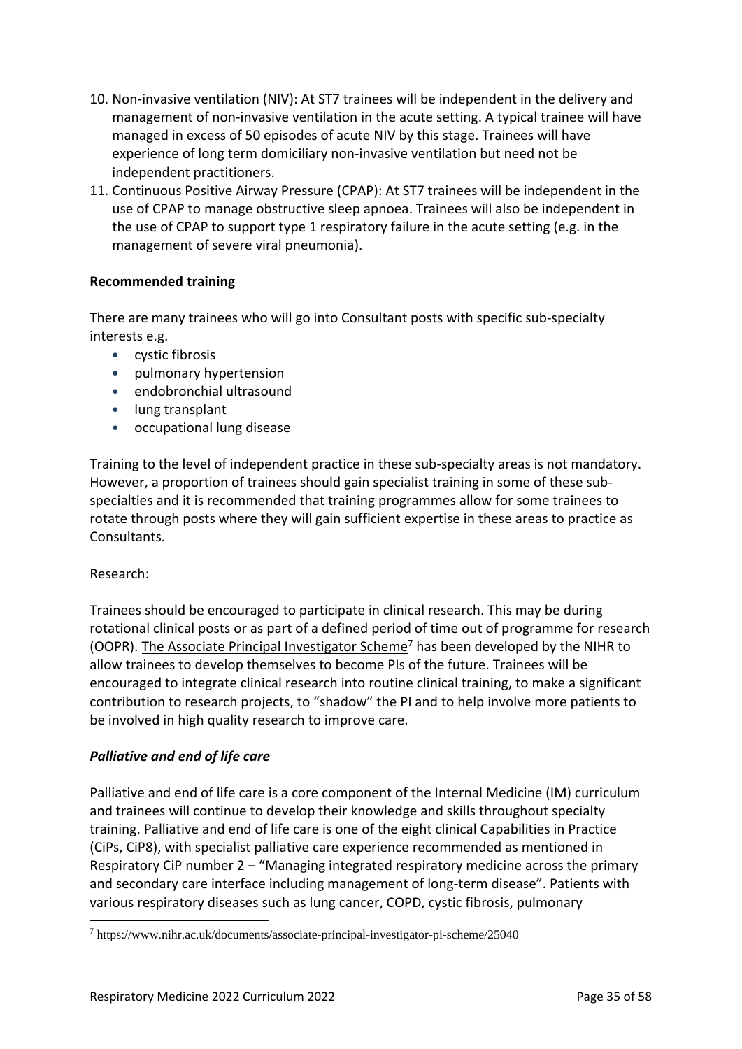10. Non-invasive ventilation (NIV): At ST7 trainees will be independent in the delivery and management of non-invasive ventilation in the acute setting. A typical trainee will have managed in excess of 50 episodes of acute NIV by this stage. Trainees will have experience of long term domiciliary non-invasive ventilation but need not be independent practitioners.
11. Continuous Positive Airway Pressure (CPAP): At ST7 trainees will be independent in the use of CPAP to manage obstructive sleep apnoea. Trainees will also be independent in the use of CPAP to support type 1 respiratory failure in the acute setting (e.g. in the management of severe viral pneumonia).

**Recommended training**

There are many trainees who will go into Consultant posts with specific sub-specialty interests e.g.

- cystic fibrosis
- pulmonary hypertension
- endobronchial ultrasound
- lung transplant
- occupational lung disease

Training to the level of independent practice in these sub-specialty areas is not mandatory. However, a proportion of trainees should gain specialist training in some of these sub-specialties and it is recommended that training programmes allow for some trainees to rotate through posts where they will gain sufficient expertise in these areas to practice as Consultants.

Research:

Trainees should be encouraged to participate in clinical research. This may be during rotational clinical posts or as part of a defined period of time out of programme for research (OOPR). The Associate Principal Investigator Scheme[7] has been developed by the NIHR to allow trainees to develop themselves to become PIs of the future. Trainees will be encouraged to integrate clinical research into routine clinical training, to make a significant contribution to research projects, to "shadow" the PI and to help involve more patients to be involved in high quality research to improve care.

***Palliative and end of life care***

Palliative and end of life care is a core component of the Internal Medicine (IM) curriculum and trainees will continue to develop their knowledge and skills throughout specialty training. Palliative and end of life care is one of the eight clinical Capabilities in Practice (CiPs, CiP8), with specialist palliative care experience recommended as mentioned in Respiratory CiP number 2 – "Managing integrated respiratory medicine across the primary and secondary care interface including management of long-term disease". Patients with various respiratory diseases such as lung cancer, COPD, cystic fibrosis, pulmonary

[7] https://www.nihr.ac.uk/documents/associate-principal-investigator-pi-scheme/25040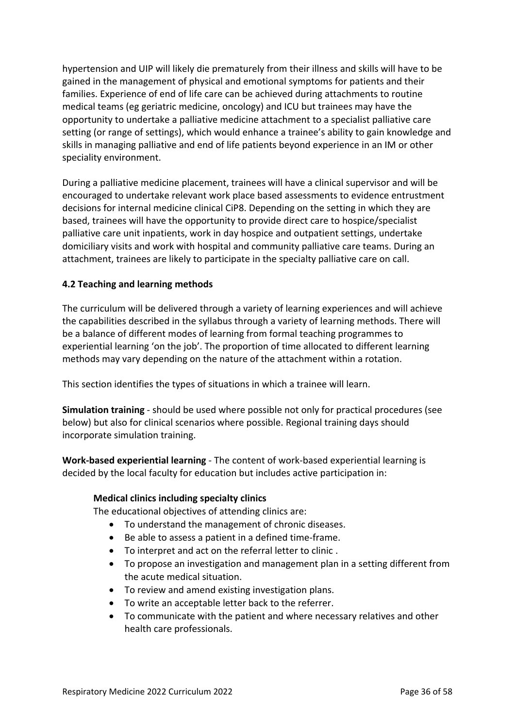hypertension and UIP will likely die prematurely from their illness and skills will have to be gained in the management of physical and emotional symptoms for patients and their families. Experience of end of life care can be achieved during attachments to routine medical teams (eg geriatric medicine, oncology) and ICU but trainees may have the opportunity to undertake a palliative medicine attachment to a specialist palliative care setting (or range of settings), which would enhance a trainee's ability to gain knowledge and skills in managing palliative and end of life patients beyond experience in an IM or other speciality environment.

During a palliative medicine placement, trainees will have a clinical supervisor and will be encouraged to undertake relevant work place based assessments to evidence entrustment decisions for internal medicine clinical CiP8. Depending on the setting in which they are based, trainees will have the opportunity to provide direct care to hospice/specialist palliative care unit inpatients, work in day hospice and outpatient settings, undertake domiciliary visits and work with hospital and community palliative care teams. During an attachment, trainees are likely to participate in the specialty palliative care on call.

### 4.2 Teaching and learning methods

The curriculum will be delivered through a variety of learning experiences and will achieve the capabilities described in the syllabus through a variety of learning methods. There will be a balance of different modes of learning from formal teaching programmes to experiential learning 'on the job'. The proportion of time allocated to different learning methods may vary depending on the nature of the attachment within a rotation.

This section identifies the types of situations in which a trainee will learn.

**Simulation training** - should be used where possible not only for practical procedures (see below) but also for clinical scenarios where possible. Regional training days should incorporate simulation training.

**Work-based experiential learning** - The content of work-based experiential learning is decided by the local faculty for education but includes active participation in:

**Medical clinics including specialty clinics**

The educational objectives of attending clinics are:

- To understand the management of chronic diseases.
- Be able to assess a patient in a defined time-frame.
- To interpret and act on the referral letter to clinic .
- To propose an investigation and management plan in a setting different from the acute medical situation.
- To review and amend existing investigation plans.
- To write an acceptable letter back to the referrer.
- To communicate with the patient and where necessary relatives and other health care professionals.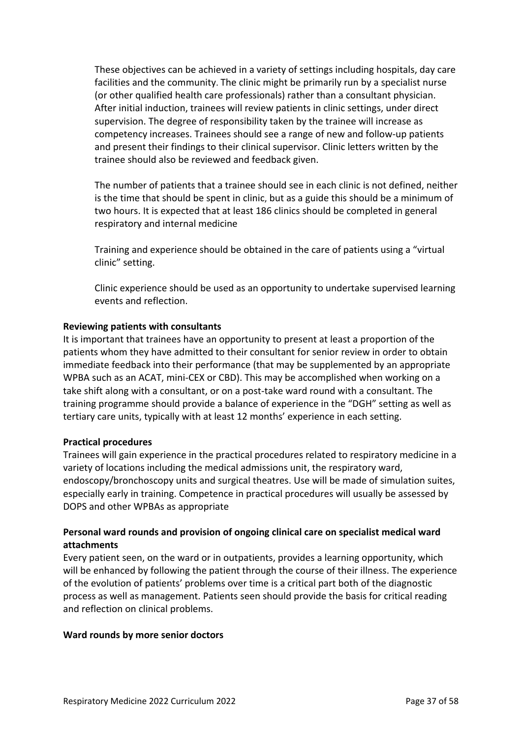These objectives can be achieved in a variety of settings including hospitals, day care facilities and the community. The clinic might be primarily run by a specialist nurse (or other qualified health care professionals) rather than a consultant physician. After initial induction, trainees will review patients in clinic settings, under direct supervision. The degree of responsibility taken by the trainee will increase as competency increases. Trainees should see a range of new and follow-up patients and present their findings to their clinical supervisor. Clinic letters written by the trainee should also be reviewed and feedback given.

The number of patients that a trainee should see in each clinic is not defined, neither is the time that should be spent in clinic, but as a guide this should be a minimum of two hours. It is expected that at least 186 clinics should be completed in general respiratory and internal medicine

Training and experience should be obtained in the care of patients using a "virtual clinic" setting.

Clinic experience should be used as an opportunity to undertake supervised learning events and reflection.

**Reviewing patients with consultants**

It is important that trainees have an opportunity to present at least a proportion of the patients whom they have admitted to their consultant for senior review in order to obtain immediate feedback into their performance (that may be supplemented by an appropriate WPBA such as an ACAT, mini-CEX or CBD). This may be accomplished when working on a take shift along with a consultant, or on a post-take ward round with a consultant. The training programme should provide a balance of experience in the "DGH" setting as well as tertiary care units, typically with at least 12 months' experience in each setting.

**Practical procedures**

Trainees will gain experience in the practical procedures related to respiratory medicine in a variety of locations including the medical admissions unit, the respiratory ward, endoscopy/bronchoscopy units and surgical theatres. Use will be made of simulation suites, especially early in training. Competence in practical procedures will usually be assessed by DOPS and other WPBAs as appropriate

**Personal ward rounds and provision of ongoing clinical care on specialist medical ward attachments**

Every patient seen, on the ward or in outpatients, provides a learning opportunity, which will be enhanced by following the patient through the course of their illness. The experience of the evolution of patients' problems over time is a critical part both of the diagnostic process as well as management. Patients seen should provide the basis for critical reading and reflection on clinical problems.

**Ward rounds by more senior doctors**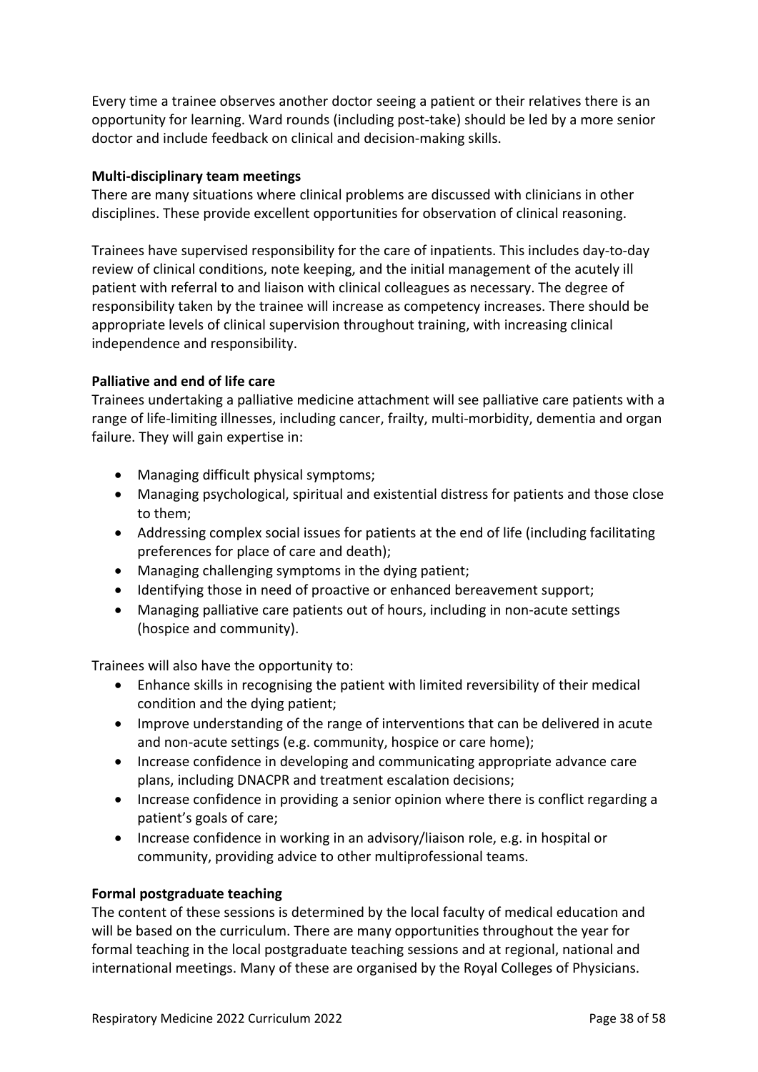Every time a trainee observes another doctor seeing a patient or their relatives there is an opportunity for learning. Ward rounds (including post-take) should be led by a more senior doctor and include feedback on clinical and decision-making skills.

**Multi-disciplinary team meetings**
There are many situations where clinical problems are discussed with clinicians in other disciplines. These provide excellent opportunities for observation of clinical reasoning.

Trainees have supervised responsibility for the care of inpatients. This includes day-to-day review of clinical conditions, note keeping, and the initial management of the acutely ill patient with referral to and liaison with clinical colleagues as necessary. The degree of responsibility taken by the trainee will increase as competency increases. There should be appropriate levels of clinical supervision throughout training, with increasing clinical independence and responsibility.

**Palliative and end of life care**
Trainees undertaking a palliative medicine attachment will see palliative care patients with a range of life-limiting illnesses, including cancer, frailty, multi-morbidity, dementia and organ failure. They will gain expertise in:

- Managing difficult physical symptoms;
- Managing psychological, spiritual and existential distress for patients and those close to them;
- Addressing complex social issues for patients at the end of life (including facilitating preferences for place of care and death);
- Managing challenging symptoms in the dying patient;
- Identifying those in need of proactive or enhanced bereavement support;
- Managing palliative care patients out of hours, including in non-acute settings (hospice and community).

Trainees will also have the opportunity to:

- Enhance skills in recognising the patient with limited reversibility of their medical condition and the dying patient;
- Improve understanding of the range of interventions that can be delivered in acute and non-acute settings (e.g. community, hospice or care home);
- Increase confidence in developing and communicating appropriate advance care plans, including DNACPR and treatment escalation decisions;
- Increase confidence in providing a senior opinion where there is conflict regarding a patient's goals of care;
- Increase confidence in working in an advisory/liaison role, e.g. in hospital or community, providing advice to other multiprofessional teams.

**Formal postgraduate teaching**
The content of these sessions is determined by the local faculty of medical education and will be based on the curriculum. There are many opportunities throughout the year for formal teaching in the local postgraduate teaching sessions and at regional, national and international meetings. Many of these are organised by the Royal Colleges of Physicians.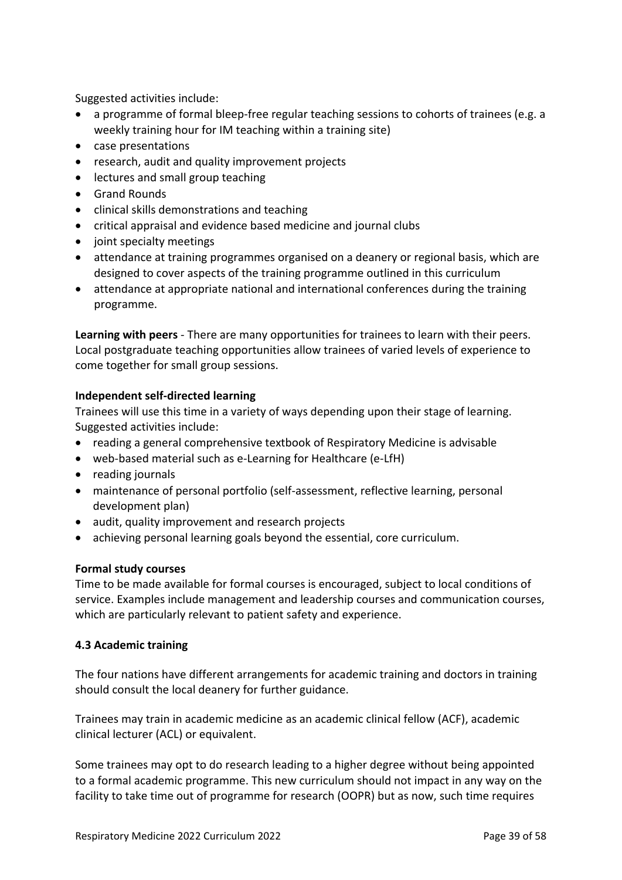Suggested activities include:

- a programme of formal bleep-free regular teaching sessions to cohorts of trainees (e.g. a weekly training hour for IM teaching within a training site)
- case presentations
- research, audit and quality improvement projects
- lectures and small group teaching
- Grand Rounds
- clinical skills demonstrations and teaching
- critical appraisal and evidence based medicine and journal clubs
- joint specialty meetings
- attendance at training programmes organised on a deanery or regional basis, which are designed to cover aspects of the training programme outlined in this curriculum
- attendance at appropriate national and international conferences during the training programme.

**Learning with peers** - There are many opportunities for trainees to learn with their peers. Local postgraduate teaching opportunities allow trainees of varied levels of experience to come together for small group sessions.

**Independent self-directed learning**

Trainees will use this time in a variety of ways depending upon their stage of learning. Suggested activities include:

- reading a general comprehensive textbook of Respiratory Medicine is advisable
- web-based material such as e-Learning for Healthcare (e-LfH)
- reading journals
- maintenance of personal portfolio (self-assessment, reflective learning, personal development plan)
- audit, quality improvement and research projects
- achieving personal learning goals beyond the essential, core curriculum.

**Formal study courses**

Time to be made available for formal courses is encouraged, subject to local conditions of service. Examples include management and leadership courses and communication courses, which are particularly relevant to patient safety and experience.

### 4.3 Academic training

The four nations have different arrangements for academic training and doctors in training should consult the local deanery for further guidance.

Trainees may train in academic medicine as an academic clinical fellow (ACF), academic clinical lecturer (ACL) or equivalent.

Some trainees may opt to do research leading to a higher degree without being appointed to a formal academic programme. This new curriculum should not impact in any way on the facility to take time out of programme for research (OOPR) but as now, such time requires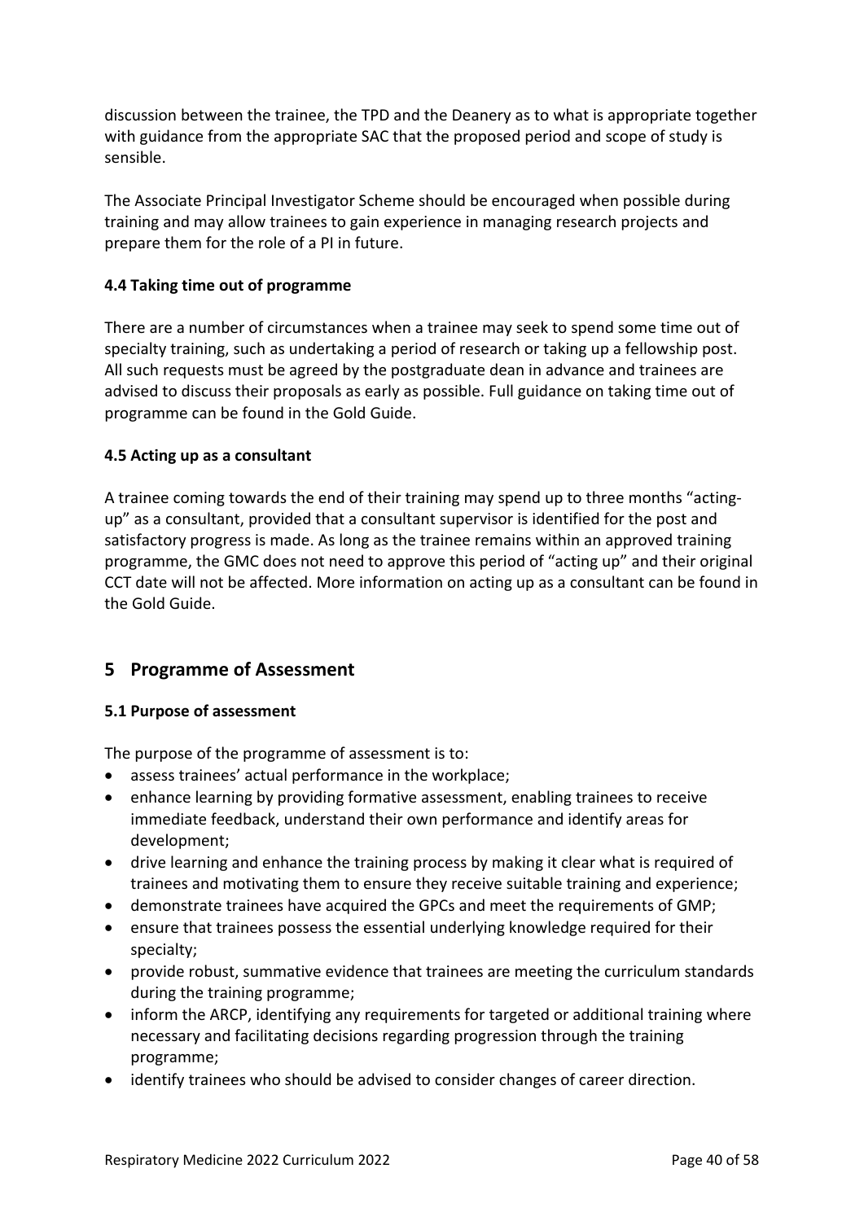discussion between the trainee, the TPD and the Deanery as to what is appropriate together with guidance from the appropriate SAC that the proposed period and scope of study is sensible.

The Associate Principal Investigator Scheme should be encouraged when possible during training and may allow trainees to gain experience in managing research projects and prepare them for the role of a PI in future.

### 4.4 Taking time out of programme

There are a number of circumstances when a trainee may seek to spend some time out of specialty training, such as undertaking a period of research or taking up a fellowship post. All such requests must be agreed by the postgraduate dean in advance and trainees are advised to discuss their proposals as early as possible. Full guidance on taking time out of programme can be found in the Gold Guide.

### 4.5 Acting up as a consultant

A trainee coming towards the end of their training may spend up to three months "acting-up" as a consultant, provided that a consultant supervisor is identified for the post and satisfactory progress is made. As long as the trainee remains within an approved training programme, the GMC does not need to approve this period of "acting up" and their original CCT date will not be affected. More information on acting up as a consultant can be found in the Gold Guide.

## 5 Programme of Assessment

### 5.1 Purpose of assessment

The purpose of the programme of assessment is to:

- assess trainees' actual performance in the workplace;
- enhance learning by providing formative assessment, enabling trainees to receive immediate feedback, understand their own performance and identify areas for development;
- drive learning and enhance the training process by making it clear what is required of trainees and motivating them to ensure they receive suitable training and experience;
- demonstrate trainees have acquired the GPCs and meet the requirements of GMP;
- ensure that trainees possess the essential underlying knowledge required for their specialty;
- provide robust, summative evidence that trainees are meeting the curriculum standards during the training programme;
- inform the ARCP, identifying any requirements for targeted or additional training where necessary and facilitating decisions regarding progression through the training programme;
- identify trainees who should be advised to consider changes of career direction.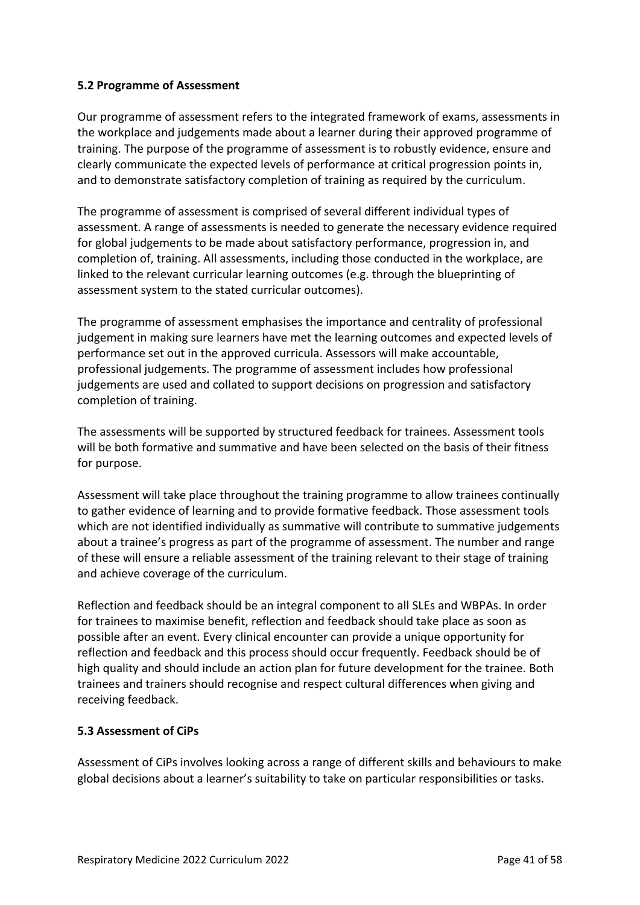### 5.2 Programme of Assessment

Our programme of assessment refers to the integrated framework of exams, assessments in the workplace and judgements made about a learner during their approved programme of training. The purpose of the programme of assessment is to robustly evidence, ensure and clearly communicate the expected levels of performance at critical progression points in, and to demonstrate satisfactory completion of training as required by the curriculum.

The programme of assessment is comprised of several different individual types of assessment. A range of assessments is needed to generate the necessary evidence required for global judgements to be made about satisfactory performance, progression in, and completion of, training. All assessments, including those conducted in the workplace, are linked to the relevant curricular learning outcomes (e.g. through the blueprinting of assessment system to the stated curricular outcomes).

The programme of assessment emphasises the importance and centrality of professional judgement in making sure learners have met the learning outcomes and expected levels of performance set out in the approved curricula. Assessors will make accountable, professional judgements. The programme of assessment includes how professional judgements are used and collated to support decisions on progression and satisfactory completion of training.

The assessments will be supported by structured feedback for trainees. Assessment tools will be both formative and summative and have been selected on the basis of their fitness for purpose.

Assessment will take place throughout the training programme to allow trainees continually to gather evidence of learning and to provide formative feedback. Those assessment tools which are not identified individually as summative will contribute to summative judgements about a trainee's progress as part of the programme of assessment. The number and range of these will ensure a reliable assessment of the training relevant to their stage of training and achieve coverage of the curriculum.

Reflection and feedback should be an integral component to all SLEs and WBPAs. In order for trainees to maximise benefit, reflection and feedback should take place as soon as possible after an event. Every clinical encounter can provide a unique opportunity for reflection and feedback and this process should occur frequently. Feedback should be of high quality and should include an action plan for future development for the trainee. Both trainees and trainers should recognise and respect cultural differences when giving and receiving feedback.

### 5.3 Assessment of CiPs

Assessment of CiPs involves looking across a range of different skills and behaviours to make global decisions about a learner's suitability to take on particular responsibilities or tasks.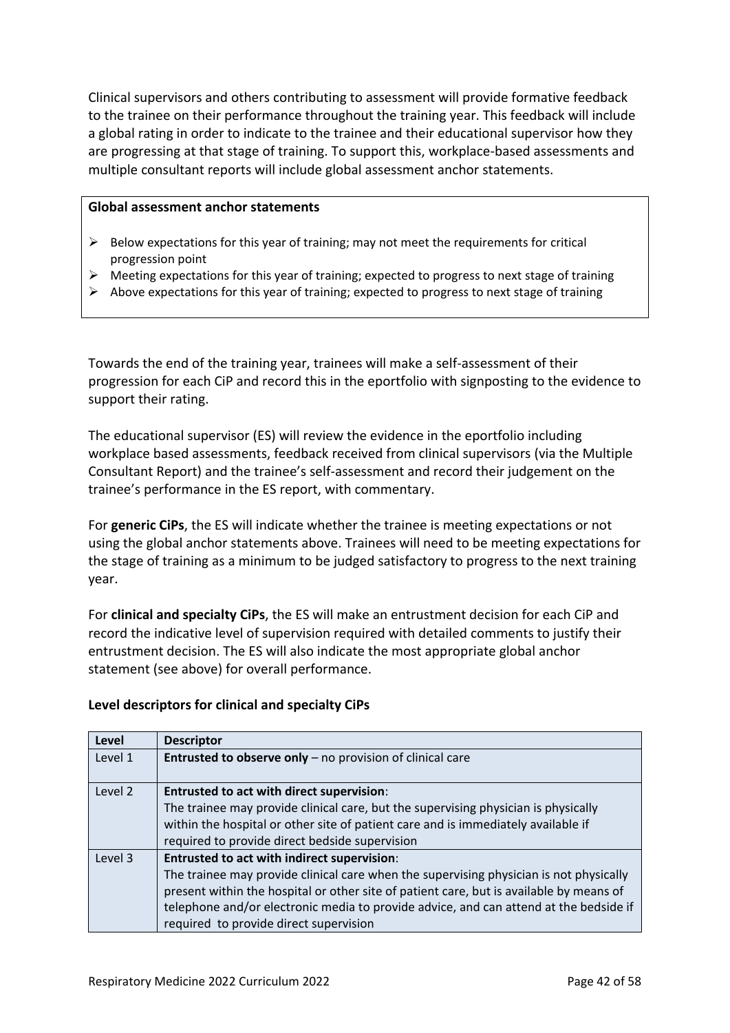Clinical supervisors and others contributing to assessment will provide formative feedback to the trainee on their performance throughout the training year. This feedback will include a global rating in order to indicate to the trainee and their educational supervisor how they are progressing at that stage of training. To support this, workplace-based assessments and multiple consultant reports will include global assessment anchor statements.

**Global assessment anchor statements**

- Below expectations for this year of training; may not meet the requirements for critical progression point
- Meeting expectations for this year of training; expected to progress to next stage of training
- Above expectations for this year of training; expected to progress to next stage of training

Towards the end of the training year, trainees will make a self-assessment of their progression for each CiP and record this in the eportfolio with signposting to the evidence to support their rating.

The educational supervisor (ES) will review the evidence in the eportfolio including workplace based assessments, feedback received from clinical supervisors (via the Multiple Consultant Report) and the trainee's self-assessment and record their judgement on the trainee's performance in the ES report, with commentary.

For **generic CiPs**, the ES will indicate whether the trainee is meeting expectations or not using the global anchor statements above. Trainees will need to be meeting expectations for the stage of training as a minimum to be judged satisfactory to progress to the next training year.

For **clinical and specialty CiPs**, the ES will make an entrustment decision for each CiP and record the indicative level of supervision required with detailed comments to justify their entrustment decision. The ES will also indicate the most appropriate global anchor statement (see above) for overall performance.

**Level descriptors for clinical and specialty CiPs**

| Level | Descriptor |
|---|---|
| Level 1 | **Entrusted to observe only** – no provision of clinical care |
| Level 2 | **Entrusted to act with direct supervision**: The trainee may provide clinical care, but the supervising physician is physically within the hospital or other site of patient care and is immediately available if required to provide direct bedside supervision |
| Level 3 | **Entrusted to act with indirect supervision**: The trainee may provide clinical care when the supervising physician is not physically present within the hospital or other site of patient care, but is available by means of telephone and/or electronic media to provide advice, and can attend at the bedside if required to provide direct supervision |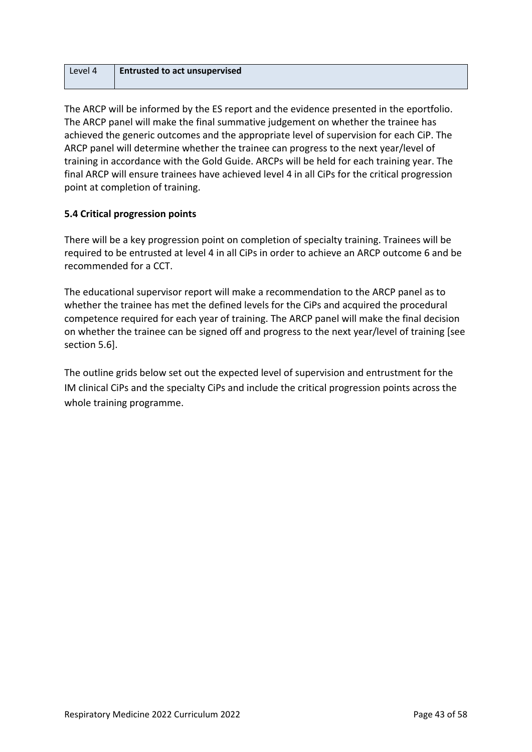| Level 4 | **Entrusted to act unsupervised** |
|---|---|

The ARCP will be informed by the ES report and the evidence presented in the eportfolio. The ARCP panel will make the final summative judgement on whether the trainee has achieved the generic outcomes and the appropriate level of supervision for each CiP. The ARCP panel will determine whether the trainee can progress to the next year/level of training in accordance with the Gold Guide. ARCPs will be held for each training year. The final ARCP will ensure trainees have achieved level 4 in all CiPs for the critical progression point at completion of training.

### 5.4 Critical progression points

There will be a key progression point on completion of specialty training. Trainees will be required to be entrusted at level 4 in all CiPs in order to achieve an ARCP outcome 6 and be recommended for a CCT.

The educational supervisor report will make a recommendation to the ARCP panel as to whether the trainee has met the defined levels for the CiPs and acquired the procedural competence required for each year of training. The ARCP panel will make the final decision on whether the trainee can be signed off and progress to the next year/level of training [see section 5.6].

The outline grids below set out the expected level of supervision and entrustment for the IM clinical CiPs and the specialty CiPs and include the critical progression points across the whole training programme.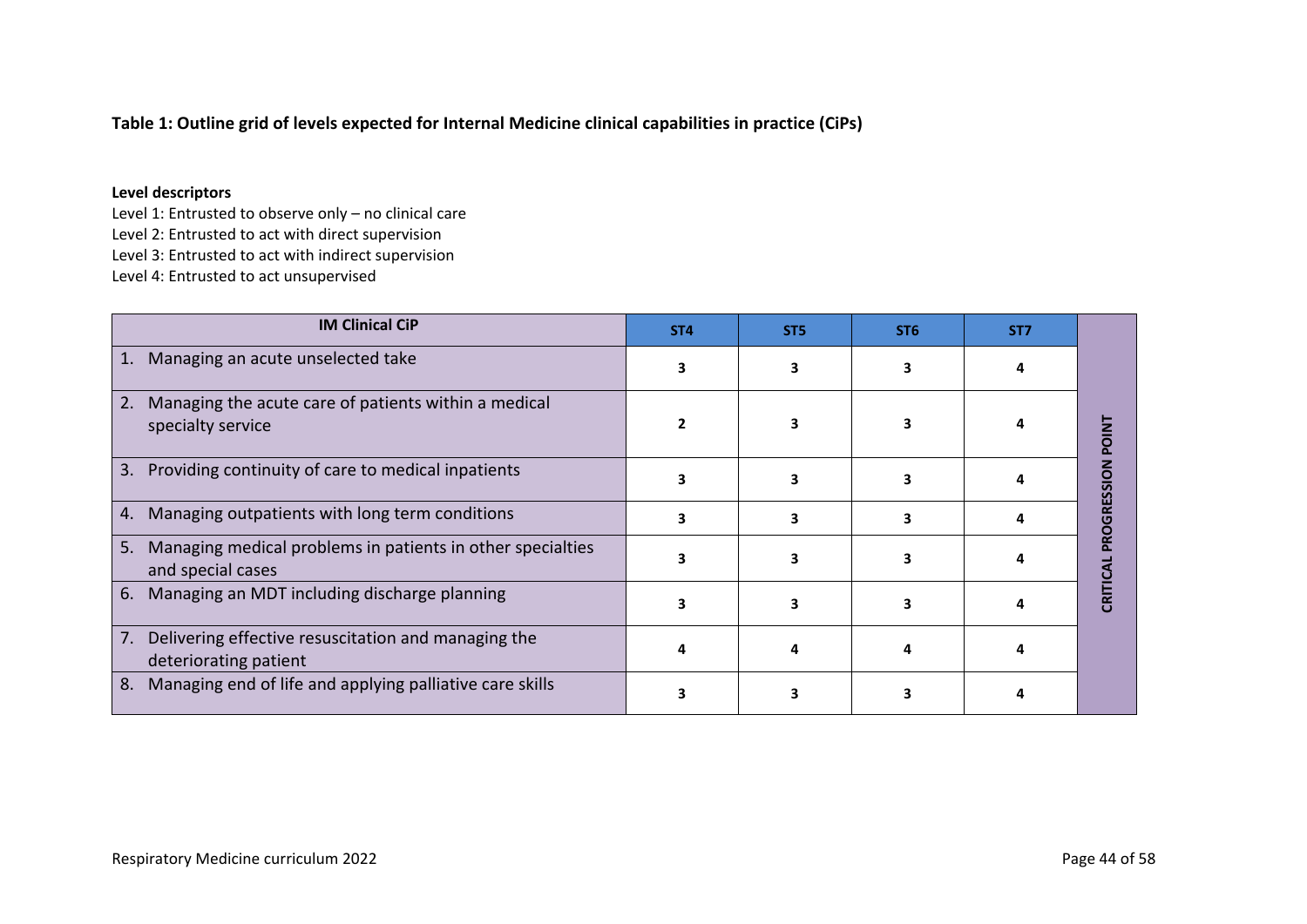**Table 1: Outline grid of levels expected for Internal Medicine clinical capabilities in practice (CiPs)**

**Level descriptors**

Level 1: Entrusted to observe only – no clinical care
Level 2: Entrusted to act with direct supervision
Level 3: Entrusted to act with indirect supervision
Level 4: Entrusted to act unsupervised

| IM Clinical CiP | ST4 | ST5 | ST6 | ST7 | |
|---|---|---|---|---|---|
| 1. Managing an acute unselected take | 3 | 3 | 3 | 4 | CRITICAL PROGRESSION POINT |
| 2. Managing the acute care of patients within a medical specialty service | 2 | 3 | 3 | 4 | |
| 3. Providing continuity of care to medical inpatients | 3 | 3 | 3 | 4 | |
| 4. Managing outpatients with long term conditions | 3 | 3 | 3 | 4 | |
| 5. Managing medical problems in patients in other specialties and special cases | 3 | 3 | 3 | 4 | |
| 6. Managing an MDT including discharge planning | 3 | 3 | 3 | 4 | |
| 7. Delivering effective resuscitation and managing the deteriorating patient | 4 | 4 | 4 | 4 | |
| 8. Managing end of life and applying palliative care skills | 3 | 3 | 3 | 4 | |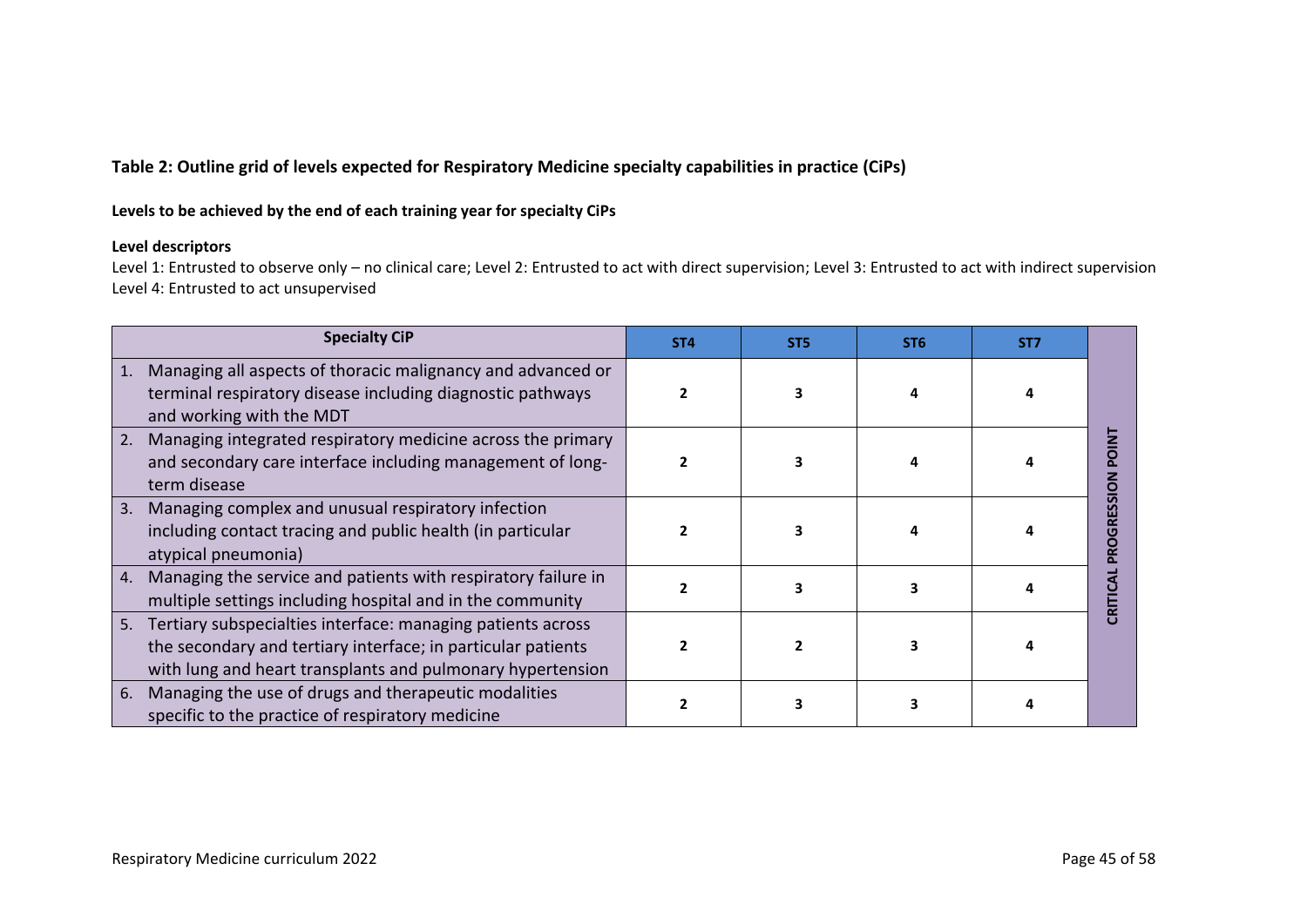**Table 2: Outline grid of levels expected for Respiratory Medicine specialty capabilities in practice (CiPs)**

**Levels to be achieved by the end of each training year for specialty CiPs**

**Level descriptors**

Level 1: Entrusted to observe only – no clinical care; Level 2: Entrusted to act with direct supervision; Level 3: Entrusted to act with indirect supervision
Level 4: Entrusted to act unsupervised

| Specialty CiP | ST4 | ST5 | ST6 | ST7 | |
|---|---|---|---|---|---|
| 1. Managing all aspects of thoracic malignancy and advanced or terminal respiratory disease including diagnostic pathways and working with the MDT | **2** | **3** | **4** | **4** | **CRITICAL PROGRESSION POINT** |
| 2. Managing integrated respiratory medicine across the primary and secondary care interface including management of long-term disease | **2** | **3** | **4** | **4** | |
| 3. Managing complex and unusual respiratory infection including contact tracing and public health (in particular atypical pneumonia) | **2** | **3** | **4** | **4** | |
| 4. Managing the service and patients with respiratory failure in multiple settings including hospital and in the community | **2** | **3** | **3** | **4** | |
| 5. Tertiary subspecialties interface: managing patients across the secondary and tertiary interface; in particular patients with lung and heart transplants and pulmonary hypertension | **2** | **2** | **3** | **4** | |
| 6. Managing the use of drugs and therapeutic modalities specific to the practice of respiratory medicine | **2** | **3** | **3** | **4** | |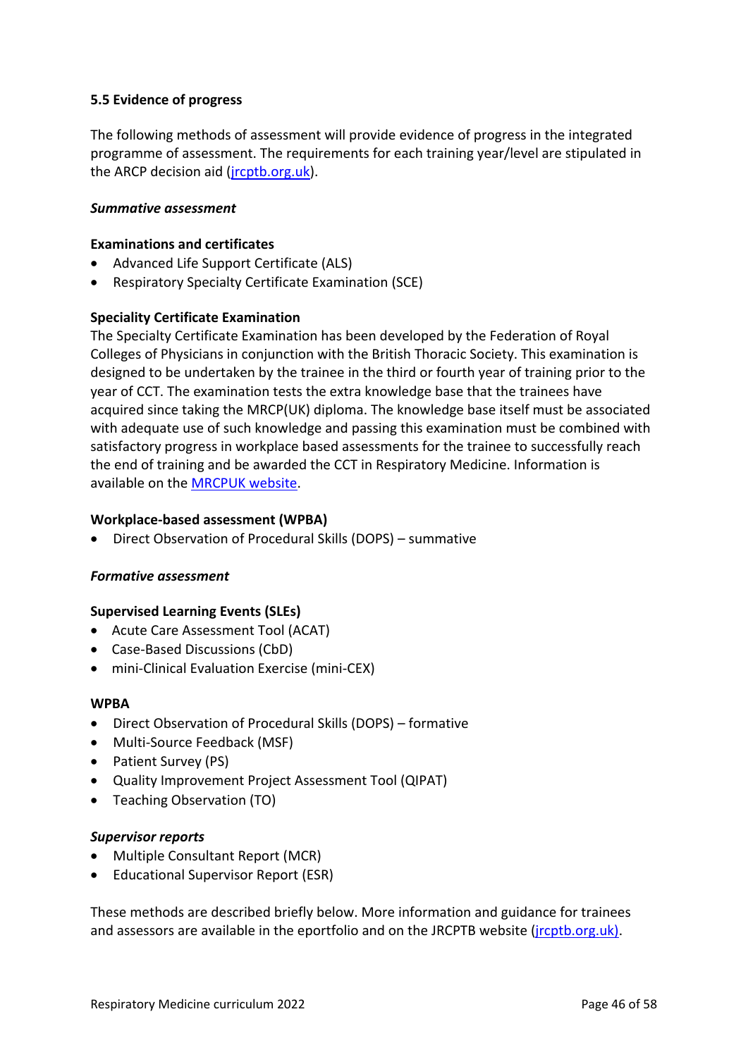### 5.5 Evidence of progress

The following methods of assessment will provide evidence of progress in the integrated programme of assessment. The requirements for each training year/level are stipulated in the ARCP decision aid ([jrcptb.org.uk](jrcptb.org.uk)).

***Summative assessment***

**Examinations and certificates**

- Advanced Life Support Certificate (ALS)
- Respiratory Specialty Certificate Examination (SCE)

**Speciality Certificate Examination**

The Specialty Certificate Examination has been developed by the Federation of Royal Colleges of Physicians in conjunction with the British Thoracic Society. This examination is designed to be undertaken by the trainee in the third or fourth year of training prior to the year of CCT. The examination tests the extra knowledge base that the trainees have acquired since taking the MRCP(UK) diploma. The knowledge base itself must be associated with adequate use of such knowledge and passing this examination must be combined with satisfactory progress in workplace based assessments for the trainee to successfully reach the end of training and be awarded the CCT in Respiratory Medicine. Information is available on the MRCPUK website.

**Workplace-based assessment (WPBA)**

- Direct Observation of Procedural Skills (DOPS) – summative

***Formative assessment***

**Supervised Learning Events (SLEs)**

- Acute Care Assessment Tool (ACAT)
- Case-Based Discussions (CbD)
- mini-Clinical Evaluation Exercise (mini-CEX)

**WPBA**

- Direct Observation of Procedural Skills (DOPS) – formative
- Multi-Source Feedback (MSF)
- Patient Survey (PS)
- Quality Improvement Project Assessment Tool (QIPAT)
- Teaching Observation (TO)

***Supervisor reports***

- Multiple Consultant Report (MCR)
- Educational Supervisor Report (ESR)

These methods are described briefly below. More information and guidance for trainees and assessors are available in the eportfolio and on the JRCPTB website ([jrcptb.org.uk](jrcptb.org.uk)).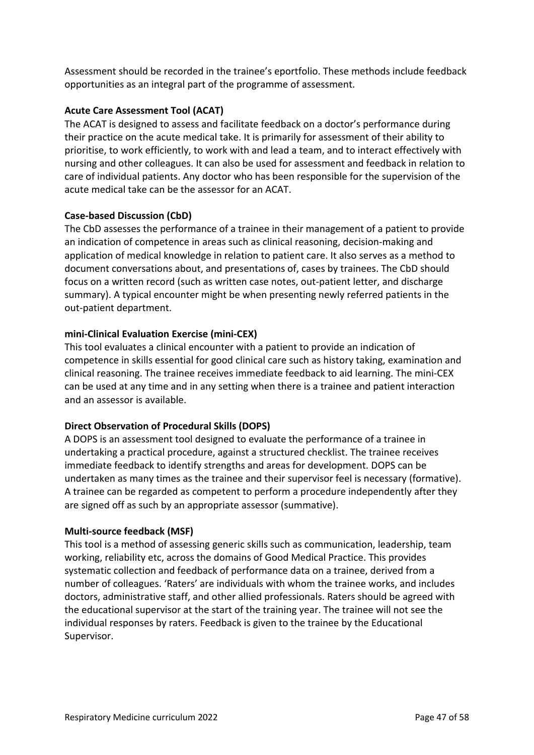Assessment should be recorded in the trainee's eportfolio. These methods include feedback opportunities as an integral part of the programme of assessment.

**Acute Care Assessment Tool (ACAT)**

The ACAT is designed to assess and facilitate feedback on a doctor's performance during their practice on the acute medical take. It is primarily for assessment of their ability to prioritise, to work efficiently, to work with and lead a team, and to interact effectively with nursing and other colleagues. It can also be used for assessment and feedback in relation to care of individual patients. Any doctor who has been responsible for the supervision of the acute medical take can be the assessor for an ACAT.

**Case-based Discussion (CbD)**

The CbD assesses the performance of a trainee in their management of a patient to provide an indication of competence in areas such as clinical reasoning, decision-making and application of medical knowledge in relation to patient care. It also serves as a method to document conversations about, and presentations of, cases by trainees. The CbD should focus on a written record (such as written case notes, out-patient letter, and discharge summary). A typical encounter might be when presenting newly referred patients in the out-patient department.

**mini-Clinical Evaluation Exercise (mini-CEX)**

This tool evaluates a clinical encounter with a patient to provide an indication of competence in skills essential for good clinical care such as history taking, examination and clinical reasoning. The trainee receives immediate feedback to aid learning. The mini-CEX can be used at any time and in any setting when there is a trainee and patient interaction and an assessor is available.

**Direct Observation of Procedural Skills (DOPS)**

A DOPS is an assessment tool designed to evaluate the performance of a trainee in undertaking a practical procedure, against a structured checklist. The trainee receives immediate feedback to identify strengths and areas for development. DOPS can be undertaken as many times as the trainee and their supervisor feel is necessary (formative). A trainee can be regarded as competent to perform a procedure independently after they are signed off as such by an appropriate assessor (summative).

**Multi-source feedback (MSF)**

This tool is a method of assessing generic skills such as communication, leadership, team working, reliability etc, across the domains of Good Medical Practice. This provides systematic collection and feedback of performance data on a trainee, derived from a number of colleagues. 'Raters' are individuals with whom the trainee works, and includes doctors, administrative staff, and other allied professionals. Raters should be agreed with the educational supervisor at the start of the training year. The trainee will not see the individual responses by raters. Feedback is given to the trainee by the Educational Supervisor.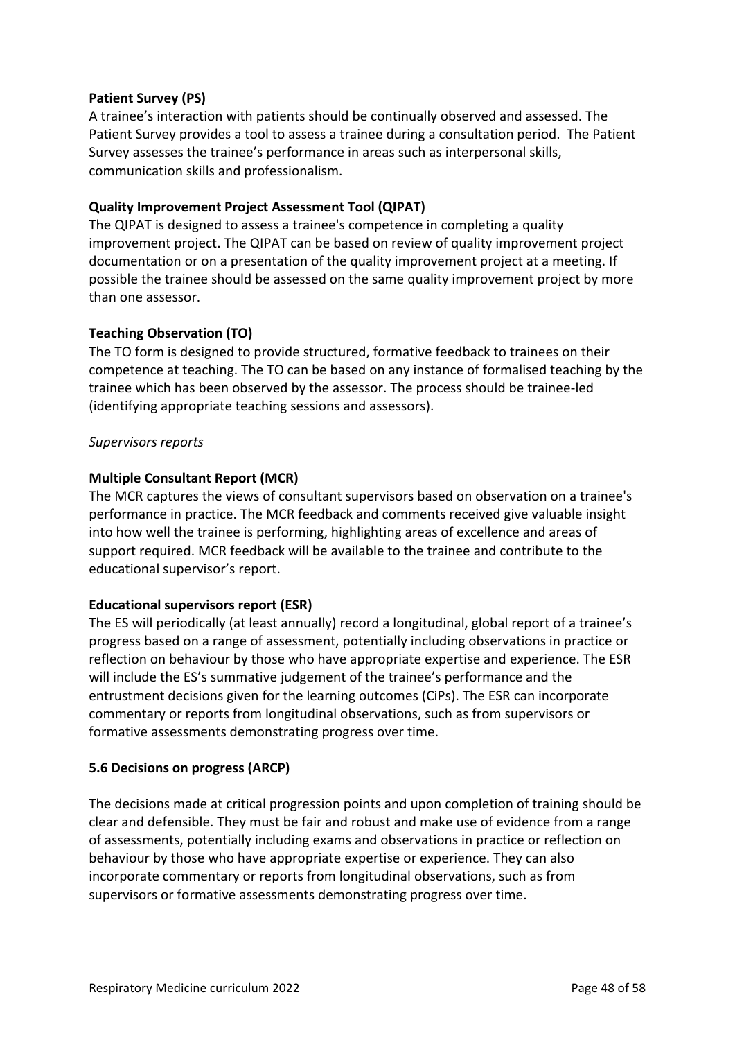**Patient Survey (PS)**

A trainee's interaction with patients should be continually observed and assessed. The Patient Survey provides a tool to assess a trainee during a consultation period. The Patient Survey assesses the trainee's performance in areas such as interpersonal skills, communication skills and professionalism.

**Quality Improvement Project Assessment Tool (QIPAT)**

The QIPAT is designed to assess a trainee's competence in completing a quality improvement project. The QIPAT can be based on review of quality improvement project documentation or on a presentation of the quality improvement project at a meeting. If possible the trainee should be assessed on the same quality improvement project by more than one assessor.

**Teaching Observation (TO)**

The TO form is designed to provide structured, formative feedback to trainees on their competence at teaching. The TO can be based on any instance of formalised teaching by the trainee which has been observed by the assessor. The process should be trainee-led (identifying appropriate teaching sessions and assessors).

*Supervisors reports*

**Multiple Consultant Report (MCR)**

The MCR captures the views of consultant supervisors based on observation on a trainee's performance in practice. The MCR feedback and comments received give valuable insight into how well the trainee is performing, highlighting areas of excellence and areas of support required. MCR feedback will be available to the trainee and contribute to the educational supervisor's report.

**Educational supervisors report (ESR)**

The ES will periodically (at least annually) record a longitudinal, global report of a trainee's progress based on a range of assessment, potentially including observations in practice or reflection on behaviour by those who have appropriate expertise and experience. The ESR will include the ES's summative judgement of the trainee's performance and the entrustment decisions given for the learning outcomes (CiPs). The ESR can incorporate commentary or reports from longitudinal observations, such as from supervisors or formative assessments demonstrating progress over time.

### 5.6 Decisions on progress (ARCP)

The decisions made at critical progression points and upon completion of training should be clear and defensible. They must be fair and robust and make use of evidence from a range of assessments, potentially including exams and observations in practice or reflection on behaviour by those who have appropriate expertise or experience. They can also incorporate commentary or reports from longitudinal observations, such as from supervisors or formative assessments demonstrating progress over time.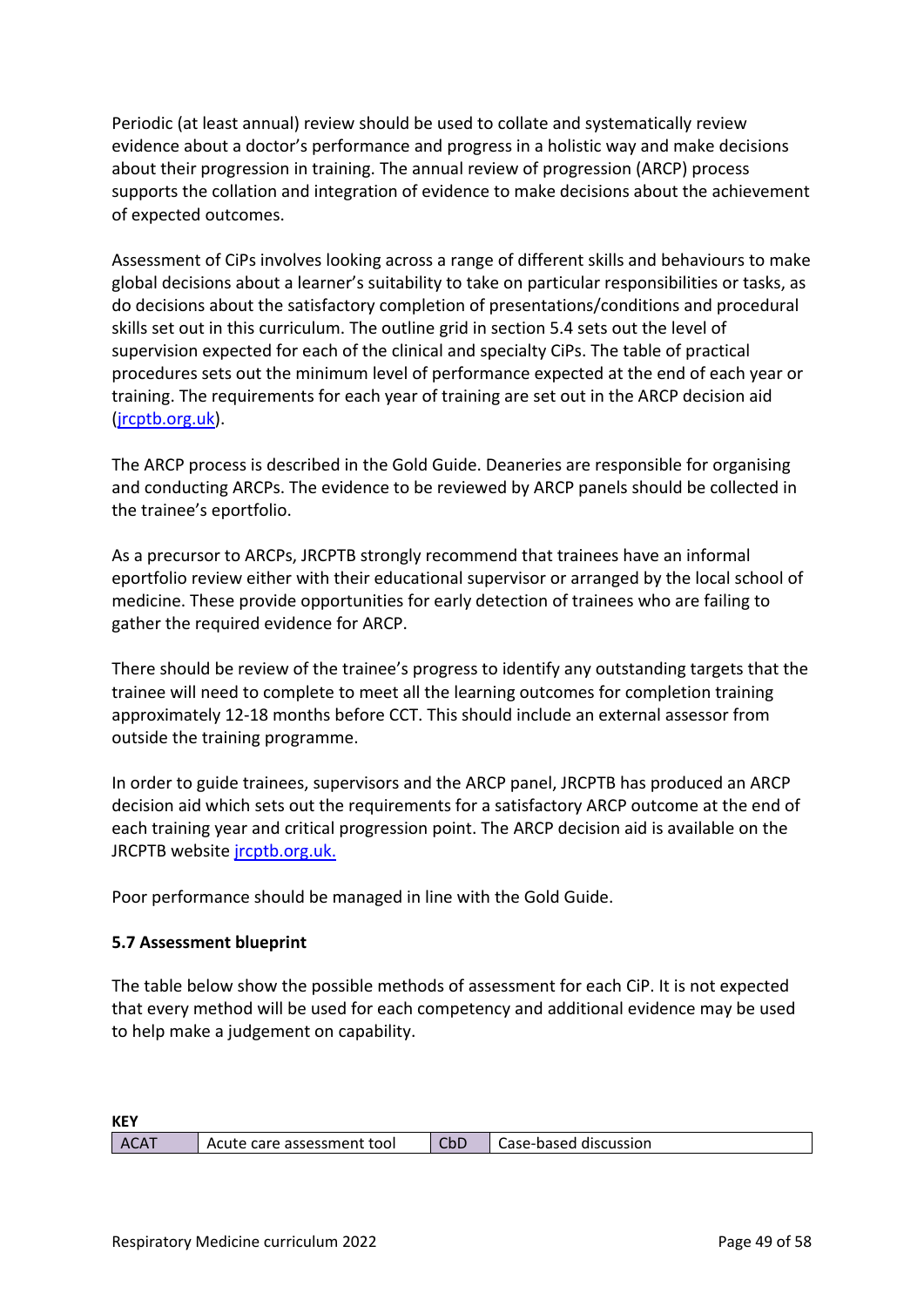Periodic (at least annual) review should be used to collate and systematically review evidence about a doctor's performance and progress in a holistic way and make decisions about their progression in training. The annual review of progression (ARCP) process supports the collation and integration of evidence to make decisions about the achievement of expected outcomes.

Assessment of CiPs involves looking across a range of different skills and behaviours to make global decisions about a learner's suitability to take on particular responsibilities or tasks, as do decisions about the satisfactory completion of presentations/conditions and procedural skills set out in this curriculum. The outline grid in section 5.4 sets out the level of supervision expected for each of the clinical and specialty CiPs. The table of practical procedures sets out the minimum level of performance expected at the end of each year or training. The requirements for each year of training are set out in the ARCP decision aid (jrcptb.org.uk).

The ARCP process is described in the Gold Guide. Deaneries are responsible for organising and conducting ARCPs. The evidence to be reviewed by ARCP panels should be collected in the trainee's eportfolio.

As a precursor to ARCPs, JRCPTB strongly recommend that trainees have an informal eportfolio review either with their educational supervisor or arranged by the local school of medicine. These provide opportunities for early detection of trainees who are failing to gather the required evidence for ARCP.

There should be review of the trainee's progress to identify any outstanding targets that the trainee will need to complete to meet all the learning outcomes for completion training approximately 12-18 months before CCT. This should include an external assessor from outside the training programme.

In order to guide trainees, supervisors and the ARCP panel, JRCPTB has produced an ARCP decision aid which sets out the requirements for a satisfactory ARCP outcome at the end of each training year and critical progression point. The ARCP decision aid is available on the JRCPTB website jrcptb.org.uk.

Poor performance should be managed in line with the Gold Guide.

### 5.7 Assessment blueprint

The table below show the possible methods of assessment for each CiP. It is not expected that every method will be used for each competency and additional evidence may be used to help make a judgement on capability.

**KEY**

| ACAT | Acute care assessment tool | CbD | Case-based discussion |
|---|---|---|---|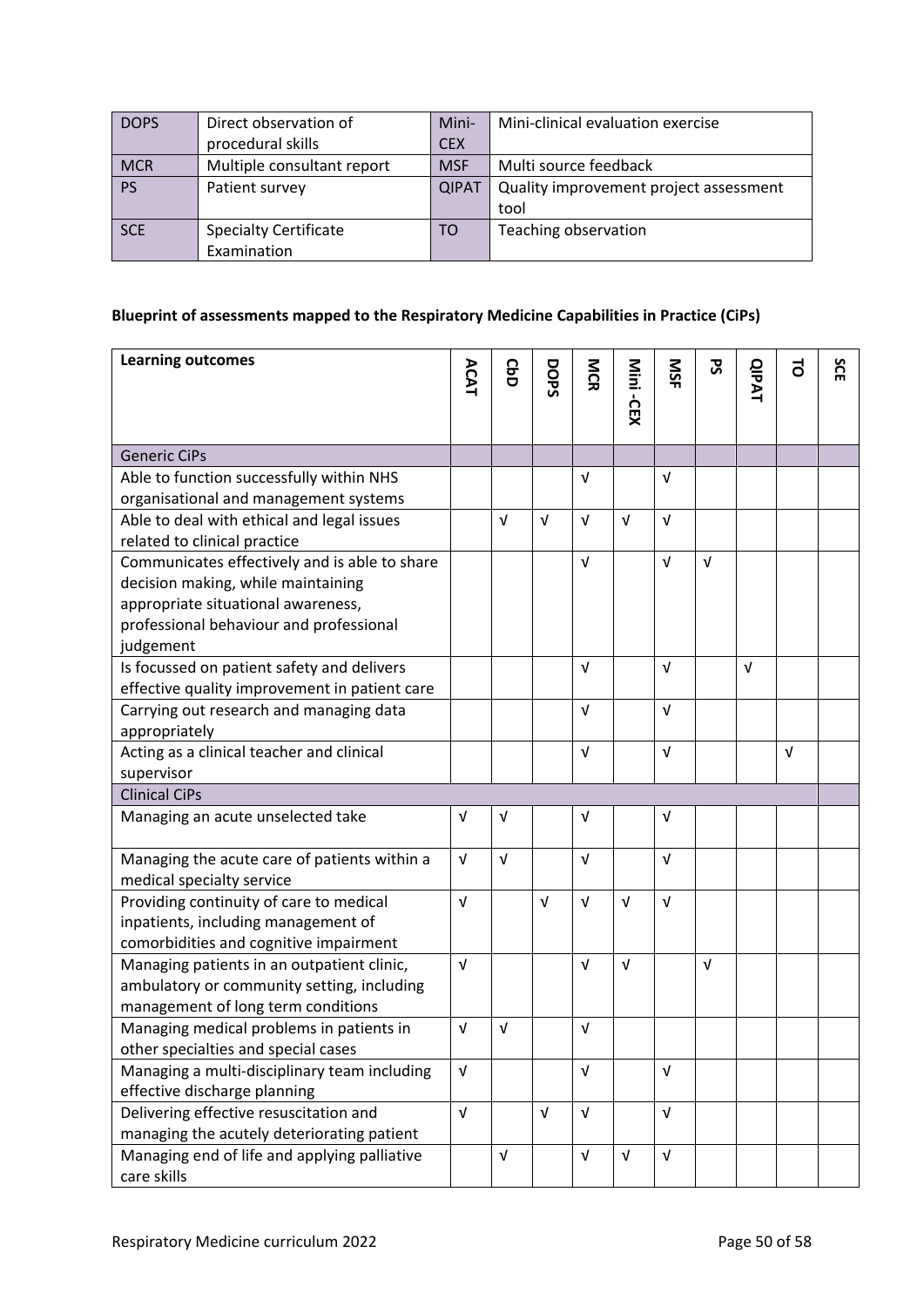| DOPS | Direct observation of procedural skills | Mini-CEX | Mini-clinical evaluation exercise |
|---|---|---|---|
| MCR | Multiple consultant report | MSF | Multi source feedback |
| PS | Patient survey | QIPAT | Quality improvement project assessment tool |
| SCE | Specialty Certificate Examination | TO | Teaching observation |

**Blueprint of assessments mapped to the Respiratory Medicine Capabilities in Practice (CiPs)**

| Learning outcomes | ACAT | CbD | DOPS | MCR | Mini -CEX | MSF | PS | QIPAT | TO | SCE |
|---|---|---|---|---|---|---|---|---|---|---|
| Generic CiPs | | | | | | | | | | |
| Able to function successfully within NHS organisational and management systems | | | | √ | | √ | | | | |
| Able to deal with ethical and legal issues related to clinical practice | | √ | √ | √ | √ | √ | | | | |
| Communicates effectively and is able to share decision making, while maintaining appropriate situational awareness, professional behaviour and professional judgement | | | | √ | | √ | √ | | | |
| Is focussed on patient safety and delivers effective quality improvement in patient care | | | | √ | | √ | | √ | | |
| Carrying out research and managing data appropriately | | | | √ | | √ | | | | |
| Acting as a clinical teacher and clinical supervisor | | | | √ | | √ | | | √ | |
| Clinical CiPs | | | | | | | | | | |
| Managing an acute unselected take | √ | √ | | √ | | √ | | | | |
| Managing the acute care of patients within a medical specialty service | √ | √ | | √ | | √ | | | | |
| Providing continuity of care to medical inpatients, including management of comorbidities and cognitive impairment | √ | | √ | √ | √ | √ | | | | |
| Managing patients in an outpatient clinic, ambulatory or community setting, including management of long term conditions | √ | | | √ | √ | | √ | | | |
| Managing medical problems in patients in other specialties and special cases | √ | √ | | √ | | | | | | |
| Managing a multi-disciplinary team including effective discharge planning | √ | | | √ | | √ | | | | |
| Delivering effective resuscitation and managing the acutely deteriorating patient | √ | | √ | √ | | √ | | | | |
| Managing end of life and applying palliative care skills | | √ | | √ | √ | √ | | | | |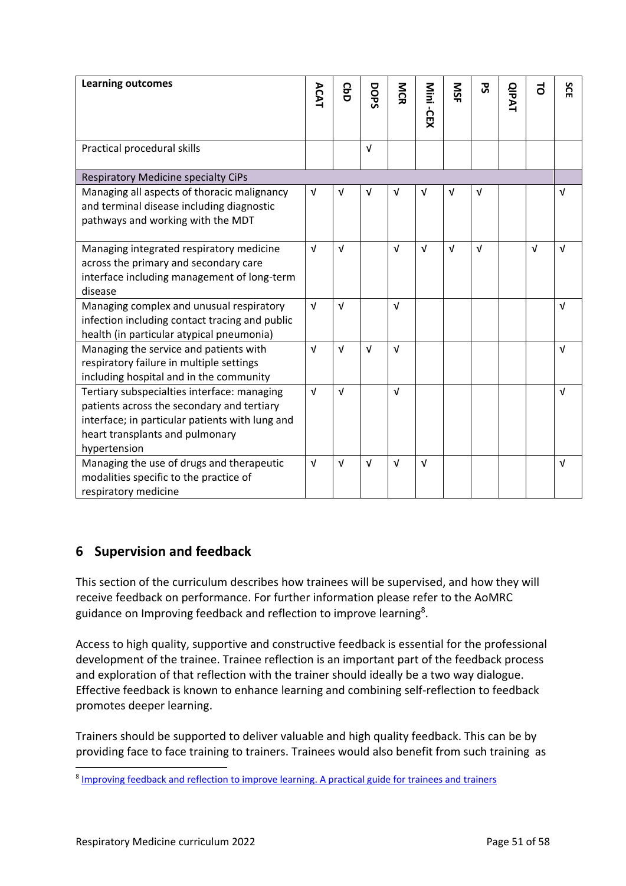| Learning outcomes | ACAT | CbD | DOPS | MCR | Mini -CEX | MSF | PS | QIPAT | TO | SCE |
|---|---|---|---|---|---|---|---|---|---|---|
| Practical procedural skills | | | √ | | | | | | | |
| Respiratory Medicine specialty CiPs | | | | | | | | | | |
| Managing all aspects of thoracic malignancy and terminal disease including diagnostic pathways and working with the MDT | √ | √ | √ | √ | √ | √ | √ | | | √ |
| Managing integrated respiratory medicine across the primary and secondary care interface including management of long-term disease | √ | √ | | √ | √ | √ | √ | | √ | √ |
| Managing complex and unusual respiratory infection including contact tracing and public health (in particular atypical pneumonia) | √ | √ | | √ | | | | | | √ |
| Managing the service and patients with respiratory failure in multiple settings including hospital and in the community | √ | √ | √ | √ | | | | | | √ |
| Tertiary subspecialties interface: managing patients across the secondary and tertiary interface; in particular patients with lung and heart transplants and pulmonary hypertension | √ | √ | | √ | | | | | | √ |
| Managing the use of drugs and therapeutic modalities specific to the practice of respiratory medicine | √ | √ | √ | √ | √ | | | | | √ |

## 6 Supervision and feedback

This section of the curriculum describes how trainees will be supervised, and how they will receive feedback on performance. For further information please refer to the AoMRC guidance on Improving feedback and reflection to improve learning[8].

Access to high quality, supportive and constructive feedback is essential for the professional development of the trainee. Trainee reflection is an important part of the feedback process and exploration of that reflection with the trainer should ideally be a two way dialogue. Effective feedback is known to enhance learning and combining self-reflection to feedback promotes deeper learning.

Trainers should be supported to deliver valuable and high quality feedback. This can be by providing face to face training to trainers. Trainees would also benefit from such training as

[8] Improving feedback and reflection to improve learning. A practical guide for trainees and trainers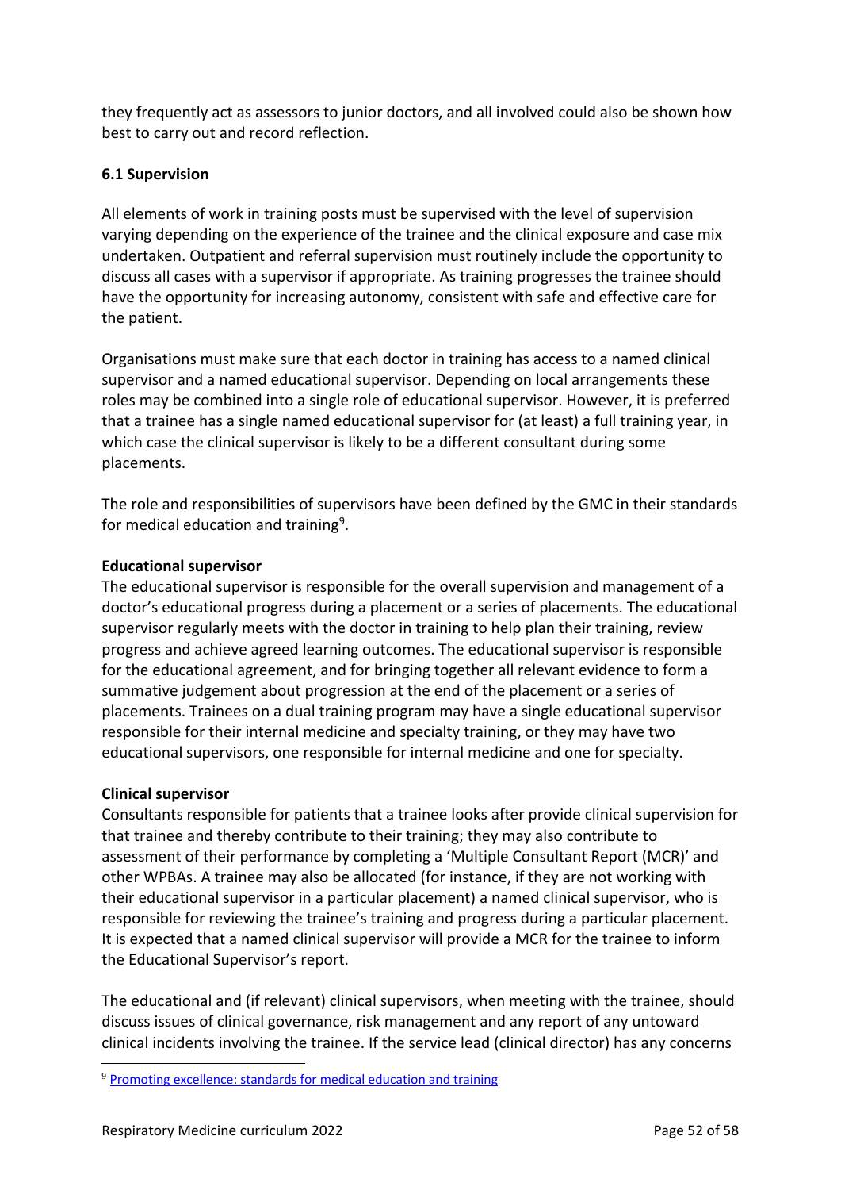they frequently act as assessors to junior doctors, and all involved could also be shown how best to carry out and record reflection.

### 6.1 Supervision

All elements of work in training posts must be supervised with the level of supervision varying depending on the experience of the trainee and the clinical exposure and case mix undertaken. Outpatient and referral supervision must routinely include the opportunity to discuss all cases with a supervisor if appropriate. As training progresses the trainee should have the opportunity for increasing autonomy, consistent with safe and effective care for the patient.

Organisations must make sure that each doctor in training has access to a named clinical supervisor and a named educational supervisor. Depending on local arrangements these roles may be combined into a single role of educational supervisor. However, it is preferred that a trainee has a single named educational supervisor for (at least) a full training year, in which case the clinical supervisor is likely to be a different consultant during some placements.

The role and responsibilities of supervisors have been defined by the GMC in their standards for medical education and training[9].

**Educational supervisor**

The educational supervisor is responsible for the overall supervision and management of a doctor's educational progress during a placement or a series of placements. The educational supervisor regularly meets with the doctor in training to help plan their training, review progress and achieve agreed learning outcomes. The educational supervisor is responsible for the educational agreement, and for bringing together all relevant evidence to form a summative judgement about progression at the end of the placement or a series of placements. Trainees on a dual training program may have a single educational supervisor responsible for their internal medicine and specialty training, or they may have two educational supervisors, one responsible for internal medicine and one for specialty.

**Clinical supervisor**

Consultants responsible for patients that a trainee looks after provide clinical supervision for that trainee and thereby contribute to their training; they may also contribute to assessment of their performance by completing a 'Multiple Consultant Report (MCR)' and other WPBAs. A trainee may also be allocated (for instance, if they are not working with their educational supervisor in a particular placement) a named clinical supervisor, who is responsible for reviewing the trainee's training and progress during a particular placement. It is expected that a named clinical supervisor will provide a MCR for the trainee to inform the Educational Supervisor's report.

The educational and (if relevant) clinical supervisors, when meeting with the trainee, should discuss issues of clinical governance, risk management and any report of any untoward clinical incidents involving the trainee. If the service lead (clinical director) has any concerns

[9] Promoting excellence: standards for medical education and training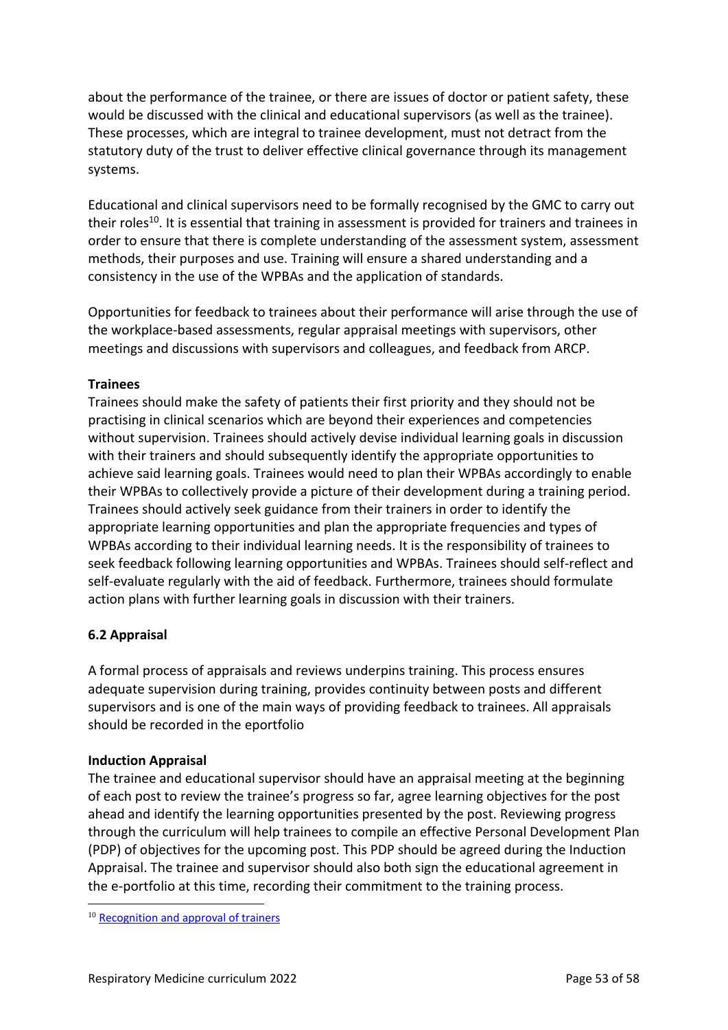about the performance of the trainee, or there are issues of doctor or patient safety, these would be discussed with the clinical and educational supervisors (as well as the trainee). These processes, which are integral to trainee development, must not detract from the statutory duty of the trust to deliver effective clinical governance through its management systems.

Educational and clinical supervisors need to be formally recognised by the GMC to carry out their roles[10]. It is essential that training in assessment is provided for trainers and trainees in order to ensure that there is complete understanding of the assessment system, assessment methods, their purposes and use. Training will ensure a shared understanding and a consistency in the use of the WPBAs and the application of standards.

Opportunities for feedback to trainees about their performance will arise through the use of the workplace-based assessments, regular appraisal meetings with supervisors, other meetings and discussions with supervisors and colleagues, and feedback from ARCP.

**Trainees**

Trainees should make the safety of patients their first priority and they should not be practising in clinical scenarios which are beyond their experiences and competencies without supervision. Trainees should actively devise individual learning goals in discussion with their trainers and should subsequently identify the appropriate opportunities to achieve said learning goals. Trainees would need to plan their WPBAs accordingly to enable their WPBAs to collectively provide a picture of their development during a training period. Trainees should actively seek guidance from their trainers in order to identify the appropriate learning opportunities and plan the appropriate frequencies and types of WPBAs according to their individual learning needs. It is the responsibility of trainees to seek feedback following learning opportunities and WPBAs. Trainees should self-reflect and self-evaluate regularly with the aid of feedback. Furthermore, trainees should formulate action plans with further learning goals in discussion with their trainers.

### 6.2 Appraisal

A formal process of appraisals and reviews underpins training. This process ensures adequate supervision during training, provides continuity between posts and different supervisors and is one of the main ways of providing feedback to trainees. All appraisals should be recorded in the eportfolio

**Induction Appraisal**

The trainee and educational supervisor should have an appraisal meeting at the beginning of each post to review the trainee's progress so far, agree learning objectives for the post ahead and identify the learning opportunities presented by the post. Reviewing progress through the curriculum will help trainees to compile an effective Personal Development Plan (PDP) of objectives for the upcoming post. This PDP should be agreed during the Induction Appraisal. The trainee and supervisor should also both sign the educational agreement in the e-portfolio at this time, recording their commitment to the training process.

[10] Recognition and approval of trainers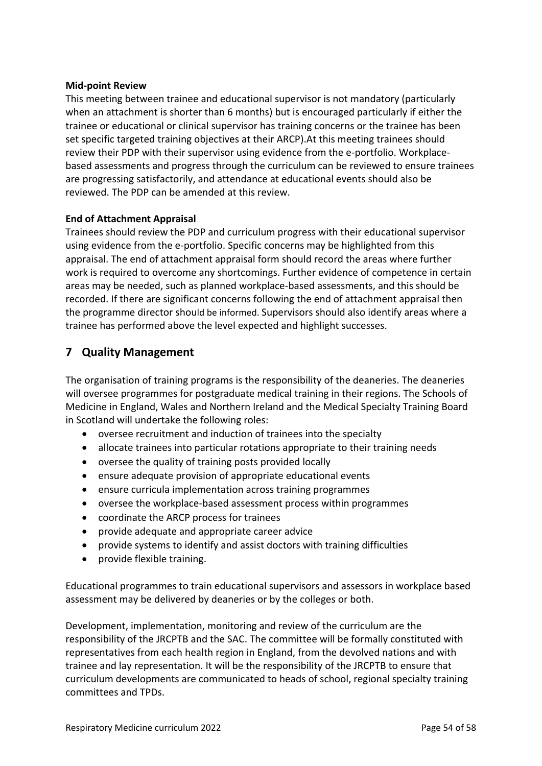**Mid-point Review**

This meeting between trainee and educational supervisor is not mandatory (particularly when an attachment is shorter than 6 months) but is encouraged particularly if either the trainee or educational or clinical supervisor has training concerns or the trainee has been set specific targeted training objectives at their ARCP).At this meeting trainees should review their PDP with their supervisor using evidence from the e-portfolio. Workplace-based assessments and progress through the curriculum can be reviewed to ensure trainees are progressing satisfactorily, and attendance at educational events should also be reviewed. The PDP can be amended at this review.

**End of Attachment Appraisal**

Trainees should review the PDP and curriculum progress with their educational supervisor using evidence from the e-portfolio. Specific concerns may be highlighted from this appraisal. The end of attachment appraisal form should record the areas where further work is required to overcome any shortcomings. Further evidence of competence in certain areas may be needed, such as planned workplace-based assessments, and this should be recorded. If there are significant concerns following the end of attachment appraisal then the programme director should be informed. Supervisors should also identify areas where a trainee has performed above the level expected and highlight successes.

## 7 Quality Management

The organisation of training programs is the responsibility of the deaneries. The deaneries will oversee programmes for postgraduate medical training in their regions. The Schools of Medicine in England, Wales and Northern Ireland and the Medical Specialty Training Board in Scotland will undertake the following roles:

- oversee recruitment and induction of trainees into the specialty
- allocate trainees into particular rotations appropriate to their training needs
- oversee the quality of training posts provided locally
- ensure adequate provision of appropriate educational events
- ensure curricula implementation across training programmes
- oversee the workplace-based assessment process within programmes
- coordinate the ARCP process for trainees
- provide adequate and appropriate career advice
- provide systems to identify and assist doctors with training difficulties
- provide flexible training.

Educational programmes to train educational supervisors and assessors in workplace based assessment may be delivered by deaneries or by the colleges or both.

Development, implementation, monitoring and review of the curriculum are the responsibility of the JRCPTB and the SAC. The committee will be formally constituted with representatives from each health region in England, from the devolved nations and with trainee and lay representation. It will be the responsibility of the JRCPTB to ensure that curriculum developments are communicated to heads of school, regional specialty training committees and TPDs.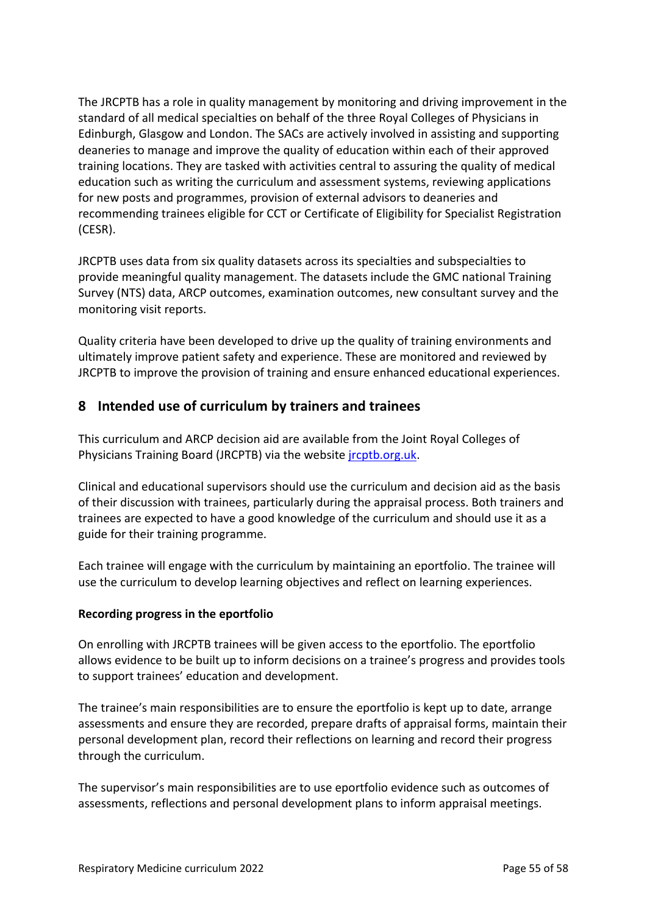The JRCPTB has a role in quality management by monitoring and driving improvement in the standard of all medical specialties on behalf of the three Royal Colleges of Physicians in Edinburgh, Glasgow and London. The SACs are actively involved in assisting and supporting deaneries to manage and improve the quality of education within each of their approved training locations. They are tasked with activities central to assuring the quality of medical education such as writing the curriculum and assessment systems, reviewing applications for new posts and programmes, provision of external advisors to deaneries and recommending trainees eligible for CCT or Certificate of Eligibility for Specialist Registration (CESR).

JRCPTB uses data from six quality datasets across its specialties and subspecialties to provide meaningful quality management. The datasets include the GMC national Training Survey (NTS) data, ARCP outcomes, examination outcomes, new consultant survey and the monitoring visit reports.

Quality criteria have been developed to drive up the quality of training environments and ultimately improve patient safety and experience. These are monitored and reviewed by JRCPTB to improve the provision of training and ensure enhanced educational experiences.

## 8 Intended use of curriculum by trainers and trainees

This curriculum and ARCP decision aid are available from the Joint Royal Colleges of Physicians Training Board (JRCPTB) via the website [jrcptb.org.uk](jrcptb.org.uk).

Clinical and educational supervisors should use the curriculum and decision aid as the basis of their discussion with trainees, particularly during the appraisal process. Both trainers and trainees are expected to have a good knowledge of the curriculum and should use it as a guide for their training programme.

Each trainee will engage with the curriculum by maintaining an eportfolio. The trainee will use the curriculum to develop learning objectives and reflect on learning experiences.

**Recording progress in the eportfolio**

On enrolling with JRCPTB trainees will be given access to the eportfolio. The eportfolio allows evidence to be built up to inform decisions on a trainee's progress and provides tools to support trainees' education and development.

The trainee's main responsibilities are to ensure the eportfolio is kept up to date, arrange assessments and ensure they are recorded, prepare drafts of appraisal forms, maintain their personal development plan, record their reflections on learning and record their progress through the curriculum.

The supervisor's main responsibilities are to use eportfolio evidence such as outcomes of assessments, reflections and personal development plans to inform appraisal meetings.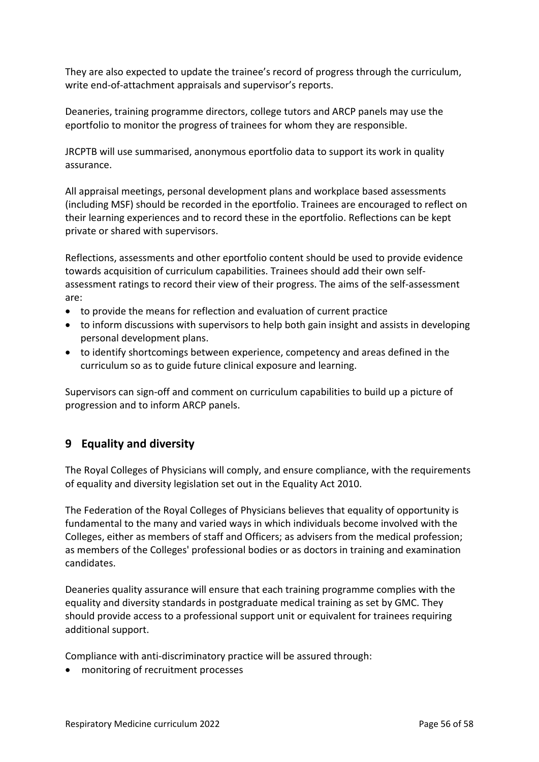They are also expected to update the trainee's record of progress through the curriculum, write end-of-attachment appraisals and supervisor's reports.

Deaneries, training programme directors, college tutors and ARCP panels may use the eportfolio to monitor the progress of trainees for whom they are responsible.

JRCPTB will use summarised, anonymous eportfolio data to support its work in quality assurance.

All appraisal meetings, personal development plans and workplace based assessments (including MSF) should be recorded in the eportfolio. Trainees are encouraged to reflect on their learning experiences and to record these in the eportfolio. Reflections can be kept private or shared with supervisors.

Reflections, assessments and other eportfolio content should be used to provide evidence towards acquisition of curriculum capabilities. Trainees should add their own self-assessment ratings to record their view of their progress. The aims of the self-assessment are:

- to provide the means for reflection and evaluation of current practice
- to inform discussions with supervisors to help both gain insight and assists in developing personal development plans.
- to identify shortcomings between experience, competency and areas defined in the curriculum so as to guide future clinical exposure and learning.

Supervisors can sign-off and comment on curriculum capabilities to build up a picture of progression and to inform ARCP panels.

## 9 Equality and diversity

The Royal Colleges of Physicians will comply, and ensure compliance, with the requirements of equality and diversity legislation set out in the Equality Act 2010.

The Federation of the Royal Colleges of Physicians believes that equality of opportunity is fundamental to the many and varied ways in which individuals become involved with the Colleges, either as members of staff and Officers; as advisers from the medical profession; as members of the Colleges' professional bodies or as doctors in training and examination candidates.

Deaneries quality assurance will ensure that each training programme complies with the equality and diversity standards in postgraduate medical training as set by GMC. They should provide access to a professional support unit or equivalent for trainees requiring additional support.

Compliance with anti-discriminatory practice will be assured through:

- monitoring of recruitment processes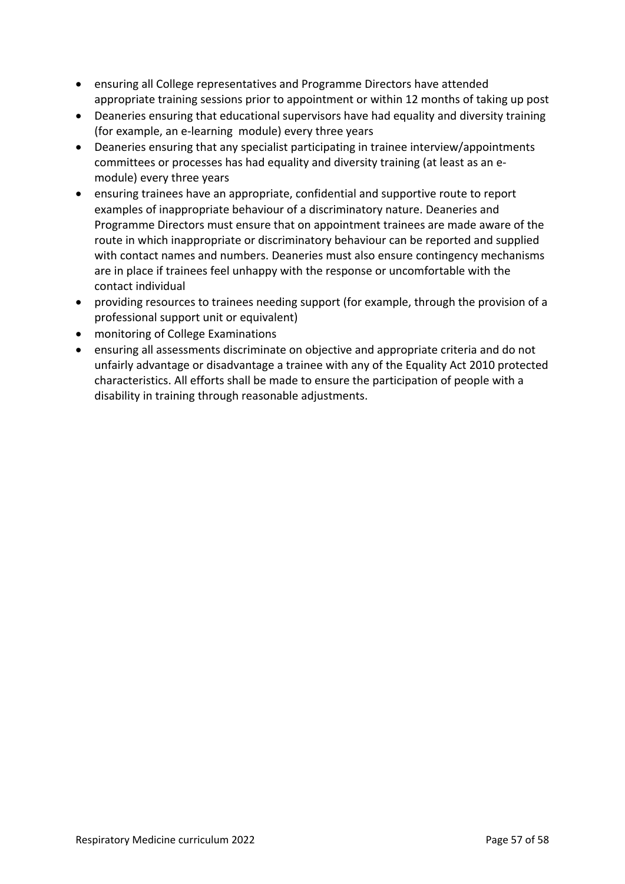- ensuring all College representatives and Programme Directors have attended appropriate training sessions prior to appointment or within 12 months of taking up post
- Deaneries ensuring that educational supervisors have had equality and diversity training (for example, an e-learning module) every three years
- Deaneries ensuring that any specialist participating in trainee interview/appointments committees or processes has had equality and diversity training (at least as an e-module) every three years
- ensuring trainees have an appropriate, confidential and supportive route to report examples of inappropriate behaviour of a discriminatory nature. Deaneries and Programme Directors must ensure that on appointment trainees are made aware of the route in which inappropriate or discriminatory behaviour can be reported and supplied with contact names and numbers. Deaneries must also ensure contingency mechanisms are in place if trainees feel unhappy with the response or uncomfortable with the contact individual
- providing resources to trainees needing support (for example, through the provision of a professional support unit or equivalent)
- monitoring of College Examinations
- ensuring all assessments discriminate on objective and appropriate criteria and do not unfairly advantage or disadvantage a trainee with any of the Equality Act 2010 protected characteristics. All efforts shall be made to ensure the participation of people with a disability in training through reasonable adjustments.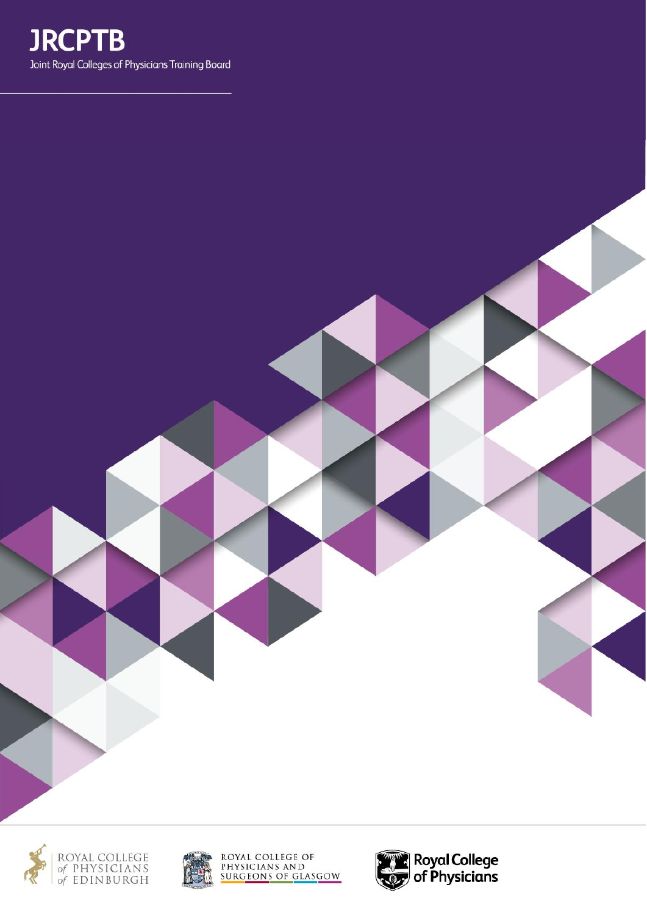# JRCPTB

Joint Royal Colleges of Physicians Training Board

ROYAL COLLEGE of PHYSICIANS of EDINBURGH

ROYAL COLLEGE OF PHYSICIANS AND SURGEONS OF GLASGOW

Royal College of Physicians